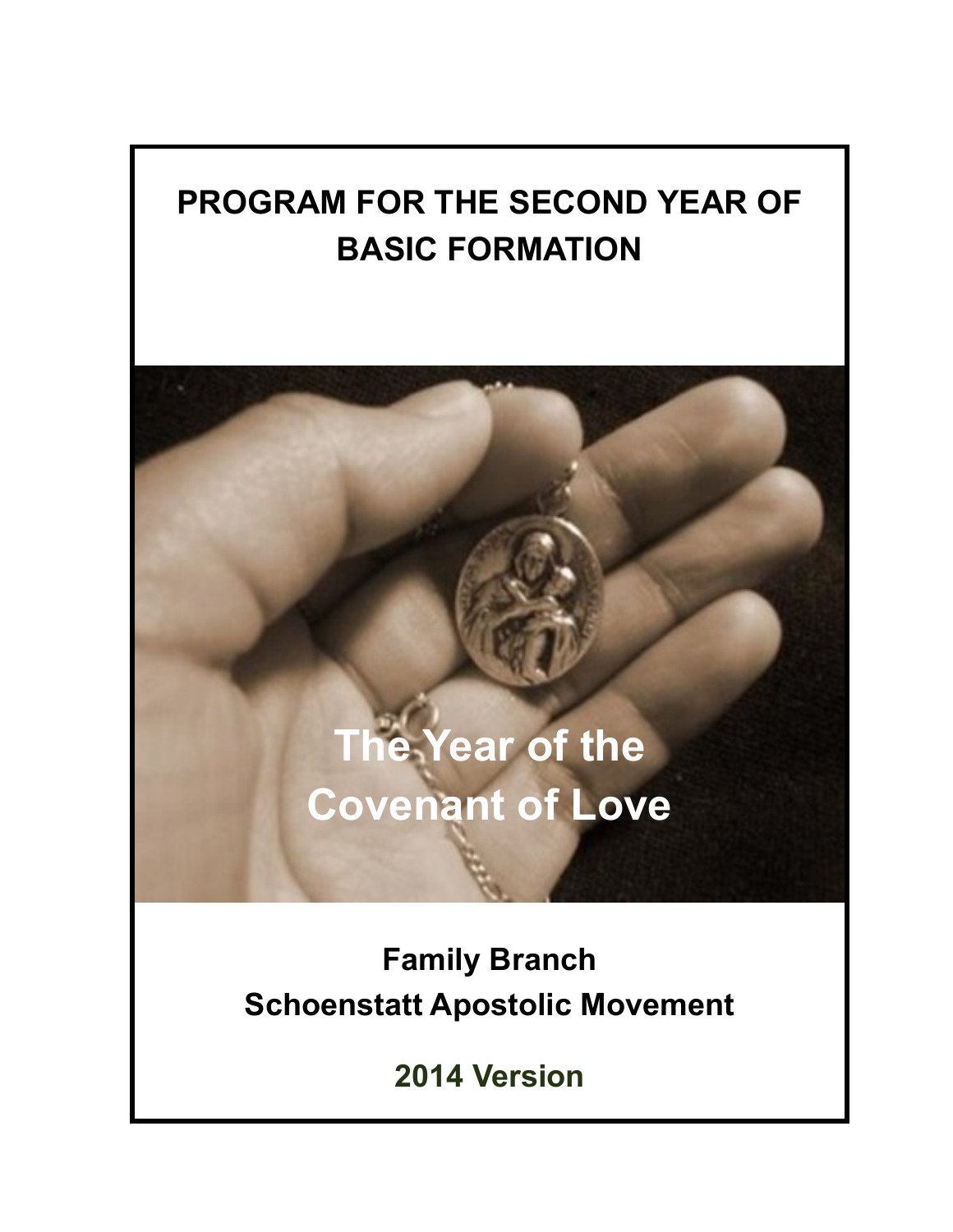# PROGRAM FOR THE SECOND YEAR OF BASIC FORMATION

## The Year of the Covenant of Love

**Family Branch**
**Schoenstatt Apostolic Movement**

**2014 Version**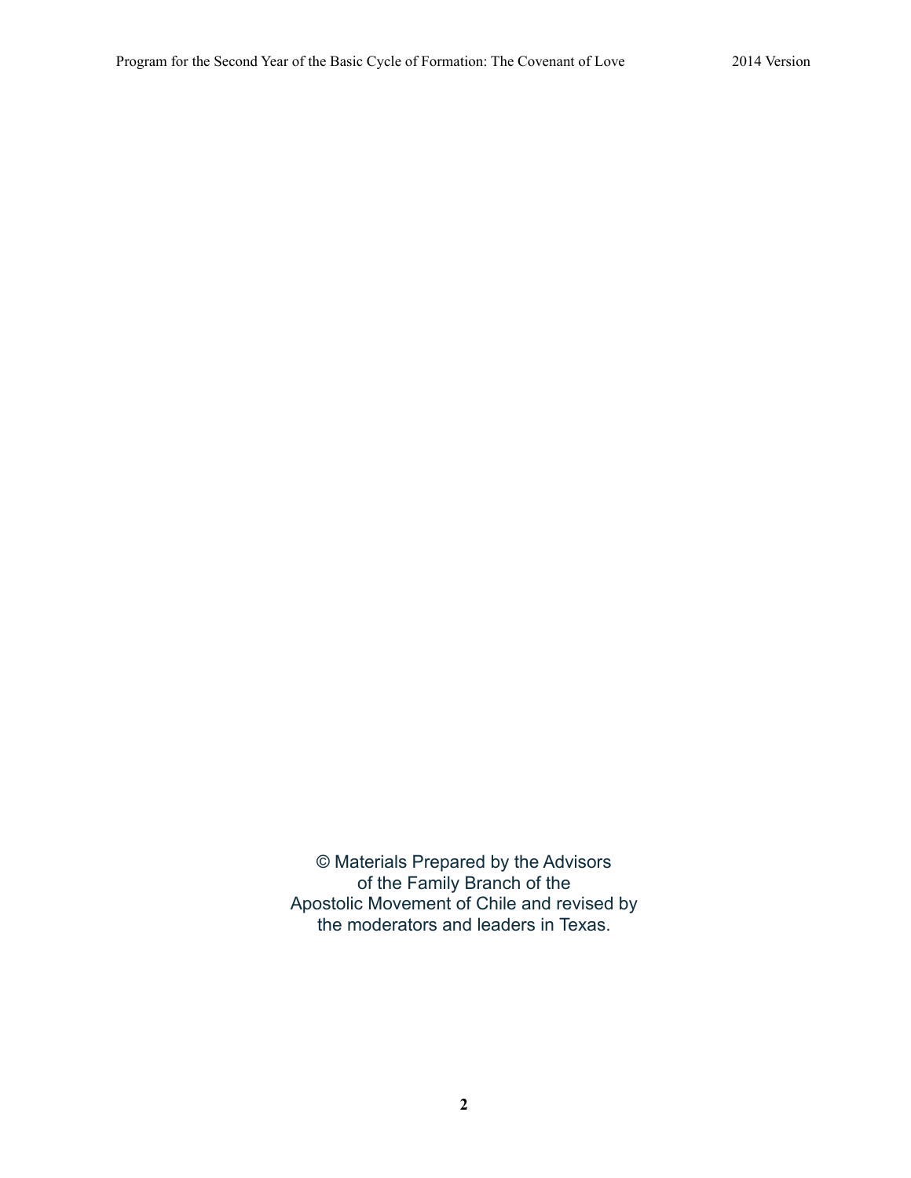© Materials Prepared by the Advisors
of the Family Branch of the
Apostolic Movement of Chile and revised by
the moderators and leaders in Texas.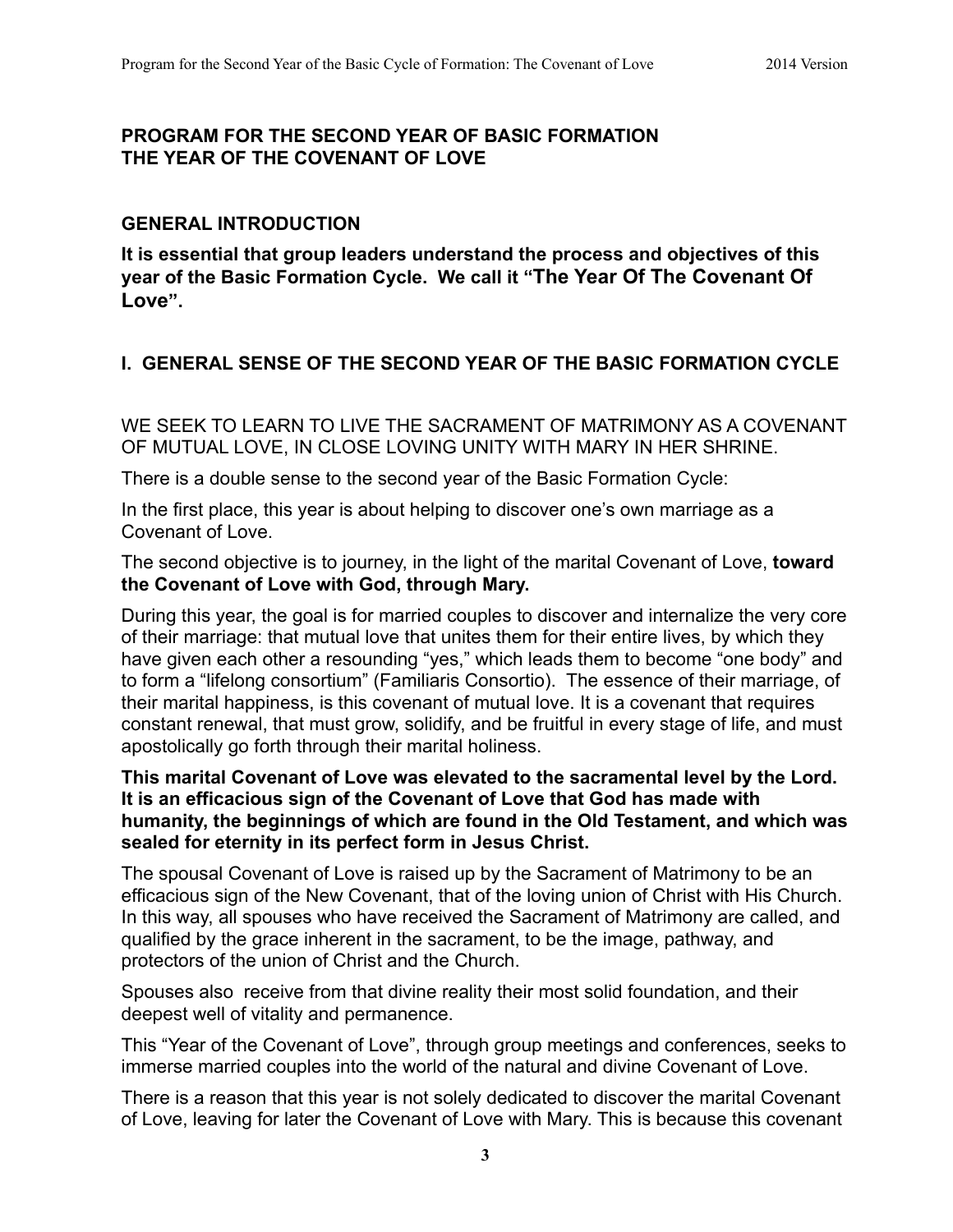## PROGRAM FOR THE SECOND YEAR OF BASIC FORMATION
## THE YEAR OF THE COVENANT OF LOVE

### GENERAL INTRODUCTION

**It is essential that group leaders understand the process and objectives of this year of the Basic Formation Cycle. We call it "The Year Of The Covenant Of Love".**

### I. GENERAL SENSE OF THE SECOND YEAR OF THE BASIC FORMATION CYCLE

WE SEEK TO LEARN TO LIVE THE SACRAMENT OF MATRIMONY AS A COVENANT OF MUTUAL LOVE, IN CLOSE LOVING UNITY WITH MARY IN HER SHRINE.

There is a double sense to the second year of the Basic Formation Cycle:

In the first place, this year is about helping to discover one's own marriage as a Covenant of Love.

The second objective is to journey, in the light of the marital Covenant of Love, **toward the Covenant of Love with God, through Mary.**

During this year, the goal is for married couples to discover and internalize the very core of their marriage: that mutual love that unites them for their entire lives, by which they have given each other a resounding "yes," which leads them to become "one body" and to form a "lifelong consortium" (Familiaris Consortio). The essence of their marriage, of their marital happiness, is this covenant of mutual love. It is a covenant that requires constant renewal, that must grow, solidify, and be fruitful in every stage of life, and must apostolically go forth through their marital holiness.

**This marital Covenant of Love was elevated to the sacramental level by the Lord. It is an efficacious sign of the Covenant of Love that God has made with humanity, the beginnings of which are found in the Old Testament, and which was sealed for eternity in its perfect form in Jesus Christ.**

The spousal Covenant of Love is raised up by the Sacrament of Matrimony to be an efficacious sign of the New Covenant, that of the loving union of Christ with His Church. In this way, all spouses who have received the Sacrament of Matrimony are called, and qualified by the grace inherent in the sacrament, to be the image, pathway, and protectors of the union of Christ and the Church.

Spouses also receive from that divine reality their most solid foundation, and their deepest well of vitality and permanence.

This "Year of the Covenant of Love", through group meetings and conferences, seeks to immerse married couples into the world of the natural and divine Covenant of Love.

There is a reason that this year is not solely dedicated to discover the marital Covenant of Love, leaving for later the Covenant of Love with Mary. This is because this covenant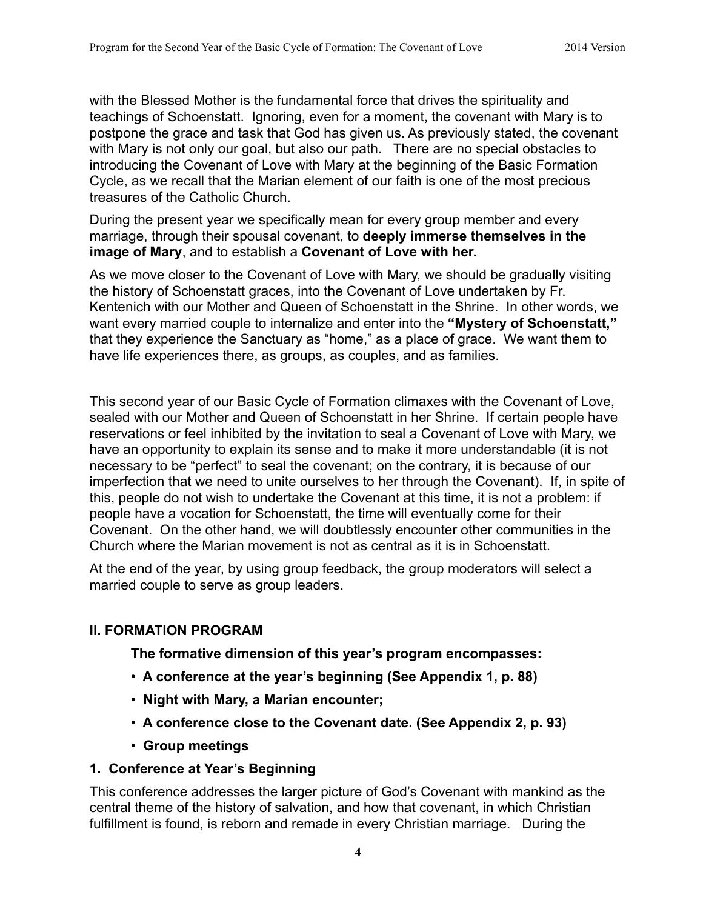with the Blessed Mother is the fundamental force that drives the spirituality and teachings of Schoenstatt. Ignoring, even for a moment, the covenant with Mary is to postpone the grace and task that God has given us. As previously stated, the covenant with Mary is not only our goal, but also our path. There are no special obstacles to introducing the Covenant of Love with Mary at the beginning of the Basic Formation Cycle, as we recall that the Marian element of our faith is one of the most precious treasures of the Catholic Church.

During the present year we specifically mean for every group member and every marriage, through their spousal covenant, to **deeply immerse themselves in the image of Mary**, and to establish a **Covenant of Love with her.**

As we move closer to the Covenant of Love with Mary, we should be gradually visiting the history of Schoenstatt graces, into the Covenant of Love undertaken by Fr. Kentenich with our Mother and Queen of Schoenstatt in the Shrine. In other words, we want every married couple to internalize and enter into the **"Mystery of Schoenstatt,"** that they experience the Sanctuary as "home," as a place of grace. We want them to have life experiences there, as groups, as couples, and as families.

This second year of our Basic Cycle of Formation climaxes with the Covenant of Love, sealed with our Mother and Queen of Schoenstatt in her Shrine. If certain people have reservations or feel inhibited by the invitation to seal a Covenant of Love with Mary, we have an opportunity to explain its sense and to make it more understandable (it is not necessary to be "perfect" to seal the covenant; on the contrary, it is because of our imperfection that we need to unite ourselves to her through the Covenant). If, in spite of this, people do not wish to undertake the Covenant at this time, it is not a problem: if people have a vocation for Schoenstatt, the time will eventually come for their Covenant. On the other hand, we will doubtlessly encounter other communities in the Church where the Marian movement is not as central as it is in Schoenstatt.

At the end of the year, by using group feedback, the group moderators will select a married couple to serve as group leaders.

## II. FORMATION PROGRAM

**The formative dimension of this year's program encompasses:**

- **A conference at the year's beginning (See Appendix 1, p. 88)**
- **Night with Mary, a Marian encounter;**
- **A conference close to the Covenant date. (See Appendix 2, p. 93)**
- **Group meetings**

### 1. Conference at Year's Beginning

This conference addresses the larger picture of God's Covenant with mankind as the central theme of the history of salvation, and how that covenant, in which Christian fulfillment is found, is reborn and remade in every Christian marriage. During the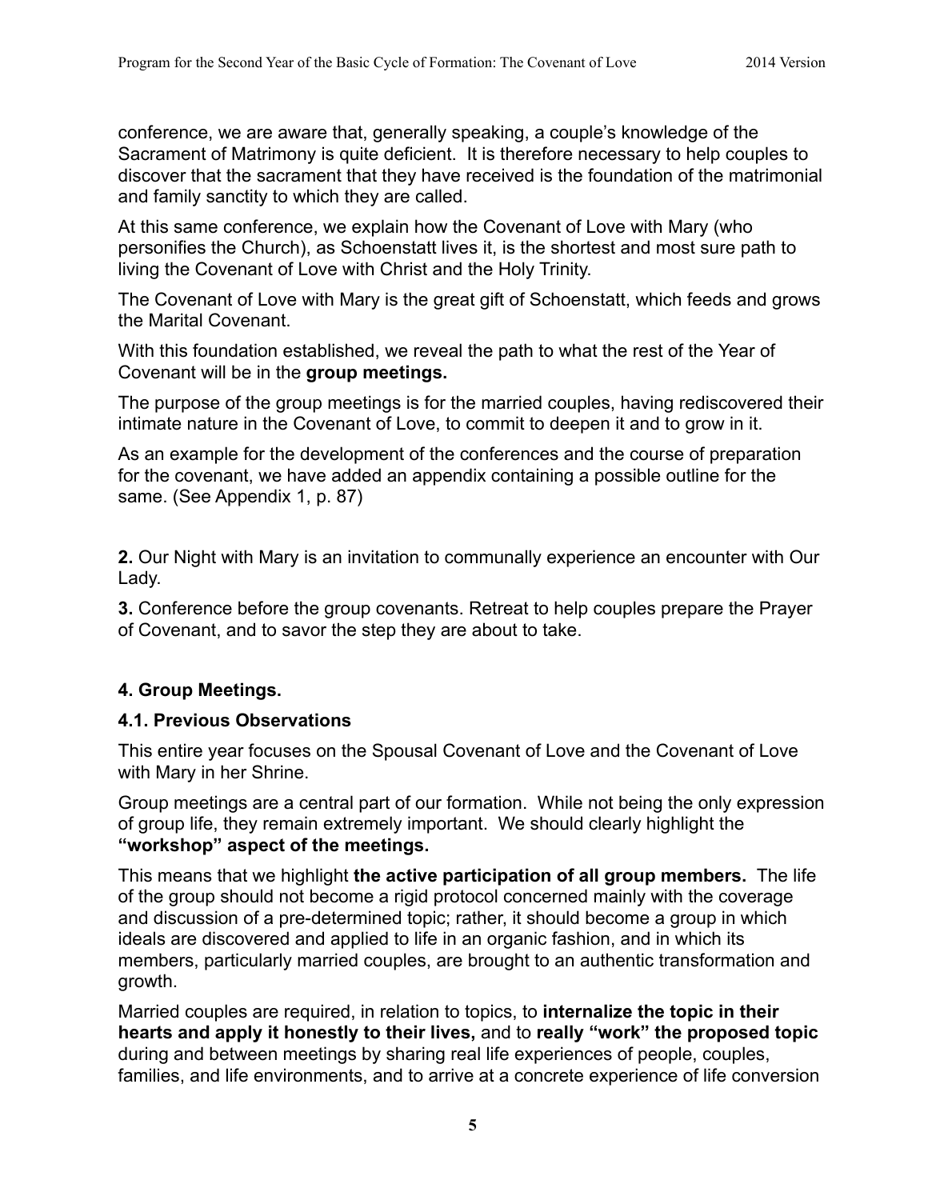conference, we are aware that, generally speaking, a couple's knowledge of the Sacrament of Matrimony is quite deficient. It is therefore necessary to help couples to discover that the sacrament that they have received is the foundation of the matrimonial and family sanctity to which they are called.

At this same conference, we explain how the Covenant of Love with Mary (who personifies the Church), as Schoenstatt lives it, is the shortest and most sure path to living the Covenant of Love with Christ and the Holy Trinity.

The Covenant of Love with Mary is the great gift of Schoenstatt, which feeds and grows the Marital Covenant.

With this foundation established, we reveal the path to what the rest of the Year of Covenant will be in the **group meetings.**

The purpose of the group meetings is for the married couples, having rediscovered their intimate nature in the Covenant of Love, to commit to deepen it and to grow in it.

As an example for the development of the conferences and the course of preparation for the covenant, we have added an appendix containing a possible outline for the same. (See Appendix 1, p. 87)

**2.** Our Night with Mary is an invitation to communally experience an encounter with Our Lady.

**3.** Conference before the group covenants. Retreat to help couples prepare the Prayer of Covenant, and to savor the step they are about to take.

### 4. Group Meetings.

### 4.1. Previous Observations

This entire year focuses on the Spousal Covenant of Love and the Covenant of Love with Mary in her Shrine.

Group meetings are a central part of our formation. While not being the only expression of group life, they remain extremely important. We should clearly highlight the **"workshop" aspect of the meetings.**

This means that we highlight **the active participation of all group members.** The life of the group should not become a rigid protocol concerned mainly with the coverage and discussion of a pre-determined topic; rather, it should become a group in which ideals are discovered and applied to life in an organic fashion, and in which its members, particularly married couples, are brought to an authentic transformation and growth.

Married couples are required, in relation to topics, to **internalize the topic in their hearts and apply it honestly to their lives,** and to **really "work" the proposed topic** during and between meetings by sharing real life experiences of people, couples, families, and life environments, and to arrive at a concrete experience of life conversion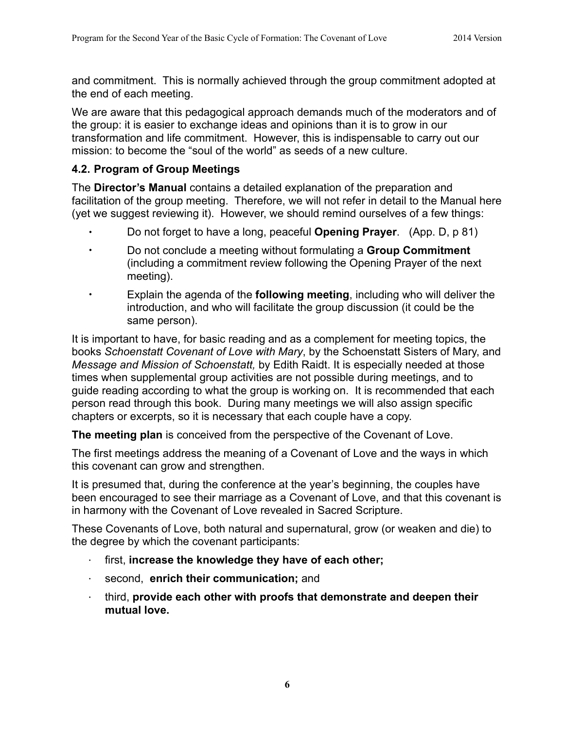and commitment. This is normally achieved through the group commitment adopted at the end of each meeting.

We are aware that this pedagogical approach demands much of the moderators and of the group: it is easier to exchange ideas and opinions than it is to grow in our transformation and life commitment. However, this is indispensable to carry out our mission: to become the "soul of the world" as seeds of a new culture.

### 4.2. Program of Group Meetings

The **Director's Manual** contains a detailed explanation of the preparation and facilitation of the group meeting. Therefore, we will not refer in detail to the Manual here (yet we suggest reviewing it). However, we should remind ourselves of a few things:

- Do not forget to have a long, peaceful **Opening Prayer**. (App. D, p 81)
- Do not conclude a meeting without formulating a **Group Commitment** (including a commitment review following the Opening Prayer of the next meeting).
- Explain the agenda of the **following meeting**, including who will deliver the introduction, and who will facilitate the group discussion (it could be the same person).

It is important to have, for basic reading and as a complement for meeting topics, the books *Schoenstatt Covenant of Love with Mary*, by the Schoenstatt Sisters of Mary, and *Message and Mission of Schoenstatt,* by Edith Raidt. It is especially needed at those times when supplemental group activities are not possible during meetings, and to guide reading according to what the group is working on. It is recommended that each person read through this book. During many meetings we will also assign specific chapters or excerpts, so it is necessary that each couple have a copy.

**The meeting plan** is conceived from the perspective of the Covenant of Love.

The first meetings address the meaning of a Covenant of Love and the ways in which this covenant can grow and strengthen.

It is presumed that, during the conference at the year's beginning, the couples have been encouraged to see their marriage as a Covenant of Love, and that this covenant is in harmony with the Covenant of Love revealed in Sacred Scripture.

These Covenants of Love, both natural and supernatural, grow (or weaken and die) to the degree by which the covenant participants:

- first, **increase the knowledge they have of each other;**
- second, **enrich their communication;** and
- third, **provide each other with proofs that demonstrate and deepen their mutual love.**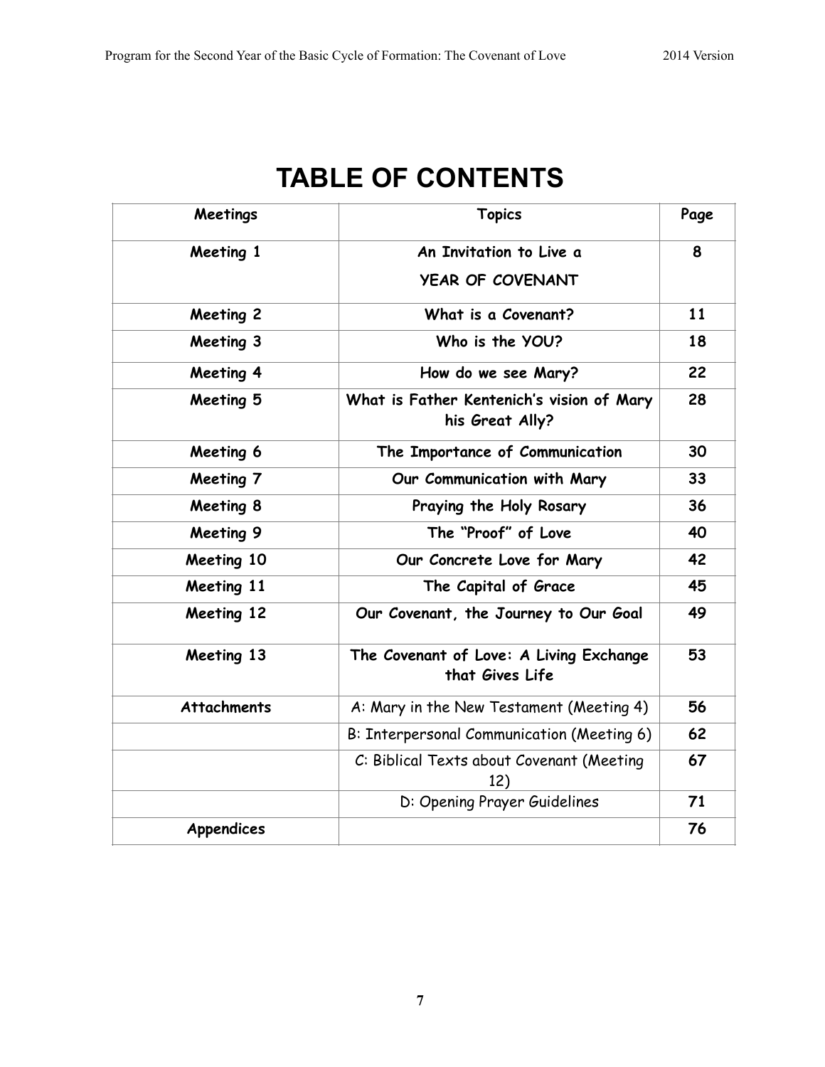# TABLE OF CONTENTS

| Meetings | Topics | Page |
|---|---|---|
| **Meeting 1** | **An Invitation to Live a YEAR OF COVENANT** | **8** |
| **Meeting 2** | **What is a Covenant?** | **11** |
| **Meeting 3** | **Who is the YOU?** | **18** |
| **Meeting 4** | **How do we see Mary?** | **22** |
| **Meeting 5** | **What is Father Kentenich's vision of Mary his Great Ally?** | **28** |
| **Meeting 6** | **The Importance of Communication** | **30** |
| **Meeting 7** | **Our Communication with Mary** | **33** |
| **Meeting 8** | **Praying the Holy Rosary** | **36** |
| **Meeting 9** | **The "Proof" of Love** | **40** |
| **Meeting 10** | **Our Concrete Love for Mary** | **42** |
| **Meeting 11** | **The Capital of Grace** | **45** |
| **Meeting 12** | **Our Covenant, the Journey to Our Goal** | **49** |
| **Meeting 13** | **The Covenant of Love: A Living Exchange that Gives Life** | **53** |
| **Attachments** | A: Mary in the New Testament (Meeting 4) | **56** |
| | B: Interpersonal Communication (Meeting 6) | **62** |
| | C: Biblical Texts about Covenant (Meeting 12) | **67** |
| | D: Opening Prayer Guidelines | **71** |
| **Appendices** | | **76** |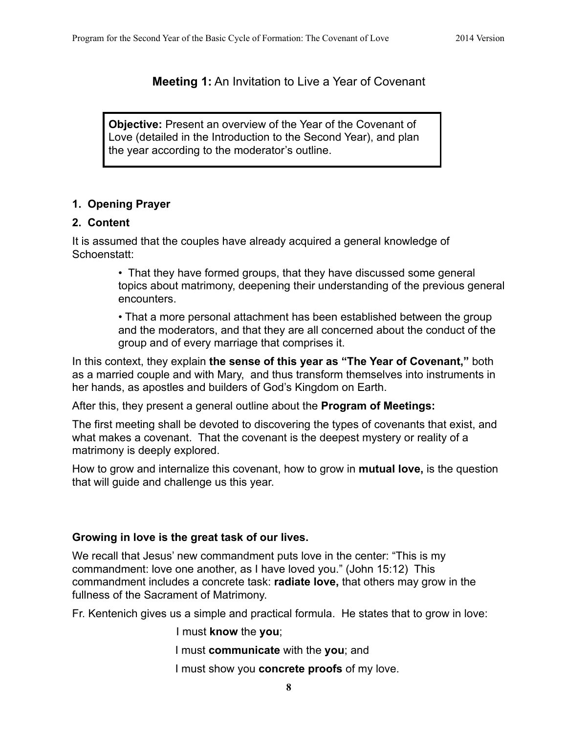## **Meeting 1:** An Invitation to Live a Year of Covenant

> **Objective:** Present an overview of the Year of the Covenant of Love (detailed in the Introduction to the Second Year), and plan the year according to the moderator's outline.

1. **Opening Prayer**
2. **Content**

It is assumed that the couples have already acquired a general knowledge of Schoenstatt:

- That they have formed groups, that they have discussed some general topics about matrimony, deepening their understanding of the previous general encounters.
- That a more personal attachment has been established between the group and the moderators, and that they are all concerned about the conduct of the group and of every marriage that comprises it.

In this context, they explain **the sense of this year as "The Year of Covenant,"** both as a married couple and with Mary, and thus transform themselves into instruments in her hands, as apostles and builders of God's Kingdom on Earth.

After this, they present a general outline about the **Program of Meetings:**

The first meeting shall be devoted to discovering the types of covenants that exist, and what makes a covenant. That the covenant is the deepest mystery or reality of a matrimony is deeply explored.

How to grow and internalize this covenant, how to grow in **mutual love,** is the question that will guide and challenge us this year.

**Growing in love is the great task of our lives.**

We recall that Jesus' new commandment puts love in the center: "This is my commandment: love one another, as I have loved you." (John 15:12) This commandment includes a concrete task: **radiate love,** that others may grow in the fullness of the Sacrament of Matrimony.

Fr. Kentenich gives us a simple and practical formula. He states that to grow in love:

I must **know** the **you**;

I must **communicate** with the **you**; and

I must show you **concrete proofs** of my love.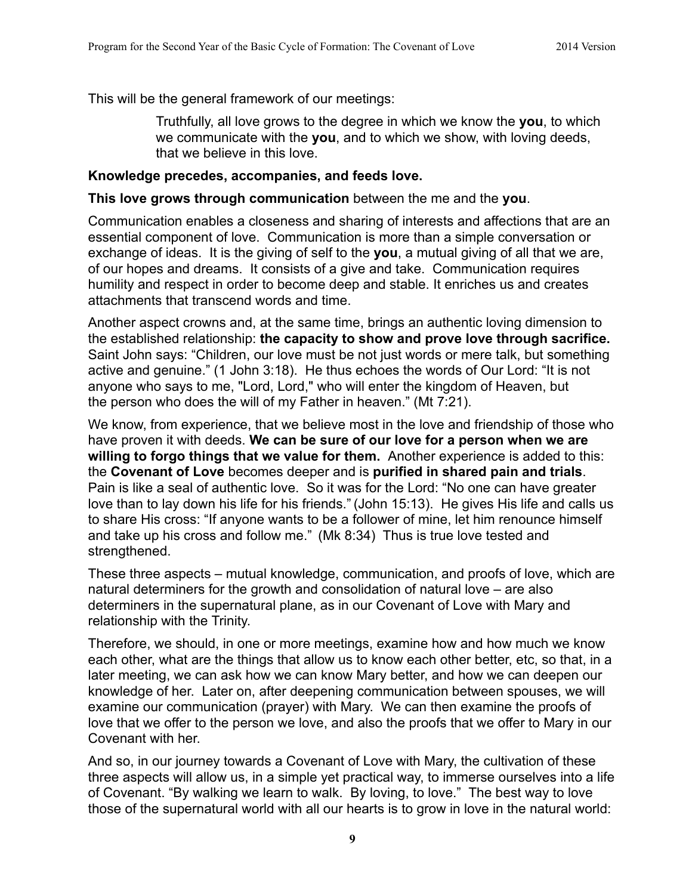This will be the general framework of our meetings:

> Truthfully, all love grows to the degree in which we know the **you**, to which we communicate with the **you**, and to which we show, with loving deeds, that we believe in this love.

**Knowledge precedes, accompanies, and feeds love.**

**This love grows through communication** between the me and the **you**.

Communication enables a closeness and sharing of interests and affections that are an essential component of love. Communication is more than a simple conversation or exchange of ideas. It is the giving of self to the **you**, a mutual giving of all that we are, of our hopes and dreams. It consists of a give and take. Communication requires humility and respect in order to become deep and stable. It enriches us and creates attachments that transcend words and time.

Another aspect crowns and, at the same time, brings an authentic loving dimension to the established relationship: **the capacity to show and prove love through sacrifice.** Saint John says: "Children, our love must be not just words or mere talk, but something active and genuine." (1 John 3:18). He thus echoes the words of Our Lord: "It is not anyone who says to me, "Lord, Lord," who will enter the kingdom of Heaven, but the person who does the will of my Father in heaven." (Mt 7:21).

We know, from experience, that we believe most in the love and friendship of those who have proven it with deeds. **We can be sure of our love for a person when we are willing to forgo things that we value for them.** Another experience is added to this: the **Covenant of Love** becomes deeper and is **purified in shared pain and trials**. Pain is like a seal of authentic love. So it was for the Lord: "No one can have greater love than to lay down his life for his friends." (John 15:13). He gives His life and calls us to share His cross: "If anyone wants to be a follower of mine, let him renounce himself and take up his cross and follow me." (Mk 8:34) Thus is true love tested and strengthened.

These three aspects – mutual knowledge, communication, and proofs of love, which are natural determiners for the growth and consolidation of natural love – are also determiners in the supernatural plane, as in our Covenant of Love with Mary and relationship with the Trinity.

Therefore, we should, in one or more meetings, examine how and how much we know each other, what are the things that allow us to know each other better, etc, so that, in a later meeting, we can ask how we can know Mary better, and how we can deepen our knowledge of her. Later on, after deepening communication between spouses, we will examine our communication (prayer) with Mary. We can then examine the proofs of love that we offer to the person we love, and also the proofs that we offer to Mary in our Covenant with her.

And so, in our journey towards a Covenant of Love with Mary, the cultivation of these three aspects will allow us, in a simple yet practical way, to immerse ourselves into a life of Covenant. "By walking we learn to walk. By loving, to love." The best way to love those of the supernatural world with all our hearts is to grow in love in the natural world: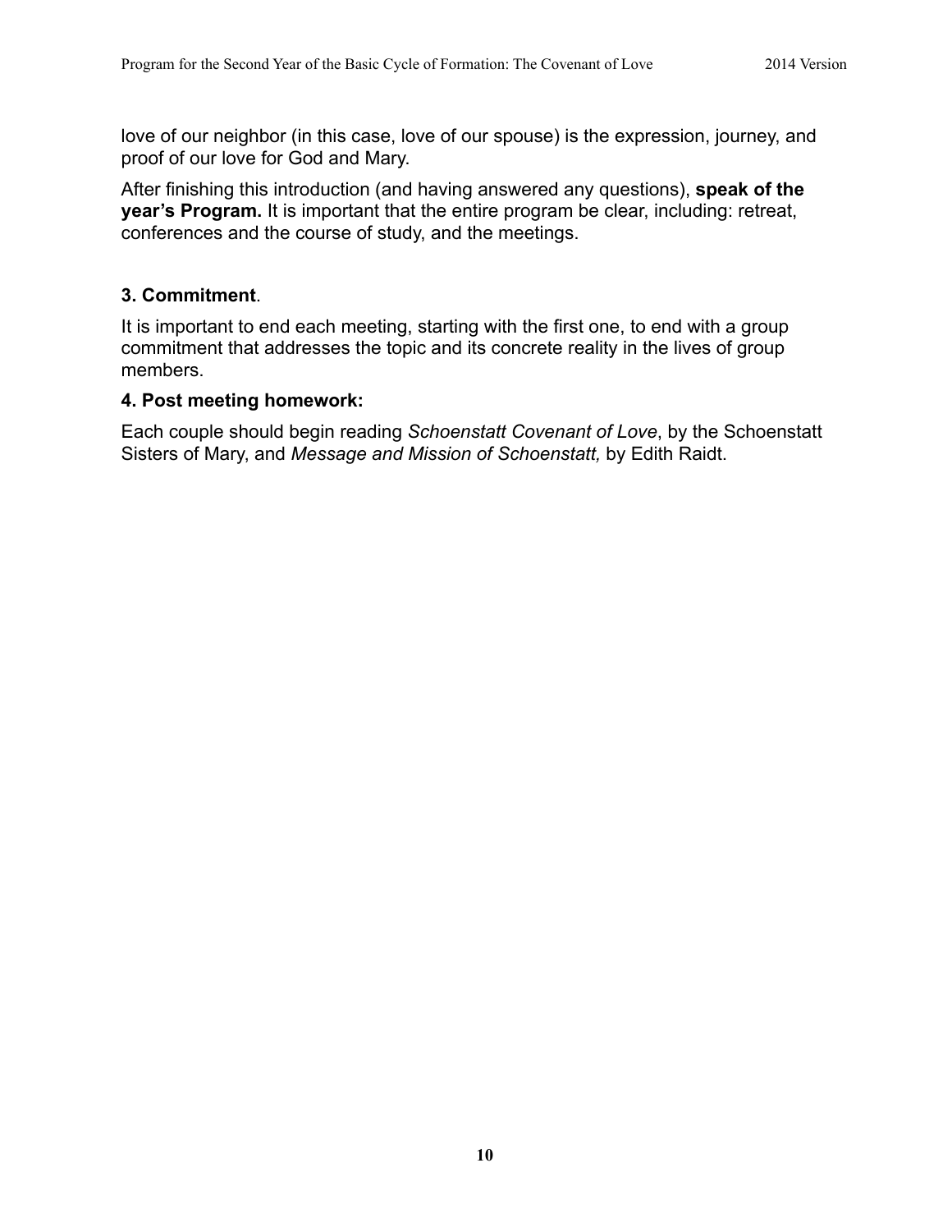love of our neighbor (in this case, love of our spouse) is the expression, journey, and proof of our love for God and Mary.

After finishing this introduction (and having answered any questions), **speak of the year's Program.** It is important that the entire program be clear, including: retreat, conferences and the course of study, and the meetings.

### 3. Commitment.

It is important to end each meeting, starting with the first one, to end with a group commitment that addresses the topic and its concrete reality in the lives of group members.

### 4. Post meeting homework:

Each couple should begin reading *Schoenstatt Covenant of Love*, by the Schoenstatt Sisters of Mary, and *Message and Mission of Schoenstatt,* by Edith Raidt.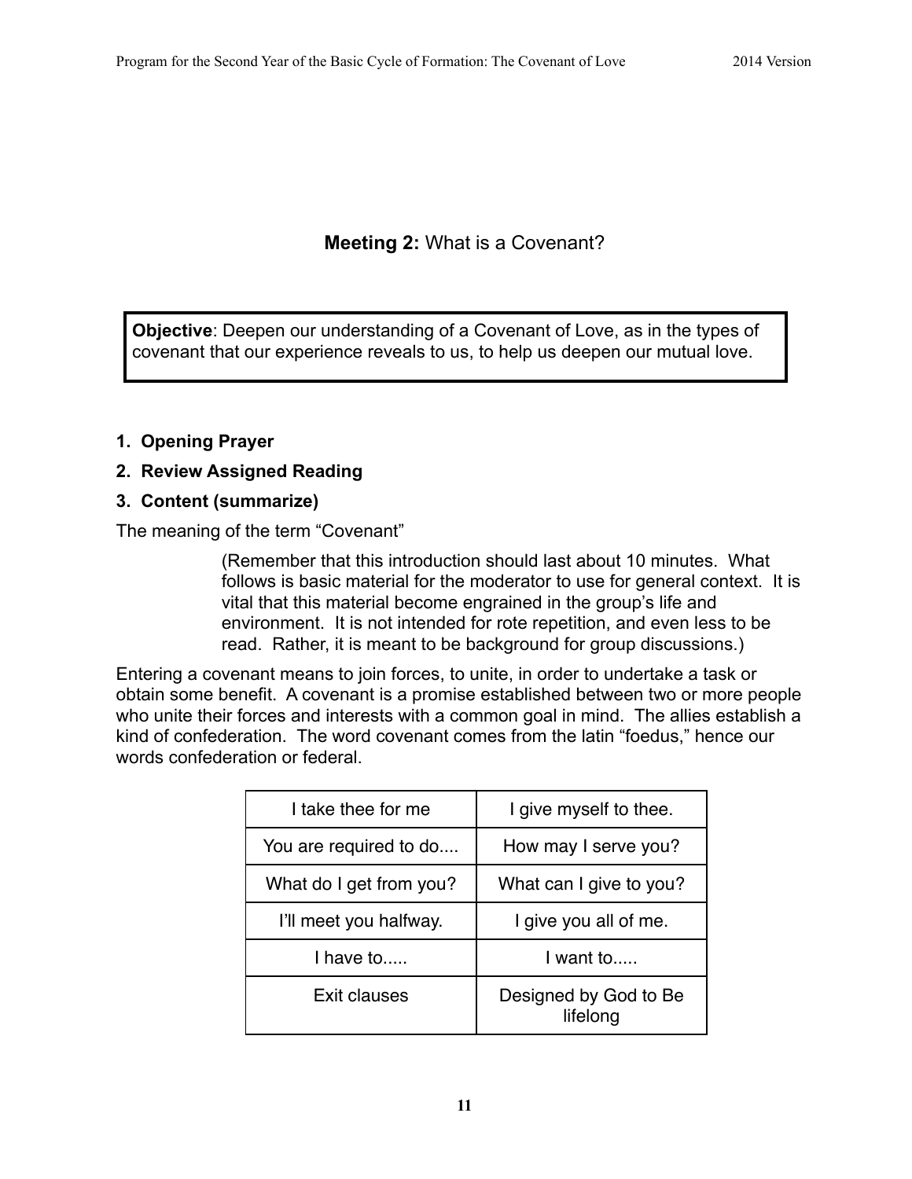## **Meeting 2:** What is a Covenant?

**Objective**: Deepen our understanding of a Covenant of Love, as in the types of covenant that our experience reveals to us, to help us deepen our mutual love.

1. **Opening Prayer**
2. **Review Assigned Reading**
3. **Content (summarize)**

The meaning of the term “Covenant”

> (Remember that this introduction should last about 10 minutes. What follows is basic material for the moderator to use for general context. It is vital that this material become engrained in the group’s life and environment. It is not intended for rote repetition, and even less to be read. Rather, it is meant to be background for group discussions.)

Entering a covenant means to join forces, to unite, in order to undertake a task or obtain some benefit. A covenant is a promise established between two or more people who unite their forces and interests with a common goal in mind. The allies establish a kind of confederation. The word covenant comes from the latin “foedus,” hence our words confederation or federal.

| I take thee for me | I give myself to thee. |
|---|---|
| You are required to do.... | How may I serve you? |
| What do I get from you? | What can I give to you? |
| I’ll meet you halfway. | I give you all of me. |
| I have to..... | I want to..... |
| Exit clauses | Designed by God to Be lifelong |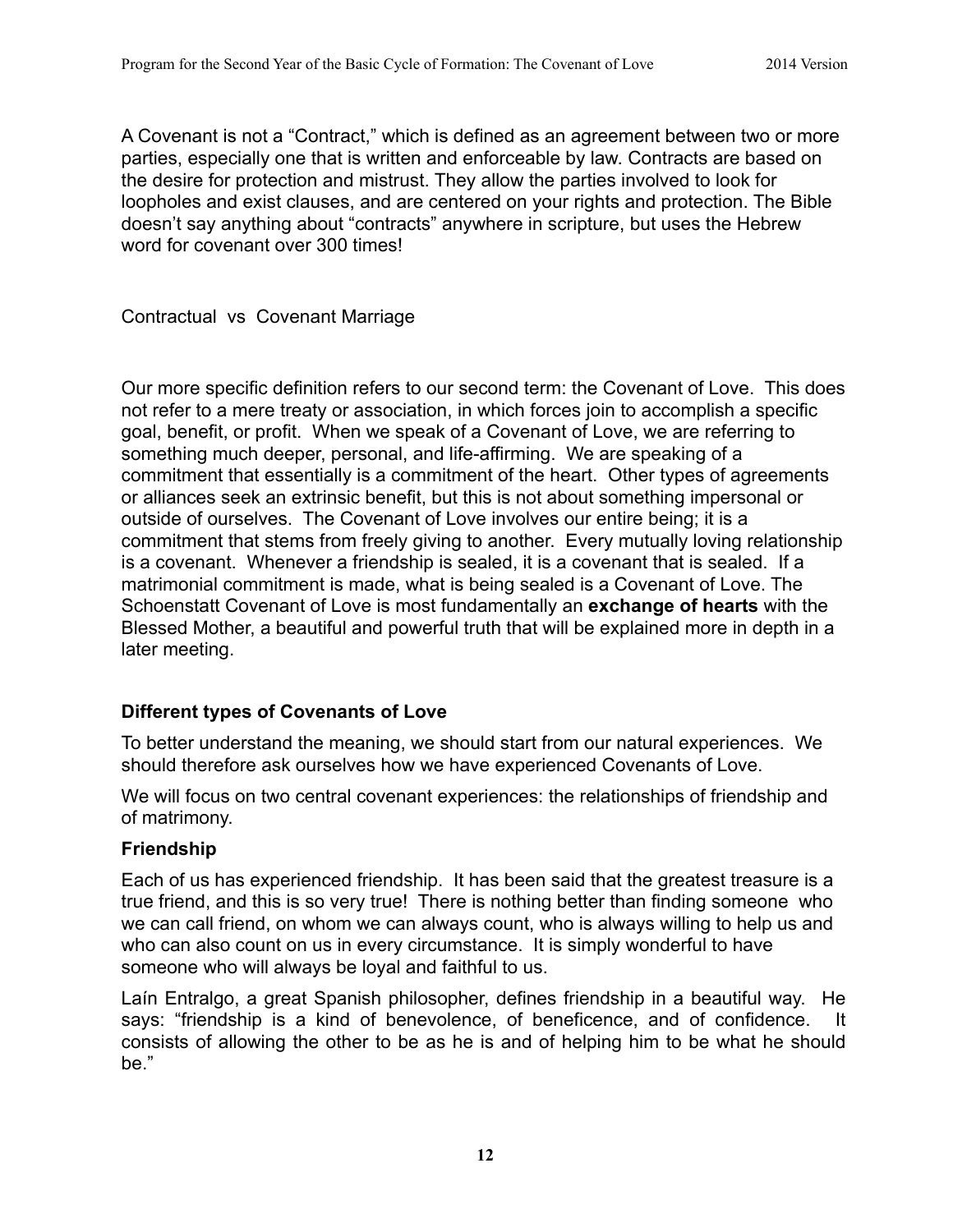A Covenant is not a "Contract," which is defined as an agreement between two or more parties, especially one that is written and enforceable by law. Contracts are based on the desire for protection and mistrust. They allow the parties involved to look for loopholes and exist clauses, and are centered on your rights and protection. The Bible doesn't say anything about "contracts" anywhere in scripture, but uses the Hebrew word for covenant over 300 times!

Contractual vs Covenant Marriage

Our more specific definition refers to our second term: the Covenant of Love. This does not refer to a mere treaty or association, in which forces join to accomplish a specific goal, benefit, or profit. When we speak of a Covenant of Love, we are referring to something much deeper, personal, and life-affirming. We are speaking of a commitment that essentially is a commitment of the heart. Other types of agreements or alliances seek an extrinsic benefit, but this is not about something impersonal or outside of ourselves. The Covenant of Love involves our entire being; it is a commitment that stems from freely giving to another. Every mutually loving relationship is a covenant. Whenever a friendship is sealed, it is a covenant that is sealed. If a matrimonial commitment is made, what is being sealed is a Covenant of Love. The Schoenstatt Covenant of Love is most fundamentally an **exchange of hearts** with the Blessed Mother, a beautiful and powerful truth that will be explained more in depth in a later meeting.

### Different types of Covenants of Love

To better understand the meaning, we should start from our natural experiences. We should therefore ask ourselves how we have experienced Covenants of Love.

We will focus on two central covenant experiences: the relationships of friendship and of matrimony.

### Friendship

Each of us has experienced friendship. It has been said that the greatest treasure is a true friend, and this is so very true! There is nothing better than finding someone who we can call friend, on whom we can always count, who is always willing to help us and who can also count on us in every circumstance. It is simply wonderful to have someone who will always be loyal and faithful to us.

Laín Entralgo, a great Spanish philosopher, defines friendship in a beautiful way. He says: "friendship is a kind of benevolence, of beneficence, and of confidence. It consists of allowing the other to be as he is and of helping him to be what he should be."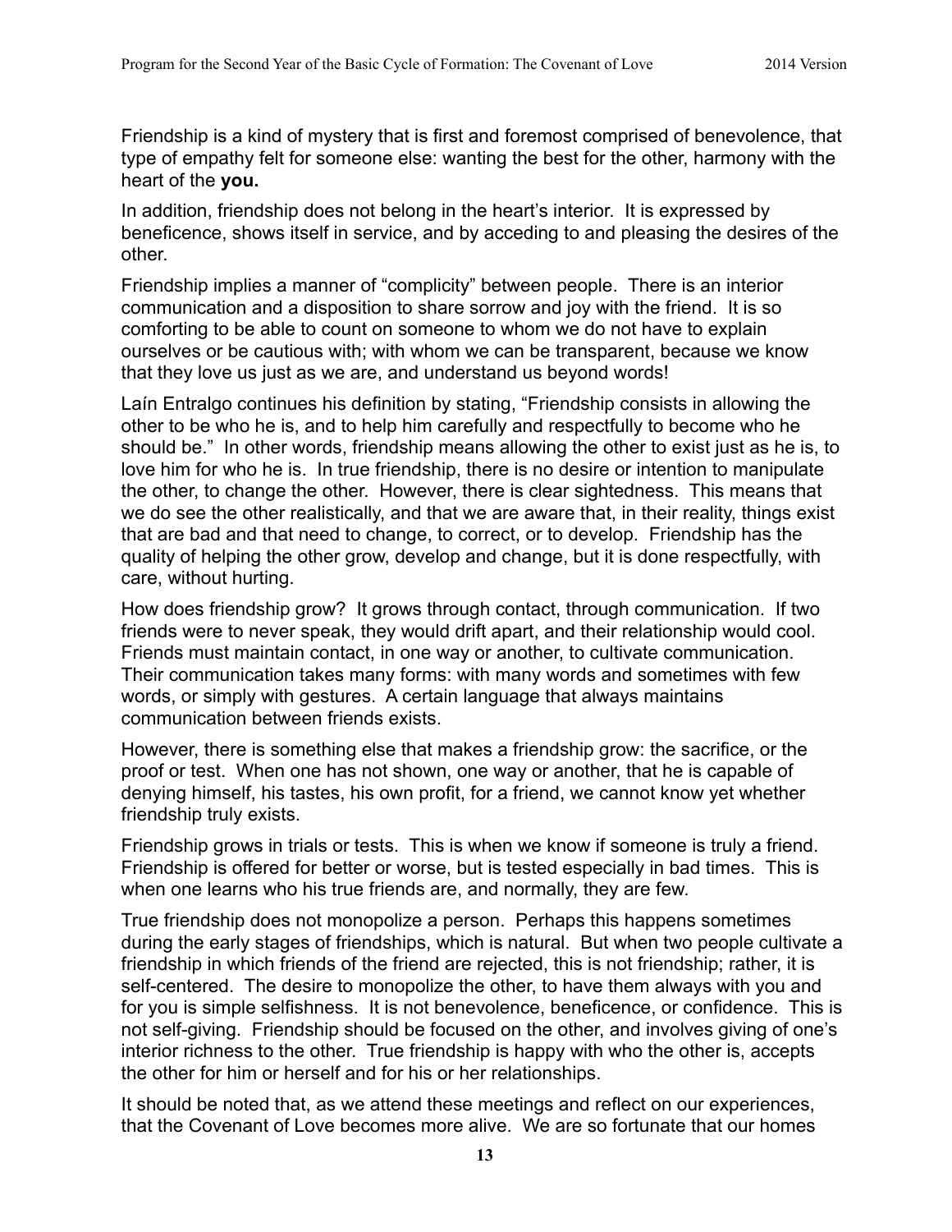Friendship is a kind of mystery that is first and foremost comprised of benevolence, that type of empathy felt for someone else: wanting the best for the other, harmony with the heart of the **you.**

In addition, friendship does not belong in the heart's interior. It is expressed by beneficence, shows itself in service, and by acceding to and pleasing the desires of the other.

Friendship implies a manner of "complicity" between people. There is an interior communication and a disposition to share sorrow and joy with the friend. It is so comforting to be able to count on someone to whom we do not have to explain ourselves or be cautious with; with whom we can be transparent, because we know that they love us just as we are, and understand us beyond words!

Laín Entralgo continues his definition by stating, "Friendship consists in allowing the other to be who he is, and to help him carefully and respectfully to become who he should be." In other words, friendship means allowing the other to exist just as he is, to love him for who he is. In true friendship, there is no desire or intention to manipulate the other, to change the other. However, there is clear sightedness. This means that we do see the other realistically, and that we are aware that, in their reality, things exist that are bad and that need to change, to correct, or to develop. Friendship has the quality of helping the other grow, develop and change, but it is done respectfully, with care, without hurting.

How does friendship grow? It grows through contact, through communication. If two friends were to never speak, they would drift apart, and their relationship would cool. Friends must maintain contact, in one way or another, to cultivate communication. Their communication takes many forms: with many words and sometimes with few words, or simply with gestures. A certain language that always maintains communication between friends exists.

However, there is something else that makes a friendship grow: the sacrifice, or the proof or test. When one has not shown, one way or another, that he is capable of denying himself, his tastes, his own profit, for a friend, we cannot know yet whether friendship truly exists.

Friendship grows in trials or tests. This is when we know if someone is truly a friend. Friendship is offered for better or worse, but is tested especially in bad times. This is when one learns who his true friends are, and normally, they are few.

True friendship does not monopolize a person. Perhaps this happens sometimes during the early stages of friendships, which is natural. But when two people cultivate a friendship in which friends of the friend are rejected, this is not friendship; rather, it is self-centered. The desire to monopolize the other, to have them always with you and for you is simple selfishness. It is not benevolence, beneficence, or confidence. This is not self-giving. Friendship should be focused on the other, and involves giving of one's interior richness to the other. True friendship is happy with who the other is, accepts the other for him or herself and for his or her relationships.

It should be noted that, as we attend these meetings and reflect on our experiences, that the Covenant of Love becomes more alive. We are so fortunate that our homes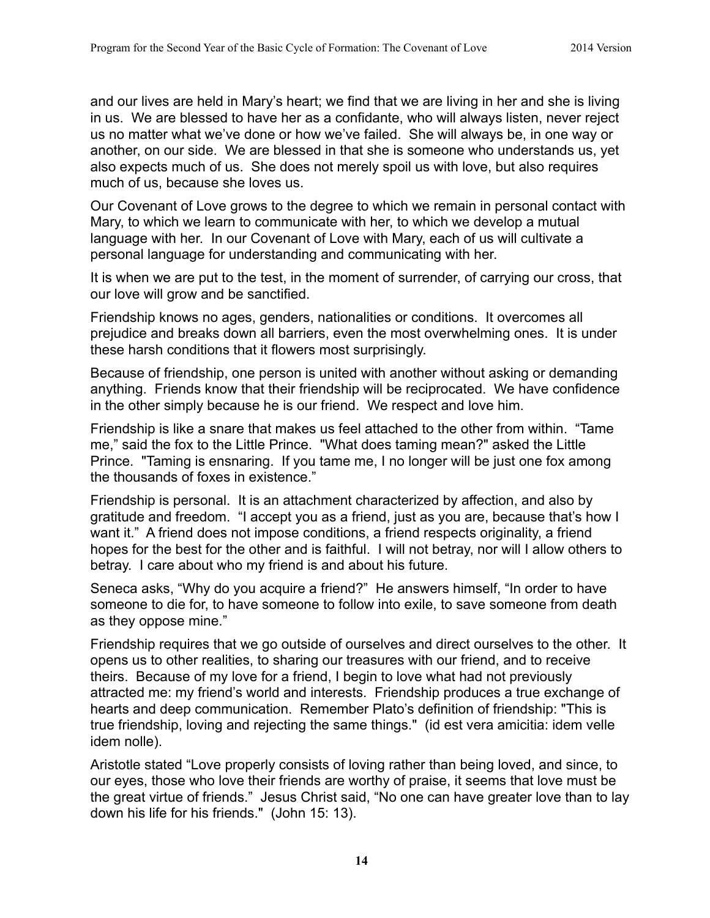and our lives are held in Mary's heart; we find that we are living in her and she is living in us. We are blessed to have her as a confidante, who will always listen, never reject us no matter what we've done or how we've failed. She will always be, in one way or another, on our side. We are blessed in that she is someone who understands us, yet also expects much of us. She does not merely spoil us with love, but also requires much of us, because she loves us.

Our Covenant of Love grows to the degree to which we remain in personal contact with Mary, to which we learn to communicate with her, to which we develop a mutual language with her. In our Covenant of Love with Mary, each of us will cultivate a personal language for understanding and communicating with her.

It is when we are put to the test, in the moment of surrender, of carrying our cross, that our love will grow and be sanctified.

Friendship knows no ages, genders, nationalities or conditions. It overcomes all prejudice and breaks down all barriers, even the most overwhelming ones. It is under these harsh conditions that it flowers most surprisingly.

Because of friendship, one person is united with another without asking or demanding anything. Friends know that their friendship will be reciprocated. We have confidence in the other simply because he is our friend. We respect and love him.

Friendship is like a snare that makes us feel attached to the other from within. "Tame me," said the fox to the Little Prince. "What does taming mean?" asked the Little Prince. "Taming is ensnaring. If you tame me, I no longer will be just one fox among the thousands of foxes in existence."

Friendship is personal. It is an attachment characterized by affection, and also by gratitude and freedom. "I accept you as a friend, just as you are, because that's how I want it." A friend does not impose conditions, a friend respects originality, a friend hopes for the best for the other and is faithful. I will not betray, nor will I allow others to betray. I care about who my friend is and about his future.

Seneca asks, "Why do you acquire a friend?" He answers himself, "In order to have someone to die for, to have someone to follow into exile, to save someone from death as they oppose mine."

Friendship requires that we go outside of ourselves and direct ourselves to the other. It opens us to other realities, to sharing our treasures with our friend, and to receive theirs. Because of my love for a friend, I begin to love what had not previously attracted me: my friend's world and interests. Friendship produces a true exchange of hearts and deep communication. Remember Plato's definition of friendship: "This is true friendship, loving and rejecting the same things." (id est vera amicitia: idem velle idem nolle).

Aristotle stated "Love properly consists of loving rather than being loved, and since, to our eyes, those who love their friends are worthy of praise, it seems that love must be the great virtue of friends." Jesus Christ said, "No one can have greater love than to lay down his life for his friends." (John 15: 13).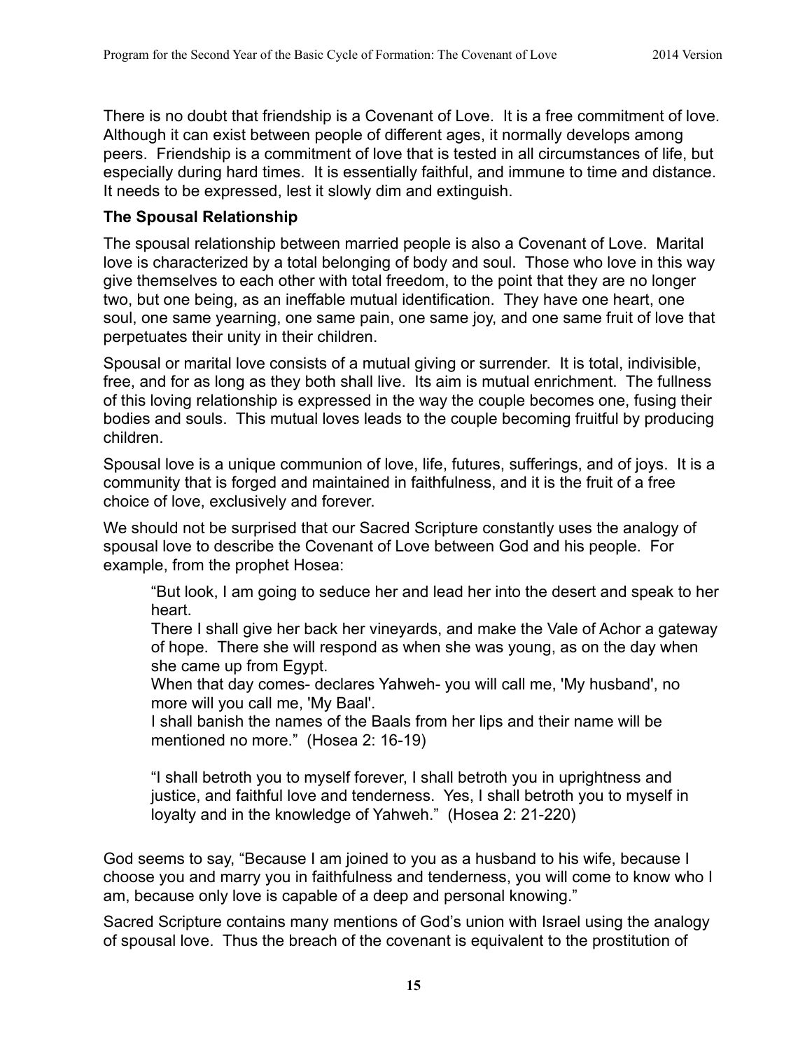There is no doubt that friendship is a Covenant of Love. It is a free commitment of love. Although it can exist between people of different ages, it normally develops among peers. Friendship is a commitment of love that is tested in all circumstances of life, but especially during hard times. It is essentially faithful, and immune to time and distance. It needs to be expressed, lest it slowly dim and extinguish.

**The Spousal Relationship**

The spousal relationship between married people is also a Covenant of Love. Marital love is characterized by a total belonging of body and soul. Those who love in this way give themselves to each other with total freedom, to the point that they are no longer two, but one being, as an ineffable mutual identification. They have one heart, one soul, one same yearning, one same pain, one same joy, and one same fruit of love that perpetuates their unity in their children.

Spousal or marital love consists of a mutual giving or surrender. It is total, indivisible, free, and for as long as they both shall live. Its aim is mutual enrichment. The fullness of this loving relationship is expressed in the way the couple becomes one, fusing their bodies and souls. This mutual loves leads to the couple becoming fruitful by producing children.

Spousal love is a unique communion of love, life, futures, sufferings, and of joys. It is a community that is forged and maintained in faithfulness, and it is the fruit of a free choice of love, exclusively and forever.

We should not be surprised that our Sacred Scripture constantly uses the analogy of spousal love to describe the Covenant of Love between God and his people. For example, from the prophet Hosea:

> "But look, I am going to seduce her and lead her into the desert and speak to her heart.
> There I shall give her back her vineyards, and make the Vale of Achor a gateway of hope. There she will respond as when she was young, as on the day when she came up from Egypt.
> When that day comes- declares Yahweh- you will call me, 'My husband', no more will you call me, 'My Baal'.
> I shall banish the names of the Baals from her lips and their name will be mentioned no more." (Hosea 2: 16-19)
>
> "I shall betroth you to myself forever, I shall betroth you in uprightness and justice, and faithful love and tenderness. Yes, I shall betroth you to myself in loyalty and in the knowledge of Yahweh." (Hosea 2: 21-220)

God seems to say, "Because I am joined to you as a husband to his wife, because I choose you and marry you in faithfulness and tenderness, you will come to know who I am, because only love is capable of a deep and personal knowing."

Sacred Scripture contains many mentions of God's union with Israel using the analogy of spousal love. Thus the breach of the covenant is equivalent to the prostitution of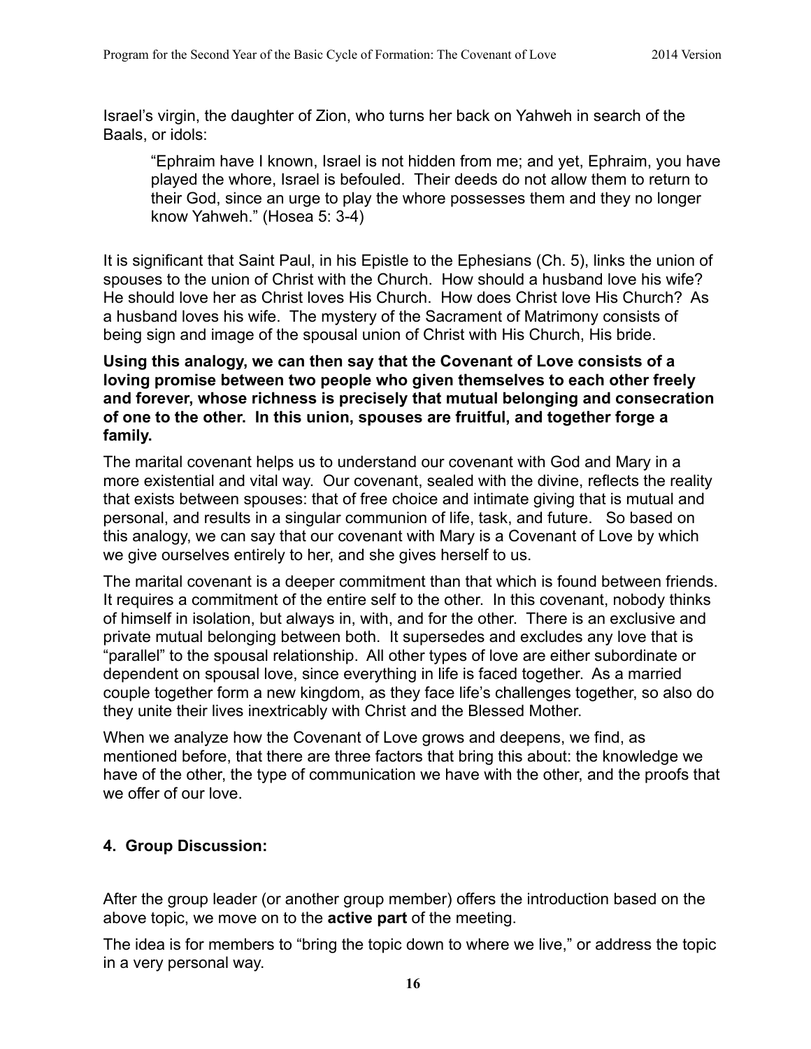Israel's virgin, the daughter of Zion, who turns her back on Yahweh in search of the Baals, or idols:

> "Ephraim have I known, Israel is not hidden from me; and yet, Ephraim, you have played the whore, Israel is befouled. Their deeds do not allow them to return to their God, since an urge to play the whore possesses them and they no longer know Yahweh." (Hosea 5: 3-4)

It is significant that Saint Paul, in his Epistle to the Ephesians (Ch. 5), links the union of spouses to the union of Christ with the Church. How should a husband love his wife? He should love her as Christ loves His Church. How does Christ love His Church? As a husband loves his wife. The mystery of the Sacrament of Matrimony consists of being sign and image of the spousal union of Christ with His Church, His bride.

**Using this analogy, we can then say that the Covenant of Love consists of a loving promise between two people who given themselves to each other freely and forever, whose richness is precisely that mutual belonging and consecration of one to the other. In this union, spouses are fruitful, and together forge a family.**

The marital covenant helps us to understand our covenant with God and Mary in a more existential and vital way. Our covenant, sealed with the divine, reflects the reality that exists between spouses: that of free choice and intimate giving that is mutual and personal, and results in a singular communion of life, task, and future. So based on this analogy, we can say that our covenant with Mary is a Covenant of Love by which we give ourselves entirely to her, and she gives herself to us.

The marital covenant is a deeper commitment than that which is found between friends. It requires a commitment of the entire self to the other. In this covenant, nobody thinks of himself in isolation, but always in, with, and for the other. There is an exclusive and private mutual belonging between both. It supersedes and excludes any love that is "parallel" to the spousal relationship. All other types of love are either subordinate or dependent on spousal love, since everything in life is faced together. As a married couple together form a new kingdom, as they face life's challenges together, so also do they unite their lives inextricably with Christ and the Blessed Mother.

When we analyze how the Covenant of Love grows and deepens, we find, as mentioned before, that there are three factors that bring this about: the knowledge we have of the other, the type of communication we have with the other, and the proofs that we offer of our love.

## 4. Group Discussion:

After the group leader (or another group member) offers the introduction based on the above topic, we move on to the **active part** of the meeting.

The idea is for members to "bring the topic down to where we live," or address the topic in a very personal way.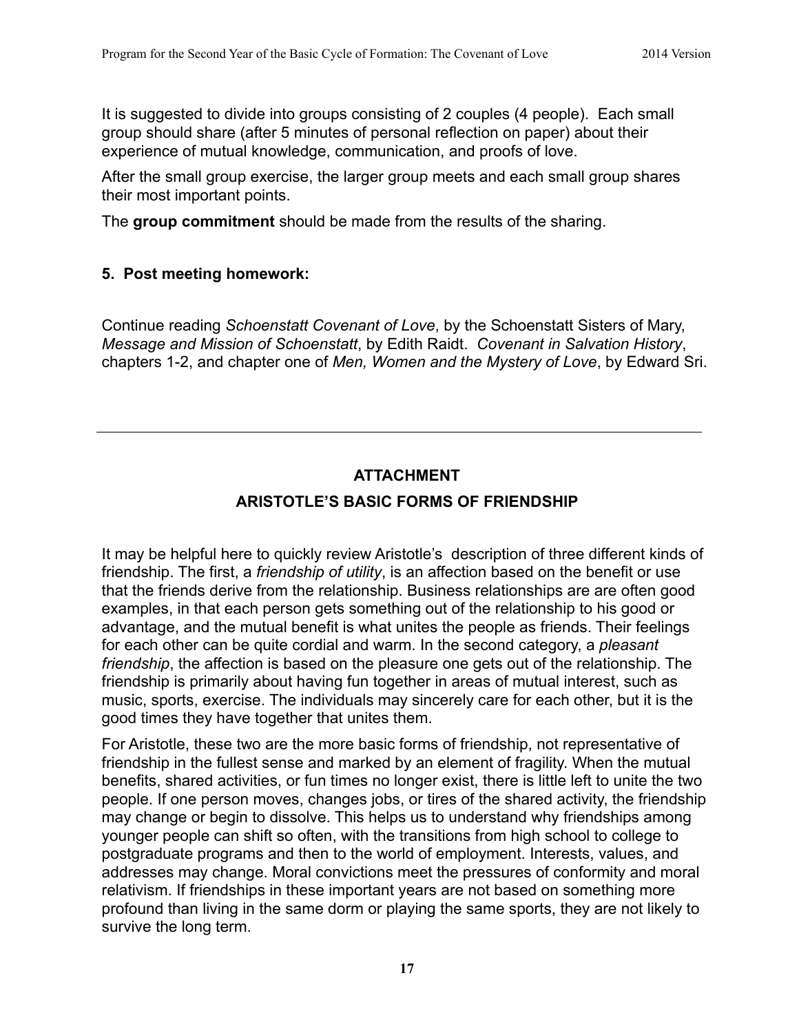It is suggested to divide into groups consisting of 2 couples (4 people). Each small group should share (after 5 minutes of personal reflection on paper) about their experience of mutual knowledge, communication, and proofs of love.

After the small group exercise, the larger group meets and each small group shares their most important points.

The **group commitment** should be made from the results of the sharing.

### 5. Post meeting homework:

Continue reading *Schoenstatt Covenant of Love*, by the Schoenstatt Sisters of Mary, *Message and Mission of Schoenstatt*, by Edith Raidt. *Covenant in Salvation History*, chapters 1-2, and chapter one of *Men, Women and the Mystery of Love*, by Edward Sri.

---

## ATTACHMENT

## ARISTOTLE'S BASIC FORMS OF FRIENDSHIP

It may be helpful here to quickly review Aristotle's description of three different kinds of friendship. The first, a *friendship of utility*, is an affection based on the benefit or use that the friends derive from the relationship. Business relationships are are often good examples, in that each person gets something out of the relationship to his good or advantage, and the mutual benefit is what unites the people as friends. Their feelings for each other can be quite cordial and warm. In the second category, a *pleasant friendship*, the affection is based on the pleasure one gets out of the relationship. The friendship is primarily about having fun together in areas of mutual interest, such as music, sports, exercise. The individuals may sincerely care for each other, but it is the good times they have together that unites them.

For Aristotle, these two are the more basic forms of friendship, not representative of friendship in the fullest sense and marked by an element of fragility. When the mutual benefits, shared activities, or fun times no longer exist, there is little left to unite the two people. If one person moves, changes jobs, or tires of the shared activity, the friendship may change or begin to dissolve. This helps us to understand why friendships among younger people can shift so often, with the transitions from high school to college to postgraduate programs and then to the world of employment. Interests, values, and addresses may change. Moral convictions meet the pressures of conformity and moral relativism. If friendships in these important years are not based on something more profound than living in the same dorm or playing the same sports, they are not likely to survive the long term.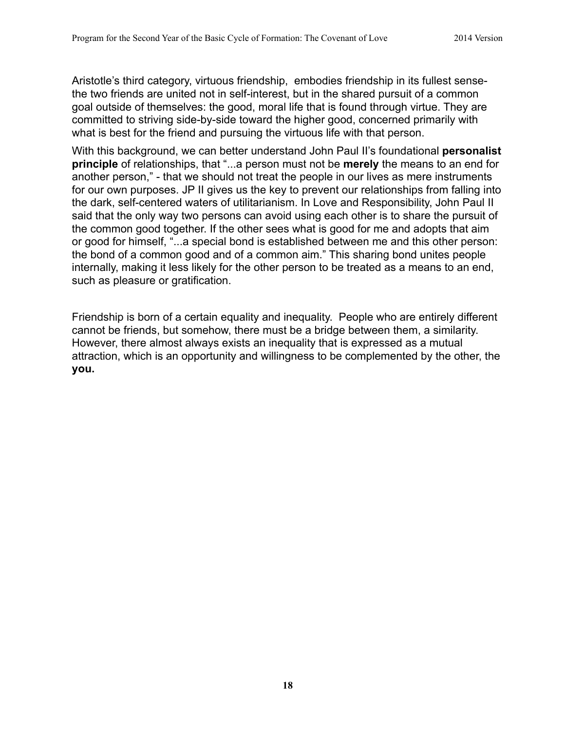Aristotle's third category, virtuous friendship,  embodies friendship in its fullest sense- the two friends are united not in self-interest, but in the shared pursuit of a common goal outside of themselves: the good, moral life that is found through virtue. They are committed to striving side-by-side toward the higher good, concerned primarily with what is best for the friend and pursuing the virtuous life with that person.

With this background, we can better understand John Paul II's foundational **personalist principle** of relationships, that "...a person must not be **merely** the means to an end for another person," - that we should not treat the people in our lives as mere instruments for our own purposes. JP II gives us the key to prevent our relationships from falling into the dark, self-centered waters of utilitarianism. In Love and Responsibility, John Paul II said that the only way two persons can avoid using each other is to share the pursuit of the common good together. If the other sees what is good for me and adopts that aim or good for himself, "...a special bond is established between me and this other person: the bond of a common good and of a common aim." This sharing bond unites people internally, making it less likely for the other person to be treated as a means to an end, such as pleasure or gratification.

Friendship is born of a certain equality and inequality.  People who are entirely different cannot be friends, but somehow, there must be a bridge between them, a similarity. However, there almost always exists an inequality that is expressed as a mutual attraction, which is an opportunity and willingness to be complemented by the other, the **you.**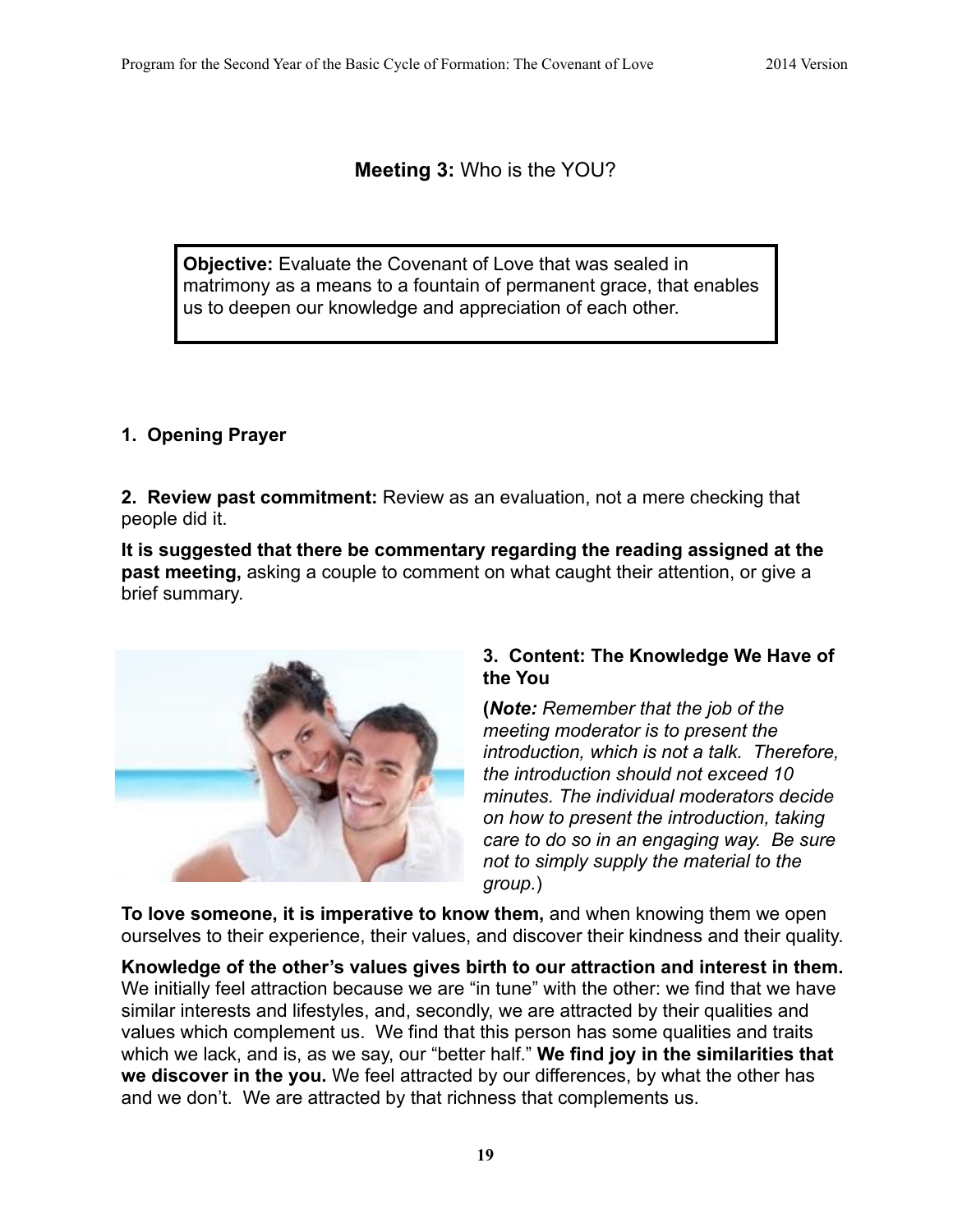## **Meeting 3:** Who is the YOU?

**Objective:** Evaluate the Covenant of Love that was sealed in matrimony as a means to a fountain of permanent grace, that enables us to deepen our knowledge and appreciation of each other.

**1. Opening Prayer**

**2. Review past commitment:** Review as an evaluation, not a mere checking that people did it.

**It is suggested that there be commentary regarding the reading assigned at the past meeting,** asking a couple to comment on what caught their attention, or give a brief summary.

**3. Content: The Knowledge We Have of the You**

(***Note:*** *Remember that the job of the meeting moderator is to present the introduction, which is not a talk. Therefore, the introduction should not exceed 10 minutes. The individual moderators decide on how to present the introduction, taking care to do so in an engaging way. Be sure not to simply supply the material to the group.*)

**To love someone, it is imperative to know them,** and when knowing them we open ourselves to their experience, their values, and discover their kindness and their quality.

**Knowledge of the other's values gives birth to our attraction and interest in them.** We initially feel attraction because we are "in tune" with the other: we find that we have similar interests and lifestyles, and, secondly, we are attracted by their qualities and values which complement us. We find that this person has some qualities and traits which we lack, and is, as we say, our "better half." **We find joy in the similarities that we discover in the you.** We feel attracted by our differences, by what the other has and we don't. We are attracted by that richness that complements us.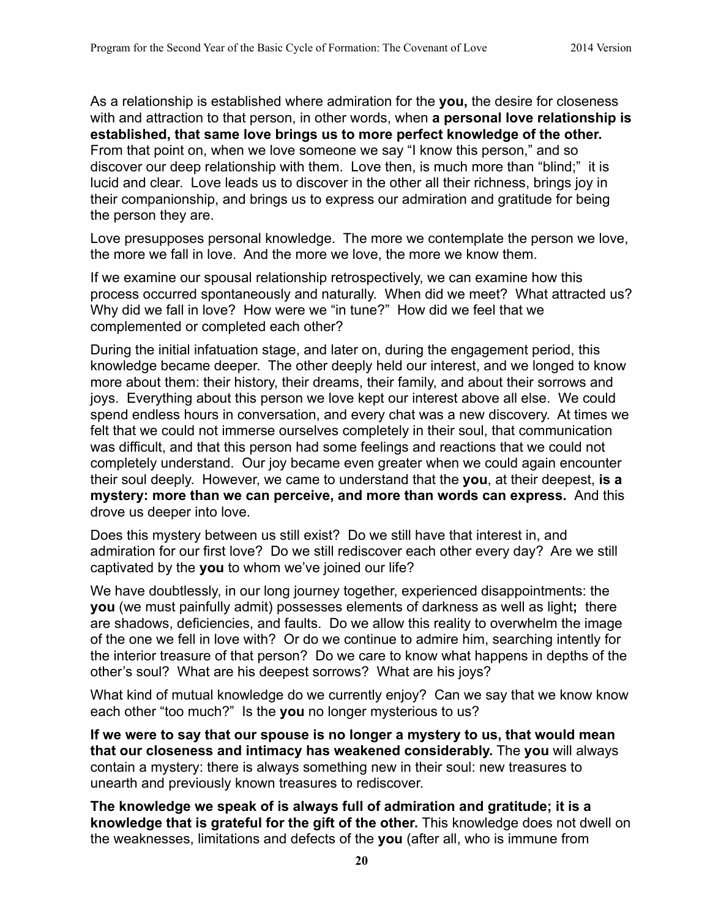As a relationship is established where admiration for the **you,** the desire for closeness with and attraction to that person, in other words, when **a personal love relationship is established, that same love brings us to more perfect knowledge of the other.** From that point on, when we love someone we say "I know this person," and so discover our deep relationship with them. Love then, is much more than "blind;" it is lucid and clear. Love leads us to discover in the other all their richness, brings joy in their companionship, and brings us to express our admiration and gratitude for being the person they are.

Love presupposes personal knowledge. The more we contemplate the person we love, the more we fall in love. And the more we love, the more we know them.

If we examine our spousal relationship retrospectively, we can examine how this process occurred spontaneously and naturally. When did we meet? What attracted us? Why did we fall in love? How were we "in tune?" How did we feel that we complemented or completed each other?

During the initial infatuation stage, and later on, during the engagement period, this knowledge became deeper. The other deeply held our interest, and we longed to know more about them: their history, their dreams, their family, and about their sorrows and joys. Everything about this person we love kept our interest above all else. We could spend endless hours in conversation, and every chat was a new discovery. At times we felt that we could not immerse ourselves completely in their soul, that communication was difficult, and that this person had some feelings and reactions that we could not completely understand. Our joy became even greater when we could again encounter their soul deeply. However, we came to understand that the **you**, at their deepest, **is a mystery: more than we can perceive, and more than words can express.** And this drove us deeper into love.

Does this mystery between us still exist? Do we still have that interest in, and admiration for our first love? Do we still rediscover each other every day? Are we still captivated by the **you** to whom we've joined our life?

We have doubtlessly, in our long journey together, experienced disappointments: the **you** (we must painfully admit) possesses elements of darkness as well as light**;** there are shadows, deficiencies, and faults. Do we allow this reality to overwhelm the image of the one we fell in love with? Or do we continue to admire him, searching intently for the interior treasure of that person? Do we care to know what happens in depths of the other's soul? What are his deepest sorrows? What are his joys?

What kind of mutual knowledge do we currently enjoy? Can we say that we know know each other "too much?" Is the **you** no longer mysterious to us?

**If we were to say that our spouse is no longer a mystery to us, that would mean that our closeness and intimacy has weakened considerably.** The **you** will always contain a mystery: there is always something new in their soul: new treasures to unearth and previously known treasures to rediscover.

**The knowledge we speak of is always full of admiration and gratitude; it is a knowledge that is grateful for the gift of the other.** This knowledge does not dwell on the weaknesses, limitations and defects of the **you** (after all, who is immune from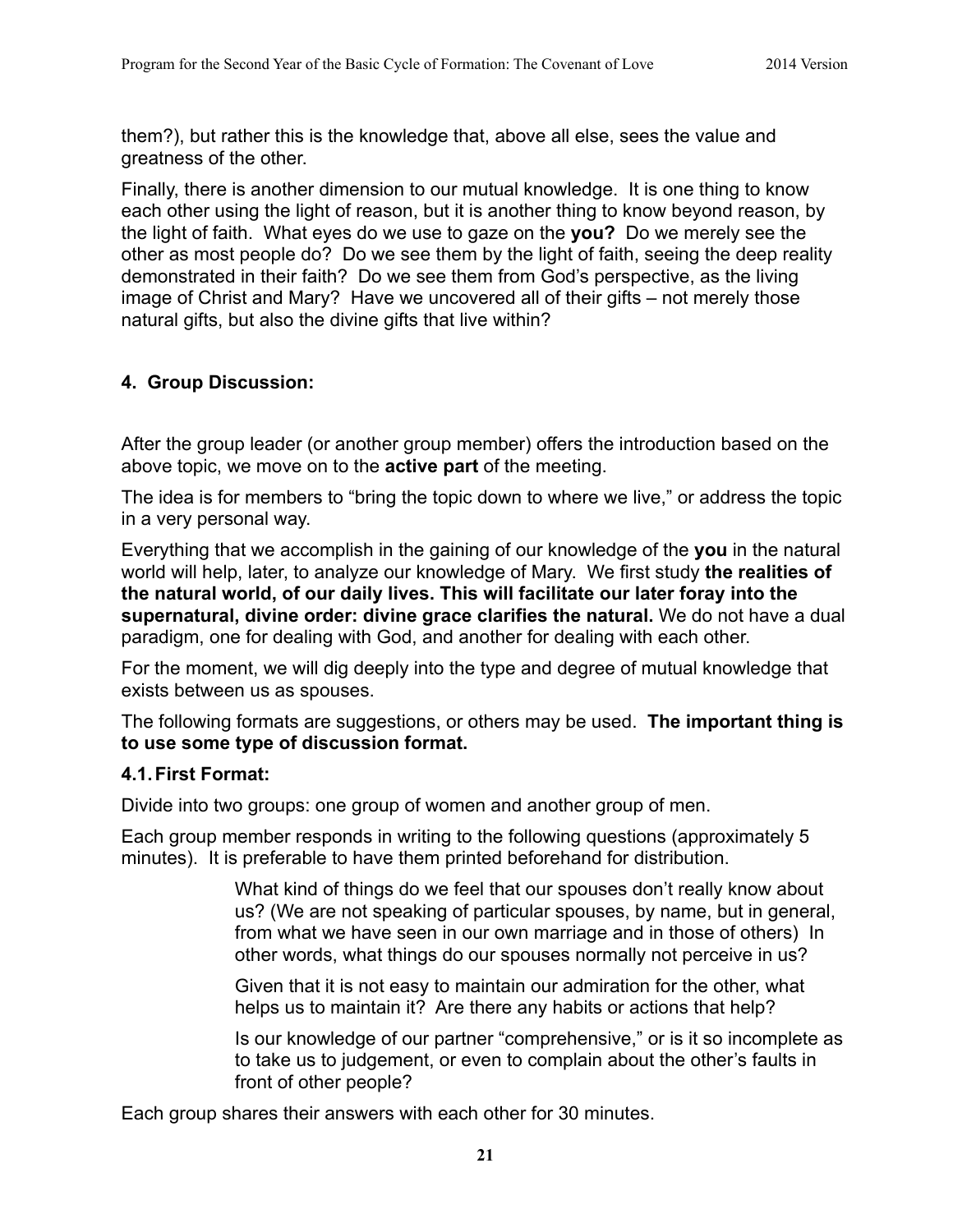them?), but rather this is the knowledge that, above all else, sees the value and greatness of the other.

Finally, there is another dimension to our mutual knowledge. It is one thing to know each other using the light of reason, but it is another thing to know beyond reason, by the light of faith. What eyes do we use to gaze on the **you?** Do we merely see the other as most people do? Do we see them by the light of faith, seeing the deep reality demonstrated in their faith? Do we see them from God's perspective, as the living image of Christ and Mary? Have we uncovered all of their gifts – not merely those natural gifts, but also the divine gifts that live within?

## 4. Group Discussion:

After the group leader (or another group member) offers the introduction based on the above topic, we move on to the **active part** of the meeting.

The idea is for members to "bring the topic down to where we live," or address the topic in a very personal way.

Everything that we accomplish in the gaining of our knowledge of the **you** in the natural world will help, later, to analyze our knowledge of Mary. We first study **the realities of the natural world, of our daily lives. This will facilitate our later foray into the supernatural, divine order: divine grace clarifies the natural.** We do not have a dual paradigm, one for dealing with God, and another for dealing with each other.

For the moment, we will dig deeply into the type and degree of mutual knowledge that exists between us as spouses.

The following formats are suggestions, or others may be used. **The important thing is to use some type of discussion format.**

### 4.1. First Format:

Divide into two groups: one group of women and another group of men.

Each group member responds in writing to the following questions (approximately 5 minutes). It is preferable to have them printed beforehand for distribution.

> What kind of things do we feel that our spouses don't really know about us? (We are not speaking of particular spouses, by name, but in general, from what we have seen in our own marriage and in those of others) In other words, what things do our spouses normally not perceive in us?
>
> Given that it is not easy to maintain our admiration for the other, what helps us to maintain it? Are there any habits or actions that help?
>
> Is our knowledge of our partner "comprehensive," or is it so incomplete as to take us to judgement, or even to complain about the other's faults in front of other people?

Each group shares their answers with each other for 30 minutes.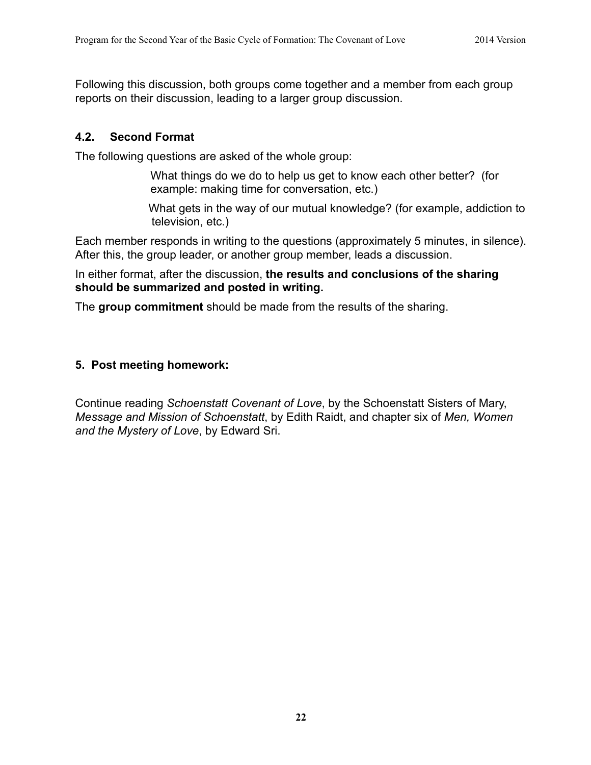Following this discussion, both groups come together and a member from each group reports on their discussion, leading to a larger group discussion.

### 4.2. Second Format

The following questions are asked of the whole group:

> What things do we do to help us get to know each other better? (for example: making time for conversation, etc.)
>
> What gets in the way of our mutual knowledge? (for example, addiction to television, etc.)

Each member responds in writing to the questions (approximately 5 minutes, in silence). After this, the group leader, or another group member, leads a discussion.

In either format, after the discussion, **the results and conclusions of the sharing should be summarized and posted in writing.**

The **group commitment** should be made from the results of the sharing.

### 5. Post meeting homework:

Continue reading *Schoenstatt Covenant of Love*, by the Schoenstatt Sisters of Mary, *Message and Mission of Schoenstatt*, by Edith Raidt, and chapter six of *Men, Women and the Mystery of Love*, by Edward Sri.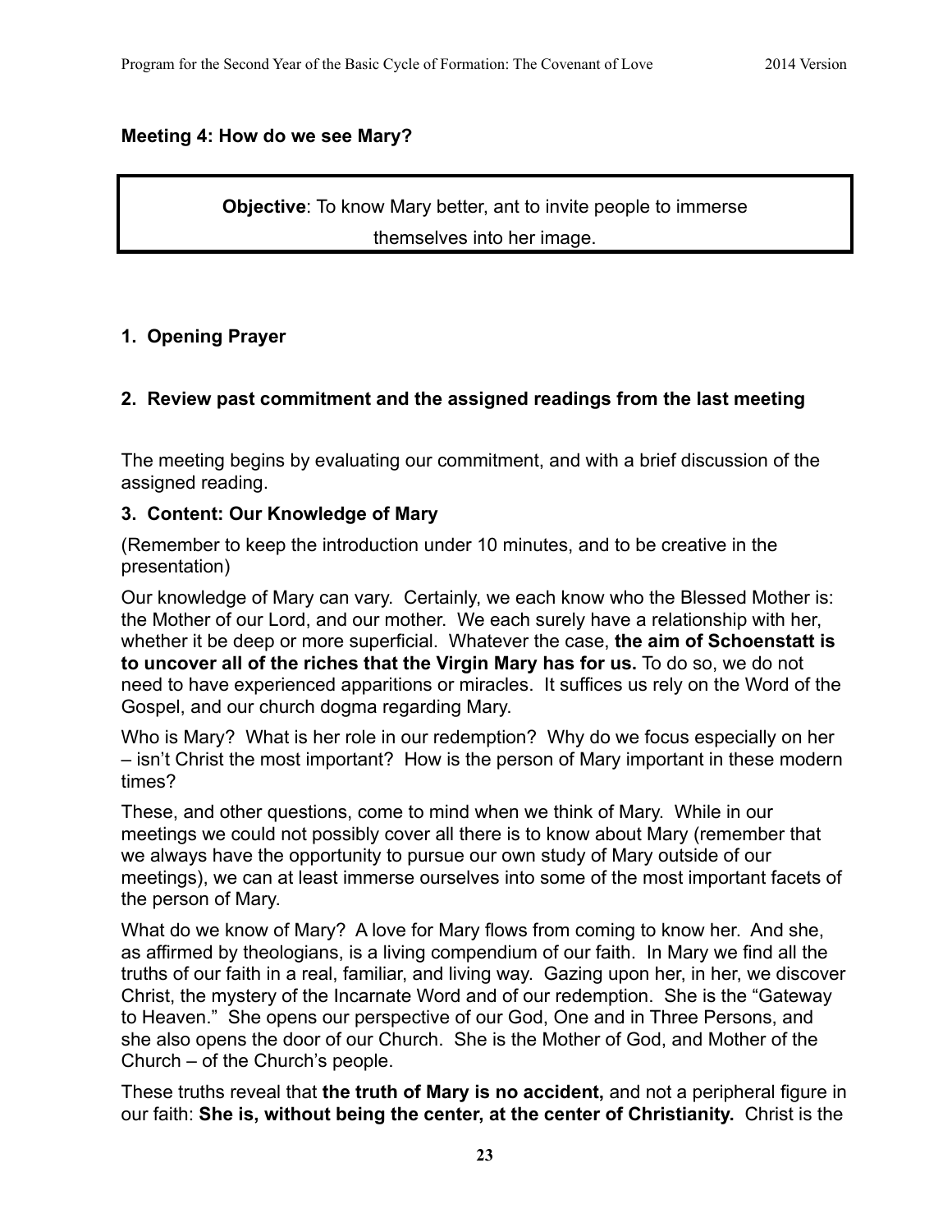### Meeting 4: How do we see Mary?

> **Objective**: To know Mary better, ant to invite people to immerse themselves into her image.

1. **Opening Prayer**

2. **Review past commitment and the assigned readings from the last meeting**

The meeting begins by evaluating our commitment, and with a brief discussion of the assigned reading.

3. **Content: Our Knowledge of Mary**

(Remember to keep the introduction under 10 minutes, and to be creative in the presentation)

Our knowledge of Mary can vary. Certainly, we each know who the Blessed Mother is: the Mother of our Lord, and our mother. We each surely have a relationship with her, whether it be deep or more superficial. Whatever the case, **the aim of Schoenstatt is to uncover all of the riches that the Virgin Mary has for us.** To do so, we do not need to have experienced apparitions or miracles. It suffices us rely on the Word of the Gospel, and our church dogma regarding Mary.

Who is Mary? What is her role in our redemption? Why do we focus especially on her – isn't Christ the most important? How is the person of Mary important in these modern times?

These, and other questions, come to mind when we think of Mary. While in our meetings we could not possibly cover all there is to know about Mary (remember that we always have the opportunity to pursue our own study of Mary outside of our meetings), we can at least immerse ourselves into some of the most important facets of the person of Mary.

What do we know of Mary? A love for Mary flows from coming to know her. And she, as affirmed by theologians, is a living compendium of our faith. In Mary we find all the truths of our faith in a real, familiar, and living way. Gazing upon her, in her, we discover Christ, the mystery of the Incarnate Word and of our redemption. She is the "Gateway to Heaven." She opens our perspective of our God, One and in Three Persons, and she also opens the door of our Church. She is the Mother of God, and Mother of the Church – of the Church's people.

These truths reveal that **the truth of Mary is no accident,** and not a peripheral figure in our faith: **She is, without being the center, at the center of Christianity.** Christ is the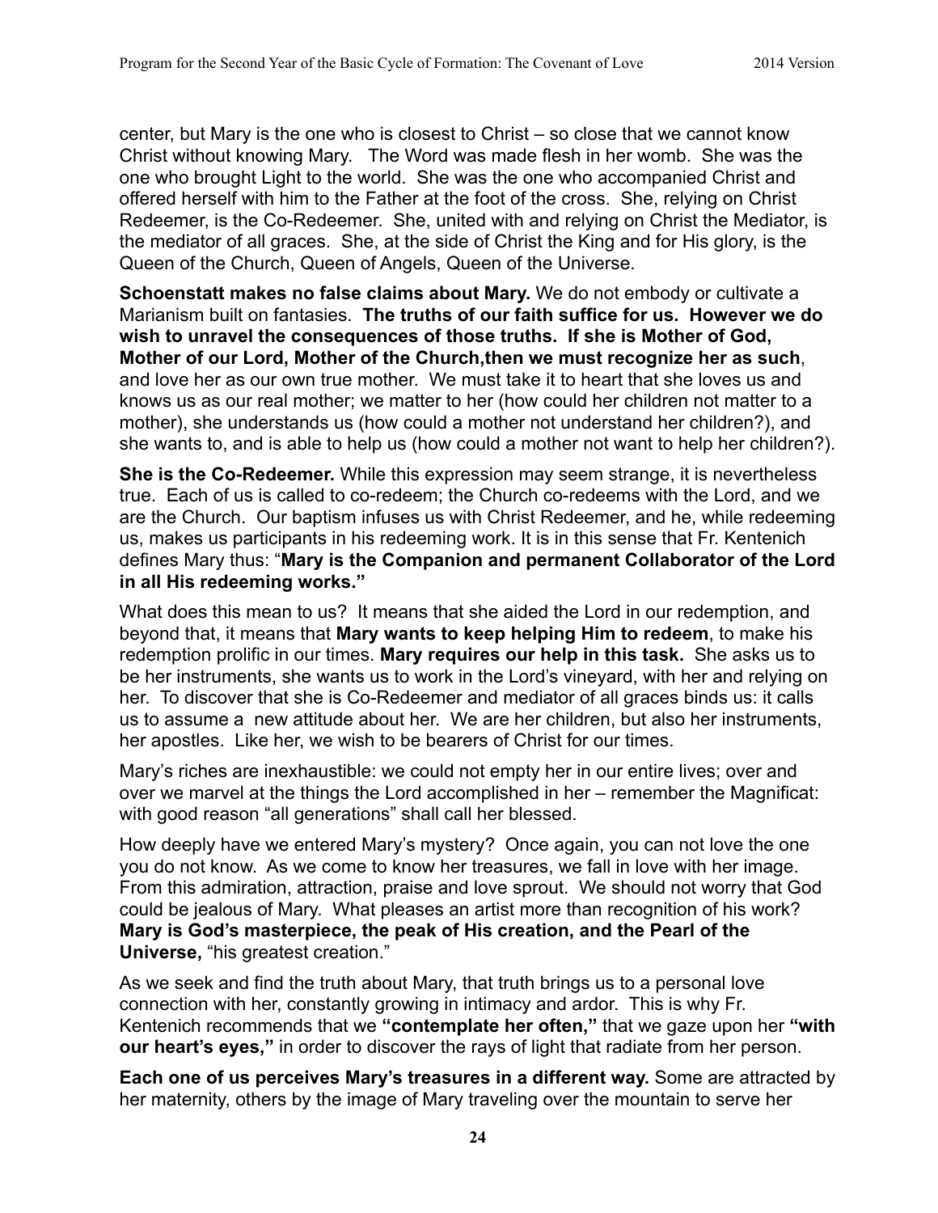center, but Mary is the one who is closest to Christ – so close that we cannot know Christ without knowing Mary. The Word was made flesh in her womb. She was the one who brought Light to the world. She was the one who accompanied Christ and offered herself with him to the Father at the foot of the cross. She, relying on Christ Redeemer, is the Co-Redeemer. She, united with and relying on Christ the Mediator, is the mediator of all graces. She, at the side of Christ the King and for His glory, is the Queen of the Church, Queen of Angels, Queen of the Universe.

**Schoenstatt makes no false claims about Mary.** We do not embody or cultivate a Marianism built on fantasies. **The truths of our faith suffice for us. However we do wish to unravel the consequences of those truths. If she is Mother of God, Mother of our Lord, Mother of the Church,then we must recognize her as such**, and love her as our own true mother. We must take it to heart that she loves us and knows us as our real mother; we matter to her (how could her children not matter to a mother), she understands us (how could a mother not understand her children?), and she wants to, and is able to help us (how could a mother not want to help her children?).

**She is the Co-Redeemer.** While this expression may seem strange, it is nevertheless true. Each of us is called to co-redeem; the Church co-redeems with the Lord, and we are the Church. Our baptism infuses us with Christ Redeemer, and he, while redeeming us, makes us participants in his redeeming work. It is in this sense that Fr. Kentenich defines Mary thus: "**Mary is the Companion and permanent Collaborator of the Lord in all His redeeming works.**"

What does this mean to us? It means that she aided the Lord in our redemption, and beyond that, it means that **Mary wants to keep helping Him to redeem**, to make his redemption prolific in our times. **Mary requires our help in this task.** She asks us to be her instruments, she wants us to work in the Lord's vineyard, with her and relying on her. To discover that she is Co-Redeemer and mediator of all graces binds us: it calls us to assume a new attitude about her. We are her children, but also her instruments, her apostles. Like her, we wish to be bearers of Christ for our times.

Mary's riches are inexhaustible: we could not empty her in our entire lives; over and over we marvel at the things the Lord accomplished in her – remember the Magnificat: with good reason "all generations" shall call her blessed.

How deeply have we entered Mary's mystery? Once again, you can not love the one you do not know. As we come to know her treasures, we fall in love with her image. From this admiration, attraction, praise and love sprout. We should not worry that God could be jealous of Mary. What pleases an artist more than recognition of his work? **Mary is God's masterpiece, the peak of His creation, and the Pearl of the Universe,** "his greatest creation."

As we seek and find the truth about Mary, that truth brings us to a personal love connection with her, constantly growing in intimacy and ardor. This is why Fr. Kentenich recommends that we **"contemplate her often,"** that we gaze upon her **"with our heart's eyes,"** in order to discover the rays of light that radiate from her person.

**Each one of us perceives Mary's treasures in a different way.** Some are attracted by her maternity, others by the image of Mary traveling over the mountain to serve her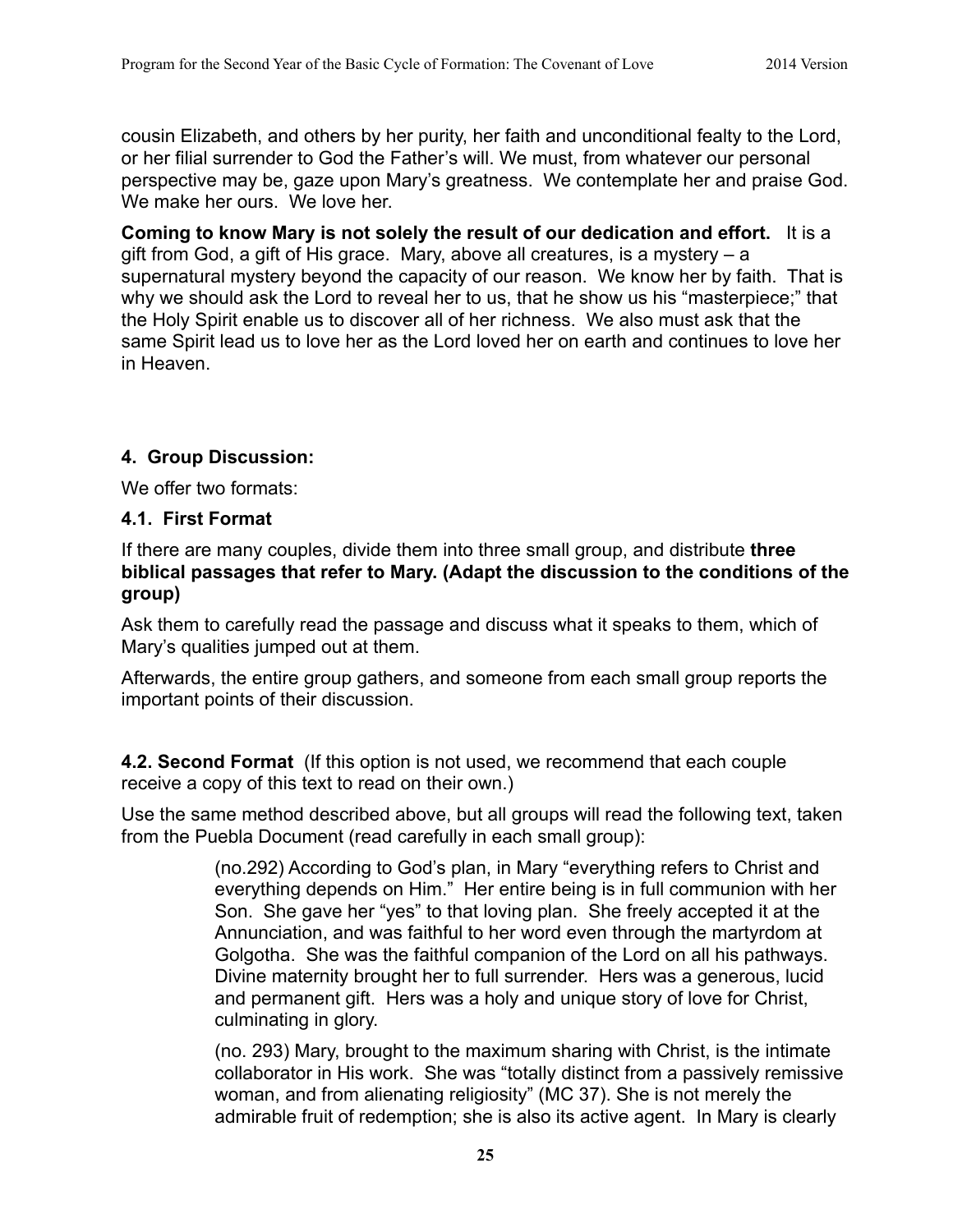cousin Elizabeth, and others by her purity, her faith and unconditional fealty to the Lord, or her filial surrender to God the Father's will. We must, from whatever our personal perspective may be, gaze upon Mary's greatness. We contemplate her and praise God. We make her ours. We love her.

**Coming to know Mary is not solely the result of our dedication and effort.** It is a gift from God, a gift of His grace. Mary, above all creatures, is a mystery – a supernatural mystery beyond the capacity of our reason. We know her by faith. That is why we should ask the Lord to reveal her to us, that he show us his "masterpiece;" that the Holy Spirit enable us to discover all of her richness. We also must ask that the same Spirit lead us to love her as the Lord loved her on earth and continues to love her in Heaven.

### 4. Group Discussion:

We offer two formats:

#### 4.1. First Format

If there are many couples, divide them into three small group, and distribute **three biblical passages that refer to Mary. (Adapt the discussion to the conditions of the group)**

Ask them to carefully read the passage and discuss what it speaks to them, which of Mary's qualities jumped out at them.

Afterwards, the entire group gathers, and someone from each small group reports the important points of their discussion.

**4.2. Second Format** (If this option is not used, we recommend that each couple receive a copy of this text to read on their own.)

Use the same method described above, but all groups will read the following text, taken from the Puebla Document (read carefully in each small group):

> (no.292) According to God's plan, in Mary "everything refers to Christ and everything depends on Him." Her entire being is in full communion with her Son. She gave her "yes" to that loving plan. She freely accepted it at the Annunciation, and was faithful to her word even through the martyrdom at Golgotha. She was the faithful companion of the Lord on all his pathways. Divine maternity brought her to full surrender. Hers was a generous, lucid and permanent gift. Hers was a holy and unique story of love for Christ, culminating in glory.
>
> (no. 293) Mary, brought to the maximum sharing with Christ, is the intimate collaborator in His work. She was "totally distinct from a passively remissive woman, and from alienating religiosity" (MC 37). She is not merely the admirable fruit of redemption; she is also its active agent. In Mary is clearly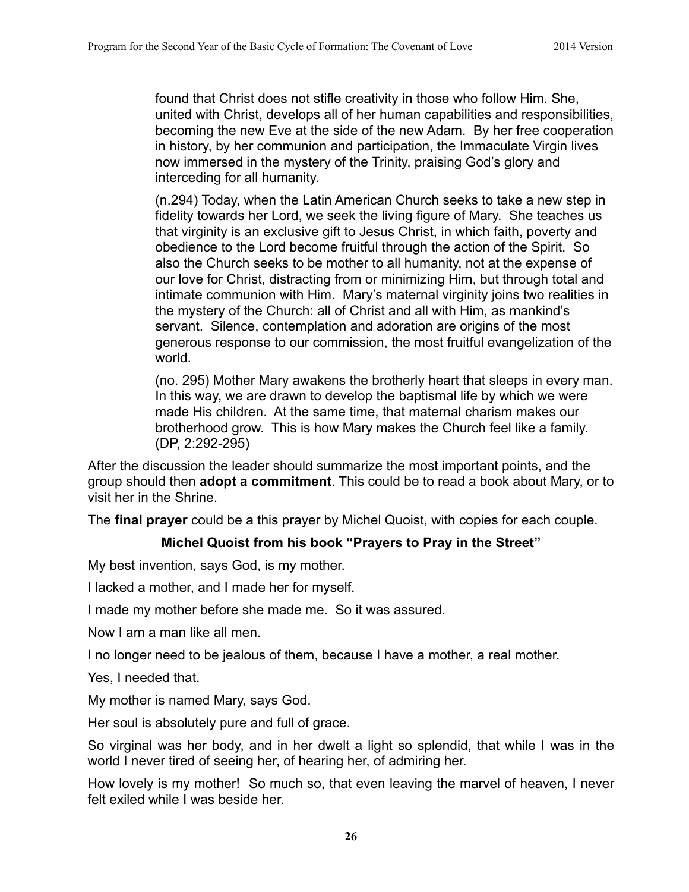> found that Christ does not stifle creativity in those who follow Him. She, united with Christ, develops all of her human capabilities and responsibilities, becoming the new Eve at the side of the new Adam. By her free cooperation in history, by her communion and participation, the Immaculate Virgin lives now immersed in the mystery of the Trinity, praising God's glory and interceding for all humanity.
>
> (n.294) Today, when the Latin American Church seeks to take a new step in fidelity towards her Lord, we seek the living figure of Mary. She teaches us that virginity is an exclusive gift to Jesus Christ, in which faith, poverty and obedience to the Lord become fruitful through the action of the Spirit. So also the Church seeks to be mother to all humanity, not at the expense of our love for Christ, distracting from or minimizing Him, but through total and intimate communion with Him. Mary's maternal virginity joins two realities in the mystery of the Church: all of Christ and all with Him, as mankind's servant. Silence, contemplation and adoration are origins of the most generous response to our commission, the most fruitful evangelization of the world.
>
> (no. 295) Mother Mary awakens the brotherly heart that sleeps in every man. In this way, we are drawn to develop the baptismal life by which we were made His children. At the same time, that maternal charism makes our brotherhood grow. This is how Mary makes the Church feel like a family. (DP, 2:292-295)

After the discussion the leader should summarize the most important points, and the group should then **adopt a commitment**. This could be to read a book about Mary, or to visit her in the Shrine.

The **final prayer** could be a this prayer by Michel Quoist, with copies for each couple.

**Michel Quoist from his book "Prayers to Pray in the Street"**

My best invention, says God, is my mother.

I lacked a mother, and I made her for myself.

I made my mother before she made me. So it was assured.

Now I am a man like all men.

I no longer need to be jealous of them, because I have a mother, a real mother.

Yes, I needed that.

My mother is named Mary, says God.

Her soul is absolutely pure and full of grace.

So virginal was her body, and in her dwelt a light so splendid, that while I was in the world I never tired of seeing her, of hearing her, of admiring her.

How lovely is my mother! So much so, that even leaving the marvel of heaven, I never felt exiled while I was beside her.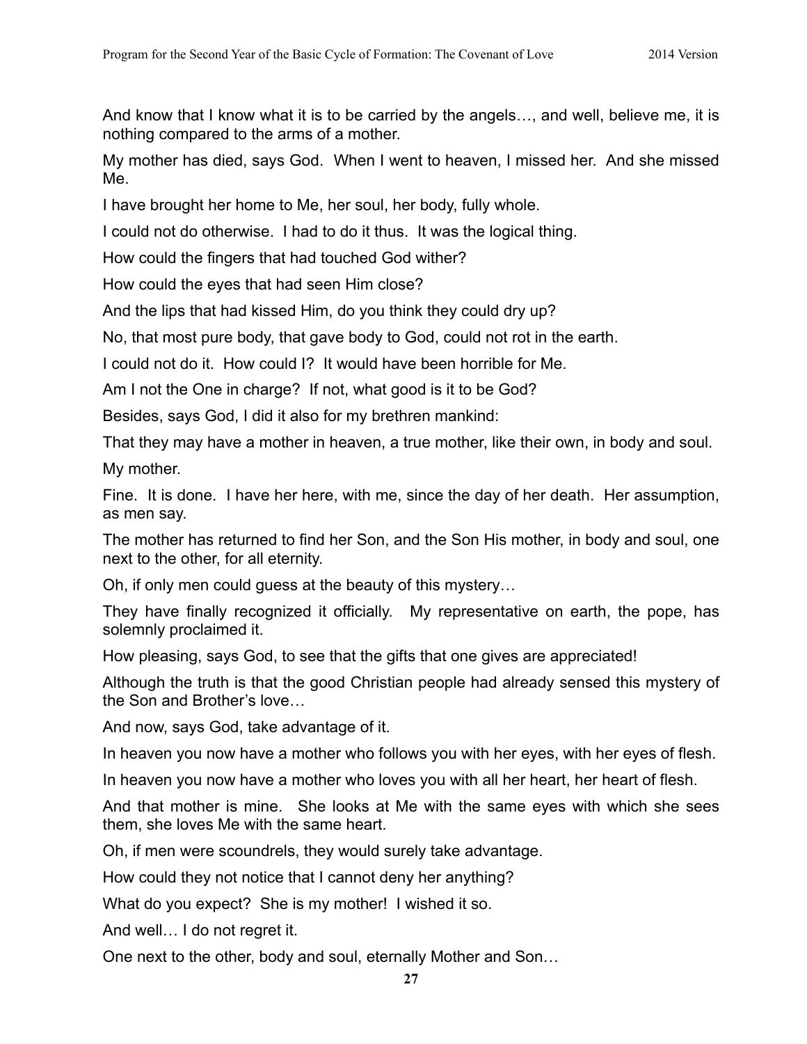And know that I know what it is to be carried by the angels…, and well, believe me, it is nothing compared to the arms of a mother.

My mother has died, says God. When I went to heaven, I missed her. And she missed Me.

I have brought her home to Me, her soul, her body, fully whole.

I could not do otherwise. I had to do it thus. It was the logical thing.

How could the fingers that had touched God wither?

How could the eyes that had seen Him close?

And the lips that had kissed Him, do you think they could dry up?

No, that most pure body, that gave body to God, could not rot in the earth.

I could not do it. How could I? It would have been horrible for Me.

Am I not the One in charge? If not, what good is it to be God?

Besides, says God, I did it also for my brethren mankind:

That they may have a mother in heaven, a true mother, like their own, in body and soul.

My mother.

Fine. It is done. I have her here, with me, since the day of her death. Her assumption, as men say.

The mother has returned to find her Son, and the Son His mother, in body and soul, one next to the other, for all eternity.

Oh, if only men could guess at the beauty of this mystery…

They have finally recognized it officially. My representative on earth, the pope, has solemnly proclaimed it.

How pleasing, says God, to see that the gifts that one gives are appreciated!

Although the truth is that the good Christian people had already sensed this mystery of the Son and Brother's love…

And now, says God, take advantage of it.

In heaven you now have a mother who follows you with her eyes, with her eyes of flesh.

In heaven you now have a mother who loves you with all her heart, her heart of flesh.

And that mother is mine. She looks at Me with the same eyes with which she sees them, she loves Me with the same heart.

Oh, if men were scoundrels, they would surely take advantage.

How could they not notice that I cannot deny her anything?

What do you expect? She is my mother! I wished it so.

And well… I do not regret it.

One next to the other, body and soul, eternally Mother and Son…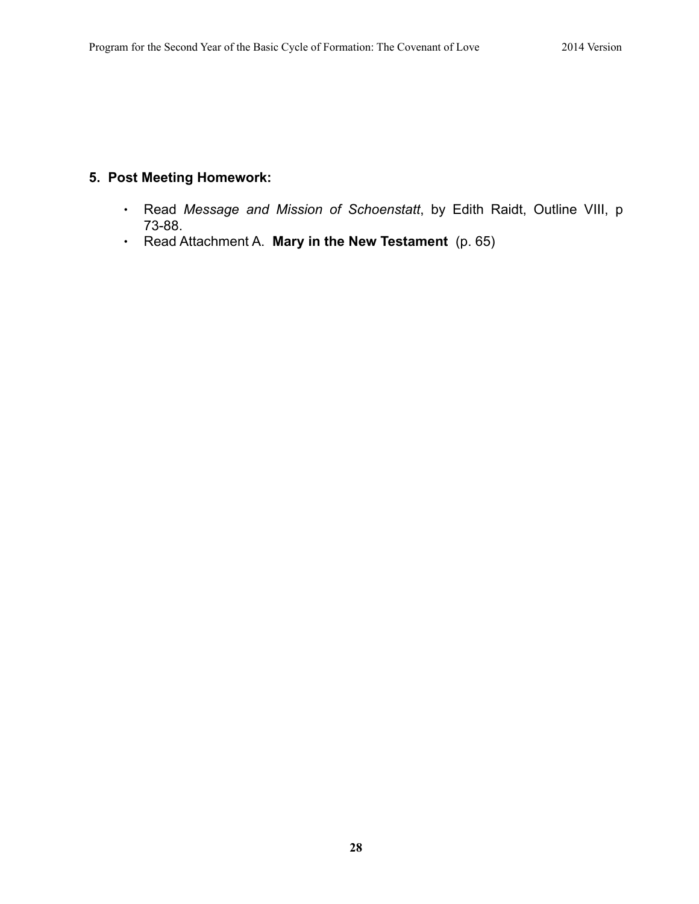## 5. Post Meeting Homework:

- Read *Message and Mission of Schoenstatt*, by Edith Raidt, Outline VIII, p 73-88.
- Read Attachment A. **Mary in the New Testament** (p. 65)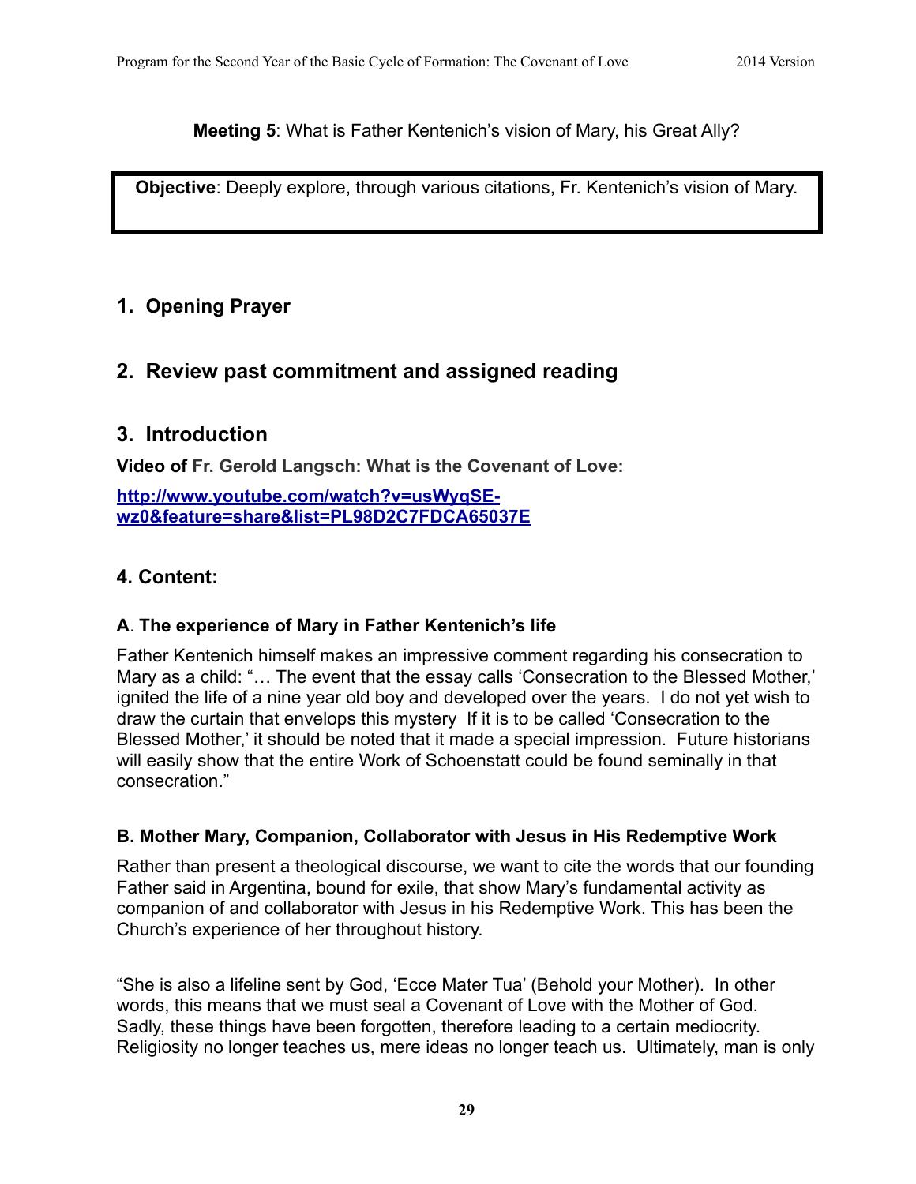**Meeting 5**: What is Father Kentenich's vision of Mary, his Great Ally?

**Objective**: Deeply explore, through various citations, Fr. Kentenich's vision of Mary.

## 1. Opening Prayer

## 2. Review past commitment and assigned reading

## 3. Introduction

**Video of Fr. Gerold Langsch: What is the Covenant of Love:**

[http://www.youtube.com/watch?v=usWyqSE-wz0&feature=share&list=PL98D2C7FDCA65037E](http://www.youtube.com/watch?v=usWyqSE-wz0&feature=share&list=PL98D2C7FDCA65037E)

## 4. Content:

### A. The experience of Mary in Father Kentenich's life

Father Kentenich himself makes an impressive comment regarding his consecration to Mary as a child: "… The event that the essay calls 'Consecration to the Blessed Mother,' ignited the life of a nine year old boy and developed over the years. I do not yet wish to draw the curtain that envelops this mystery If it is to be called 'Consecration to the Blessed Mother,' it should be noted that it made a special impression. Future historians will easily show that the entire Work of Schoenstatt could be found seminally in that consecration."

### B. Mother Mary, Companion, Collaborator with Jesus in His Redemptive Work

Rather than present a theological discourse, we want to cite the words that our founding Father said in Argentina, bound for exile, that show Mary's fundamental activity as companion of and collaborator with Jesus in his Redemptive Work. This has been the Church's experience of her throughout history.

"She is also a lifeline sent by God, 'Ecce Mater Tua' (Behold your Mother). In other words, this means that we must seal a Covenant of Love with the Mother of God. Sadly, these things have been forgotten, therefore leading to a certain mediocrity. Religiosity no longer teaches us, mere ideas no longer teach us. Ultimately, man is only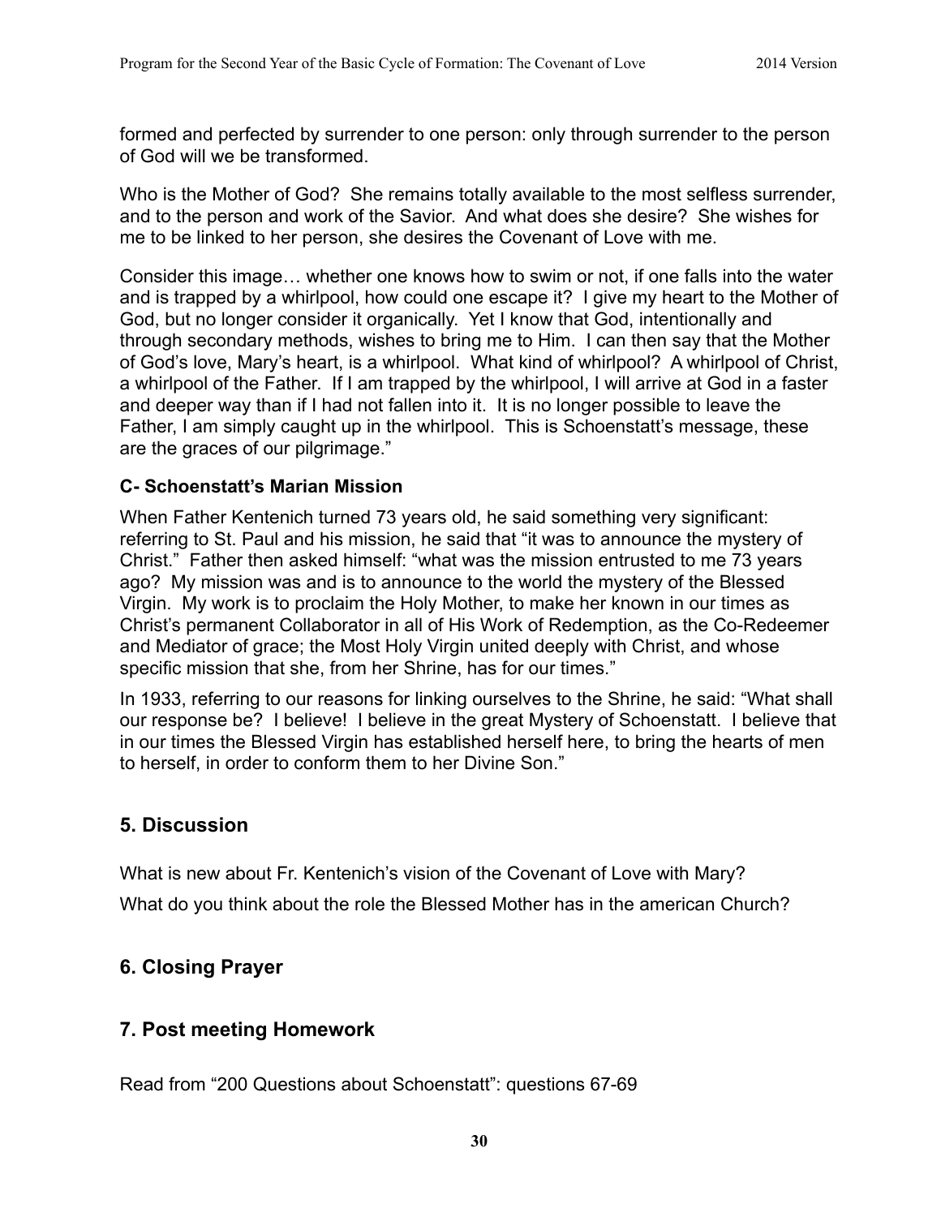formed and perfected by surrender to one person: only through surrender to the person of God will we be transformed.

Who is the Mother of God? She remains totally available to the most selfless surrender, and to the person and work of the Savior. And what does she desire? She wishes for me to be linked to her person, she desires the Covenant of Love with me.

Consider this image… whether one knows how to swim or not, if one falls into the water and is trapped by a whirlpool, how could one escape it? I give my heart to the Mother of God, but no longer consider it organically. Yet I know that God, intentionally and through secondary methods, wishes to bring me to Him. I can then say that the Mother of God's love, Mary's heart, is a whirlpool. What kind of whirlpool? A whirlpool of Christ, a whirlpool of the Father. If I am trapped by the whirlpool, I will arrive at God in a faster and deeper way than if I had not fallen into it. It is no longer possible to leave the Father, I am simply caught up in the whirlpool. This is Schoenstatt's message, these are the graces of our pilgrimage."

**C- Schoenstatt's Marian Mission**

When Father Kentenich turned 73 years old, he said something very significant: referring to St. Paul and his mission, he said that "it was to announce the mystery of Christ." Father then asked himself: "what was the mission entrusted to me 73 years ago? My mission was and is to announce to the world the mystery of the Blessed Virgin. My work is to proclaim the Holy Mother, to make her known in our times as Christ's permanent Collaborator in all of His Work of Redemption, as the Co-Redeemer and Mediator of grace; the Most Holy Virgin united deeply with Christ, and whose specific mission that she, from her Shrine, has for our times."

In 1933, referring to our reasons for linking ourselves to the Shrine, he said: "What shall our response be? I believe! I believe in the great Mystery of Schoenstatt. I believe that in our times the Blessed Virgin has established herself here, to bring the hearts of men to herself, in order to conform them to her Divine Son."

## 5. Discussion

What is new about Fr. Kentenich's vision of the Covenant of Love with Mary?

What do you think about the role the Blessed Mother has in the american Church?

## 6. Closing Prayer

## 7. Post meeting Homework

Read from "200 Questions about Schoenstatt": questions 67-69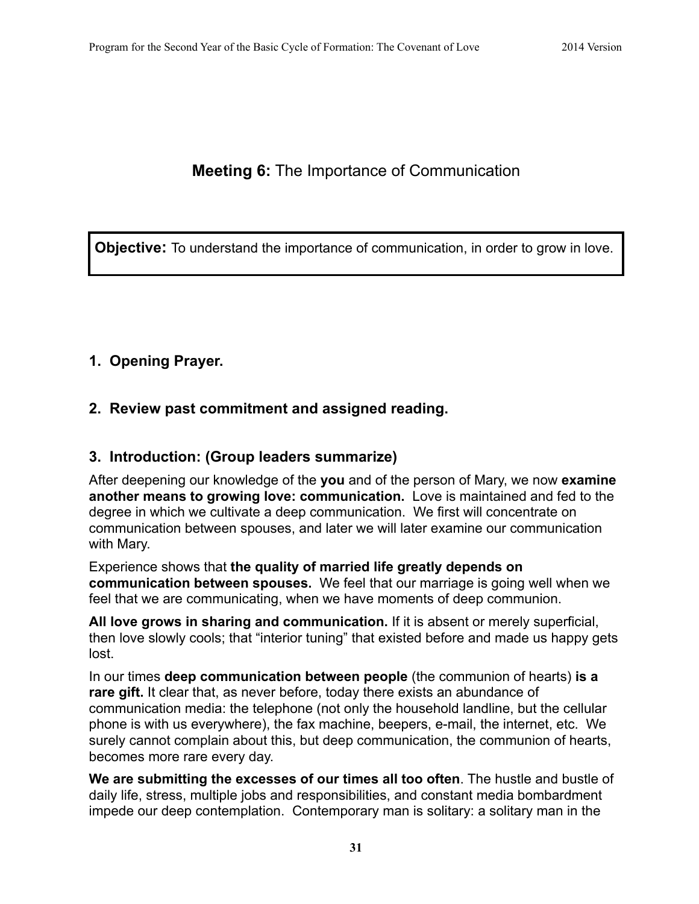## **Meeting 6:** The Importance of Communication

**Objective:** To understand the importance of communication, in order to grow in love.

### 1. Opening Prayer.

### 2. Review past commitment and assigned reading.

### 3. Introduction: (Group leaders summarize)

After deepening our knowledge of the **you** and of the person of Mary, we now **examine another means to growing love: communication.** Love is maintained and fed to the degree in which we cultivate a deep communication. We first will concentrate on communication between spouses, and later we will later examine our communication with Mary.

Experience shows that **the quality of married life greatly depends on communication between spouses.** We feel that our marriage is going well when we feel that we are communicating, when we have moments of deep communion.

**All love grows in sharing and communication.** If it is absent or merely superficial, then love slowly cools; that "interior tuning" that existed before and made us happy gets lost.

In our times **deep communication between people** (the communion of hearts) **is a rare gift.** It clear that, as never before, today there exists an abundance of communication media: the telephone (not only the household landline, but the cellular phone is with us everywhere), the fax machine, beepers, e-mail, the internet, etc. We surely cannot complain about this, but deep communication, the communion of hearts, becomes more rare every day.

**We are submitting the excesses of our times all too often**. The hustle and bustle of daily life, stress, multiple jobs and responsibilities, and constant media bombardment impede our deep contemplation. Contemporary man is solitary: a solitary man in the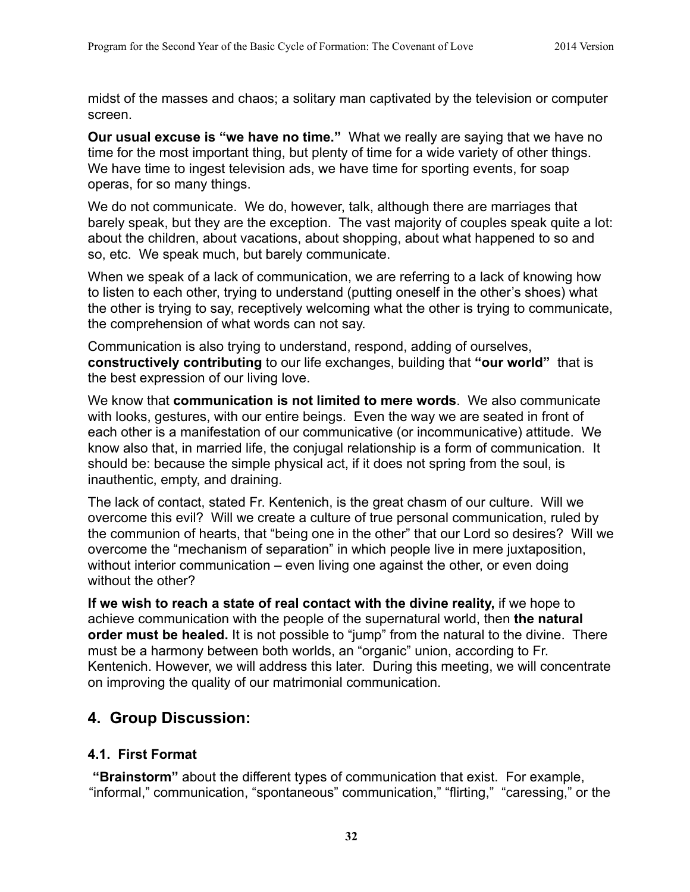midst of the masses and chaos; a solitary man captivated by the television or computer screen.

**Our usual excuse is "we have no time."** What we really are saying that we have no time for the most important thing, but plenty of time for a wide variety of other things. We have time to ingest television ads, we have time for sporting events, for soap operas, for so many things.

We do not communicate. We do, however, talk, although there are marriages that barely speak, but they are the exception. The vast majority of couples speak quite a lot: about the children, about vacations, about shopping, about what happened to so and so, etc. We speak much, but barely communicate.

When we speak of a lack of communication, we are referring to a lack of knowing how to listen to each other, trying to understand (putting oneself in the other's shoes) what the other is trying to say, receptively welcoming what the other is trying to communicate, the comprehension of what words can not say.

Communication is also trying to understand, respond, adding of ourselves, **constructively contributing** to our life exchanges, building that **"our world"** that is the best expression of our living love.

We know that **communication is not limited to mere words**. We also communicate with looks, gestures, with our entire beings. Even the way we are seated in front of each other is a manifestation of our communicative (or incommunicative) attitude. We know also that, in married life, the conjugal relationship is a form of communication. It should be: because the simple physical act, if it does not spring from the soul, is inauthentic, empty, and draining.

The lack of contact, stated Fr. Kentenich, is the great chasm of our culture. Will we overcome this evil? Will we create a culture of true personal communication, ruled by the communion of hearts, that "being one in the other" that our Lord so desires? Will we overcome the "mechanism of separation" in which people live in mere juxtaposition, without interior communication – even living one against the other, or even doing without the other?

**If we wish to reach a state of real contact with the divine reality,** if we hope to achieve communication with the people of the supernatural world, then **the natural order must be healed.** It is not possible to "jump" from the natural to the divine. There must be a harmony between both worlds, an "organic" union, according to Fr. Kentenich. However, we will address this later. During this meeting, we will concentrate on improving the quality of our matrimonial communication.

## 4. Group Discussion:

### 4.1. First Format

**"Brainstorm"** about the different types of communication that exist. For example, "informal," communication, "spontaneous" communication," "flirting," "caressing," or the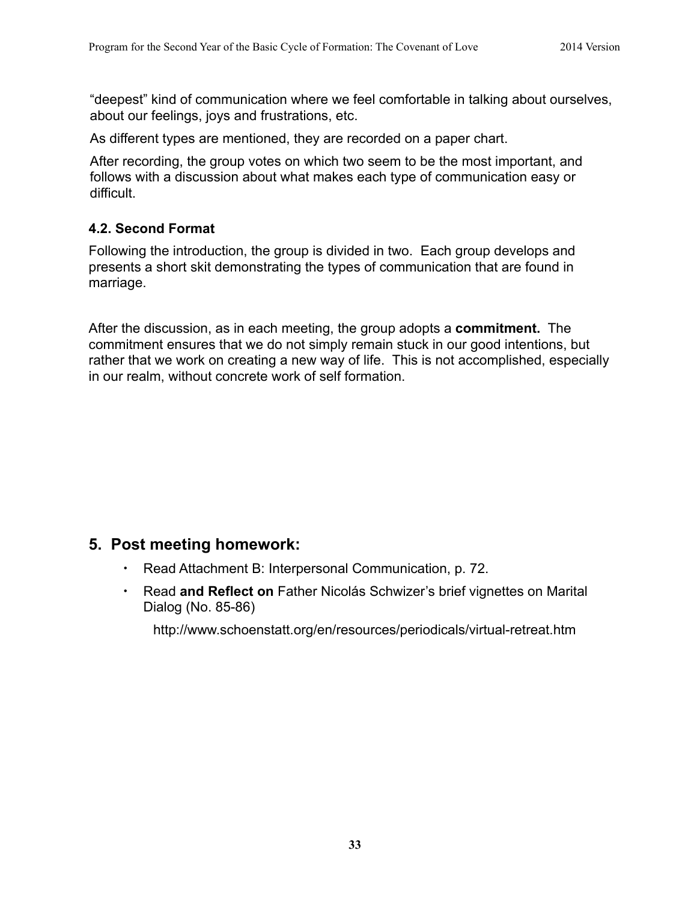"deepest" kind of communication where we feel comfortable in talking about ourselves, about our feelings, joys and frustrations, etc.

As different types are mentioned, they are recorded on a paper chart.

After recording, the group votes on which two seem to be the most important, and follows with a discussion about what makes each type of communication easy or difficult.

### 4.2. Second Format

Following the introduction, the group is divided in two. Each group develops and presents a short skit demonstrating the types of communication that are found in marriage.

After the discussion, as in each meeting, the group adopts a **commitment.** The commitment ensures that we do not simply remain stuck in our good intentions, but rather that we work on creating a new way of life. This is not accomplished, especially in our realm, without concrete work of self formation.

## 5. Post meeting homework:

- Read Attachment B: Interpersonal Communication, p. 72.
- Read **and Reflect on** Father Nicolás Schwizer's brief vignettes on Marital Dialog (No. 85-86)

  http://www.schoenstatt.org/en/resources/periodicals/virtual-retreat.htm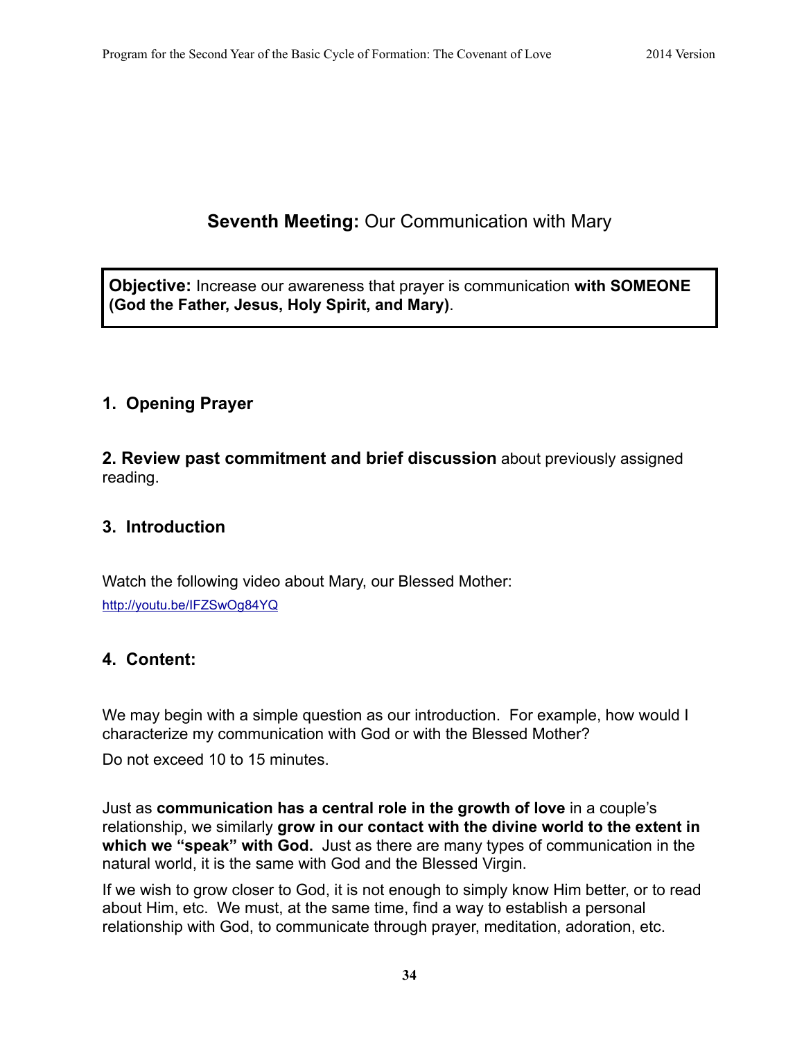## **Seventh Meeting:** Our Communication with Mary

**Objective:** Increase our awareness that prayer is communication **with SOMEONE (God the Father, Jesus, Holy Spirit, and Mary)**.

### 1. Opening Prayer

**2. Review past commitment and brief discussion** about previously assigned reading.

### 3. Introduction

Watch the following video about Mary, our Blessed Mother:
http://youtu.be/IFZSwOg84YQ

### 4. Content:

We may begin with a simple question as our introduction. For example, how would I characterize my communication with God or with the Blessed Mother?

Do not exceed 10 to 15 minutes.

Just as **communication has a central role in the growth of love** in a couple's relationship, we similarly **grow in our contact with the divine world to the extent in which we "speak" with God.** Just as there are many types of communication in the natural world, it is the same with God and the Blessed Virgin.

If we wish to grow closer to God, it is not enough to simply know Him better, or to read about Him, etc. We must, at the same time, find a way to establish a personal relationship with God, to communicate through prayer, meditation, adoration, etc.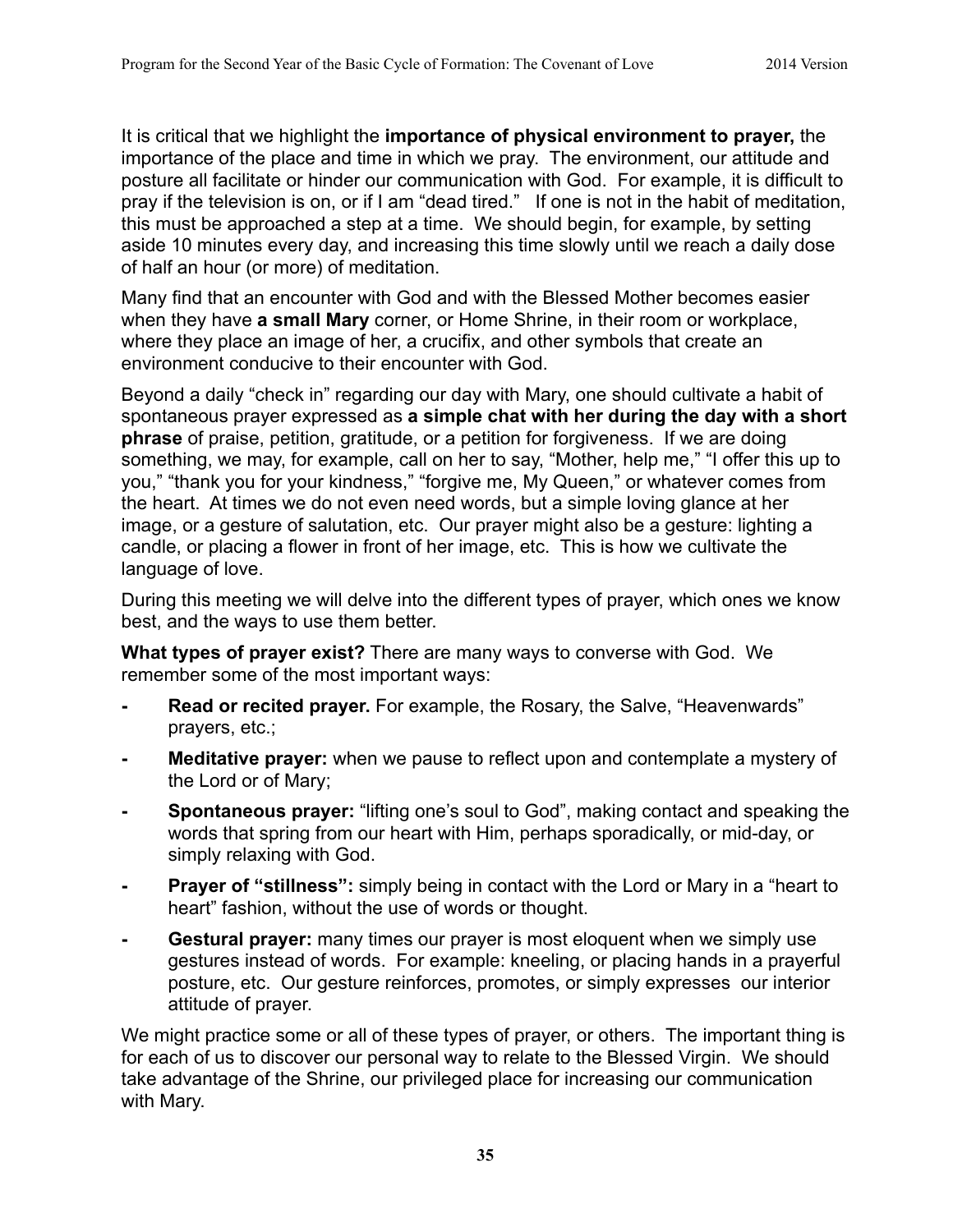It is critical that we highlight the **importance of physical environment to prayer,** the importance of the place and time in which we pray. The environment, our attitude and posture all facilitate or hinder our communication with God. For example, it is difficult to pray if the television is on, or if I am "dead tired." If one is not in the habit of meditation, this must be approached a step at a time. We should begin, for example, by setting aside 10 minutes every day, and increasing this time slowly until we reach a daily dose of half an hour (or more) of meditation.

Many find that an encounter with God and with the Blessed Mother becomes easier when they have **a small Mary** corner, or Home Shrine, in their room or workplace, where they place an image of her, a crucifix, and other symbols that create an environment conducive to their encounter with God.

Beyond a daily "check in" regarding our day with Mary, one should cultivate a habit of spontaneous prayer expressed as **a simple chat with her during the day with a short phrase** of praise, petition, gratitude, or a petition for forgiveness. If we are doing something, we may, for example, call on her to say, "Mother, help me," "I offer this up to you," "thank you for your kindness," "forgive me, My Queen," or whatever comes from the heart. At times we do not even need words, but a simple loving glance at her image, or a gesture of salutation, etc. Our prayer might also be a gesture: lighting a candle, or placing a flower in front of her image, etc. This is how we cultivate the language of love.

During this meeting we will delve into the different types of prayer, which ones we know best, and the ways to use them better.

**What types of prayer exist?** There are many ways to converse with God. We remember some of the most important ways:

- **Read or recited prayer.** For example, the Rosary, the Salve, "Heavenwards" prayers, etc.;
- **Meditative prayer:** when we pause to reflect upon and contemplate a mystery of the Lord or of Mary;
- **Spontaneous prayer:** "lifting one's soul to God", making contact and speaking the words that spring from our heart with Him, perhaps sporadically, or mid-day, or simply relaxing with God.
- **Prayer of "stillness":** simply being in contact with the Lord or Mary in a "heart to heart" fashion, without the use of words or thought.
- **Gestural prayer:** many times our prayer is most eloquent when we simply use gestures instead of words. For example: kneeling, or placing hands in a prayerful posture, etc. Our gesture reinforces, promotes, or simply expresses our interior attitude of prayer.

We might practice some or all of these types of prayer, or others. The important thing is for each of us to discover our personal way to relate to the Blessed Virgin. We should take advantage of the Shrine, our privileged place for increasing our communication with Mary.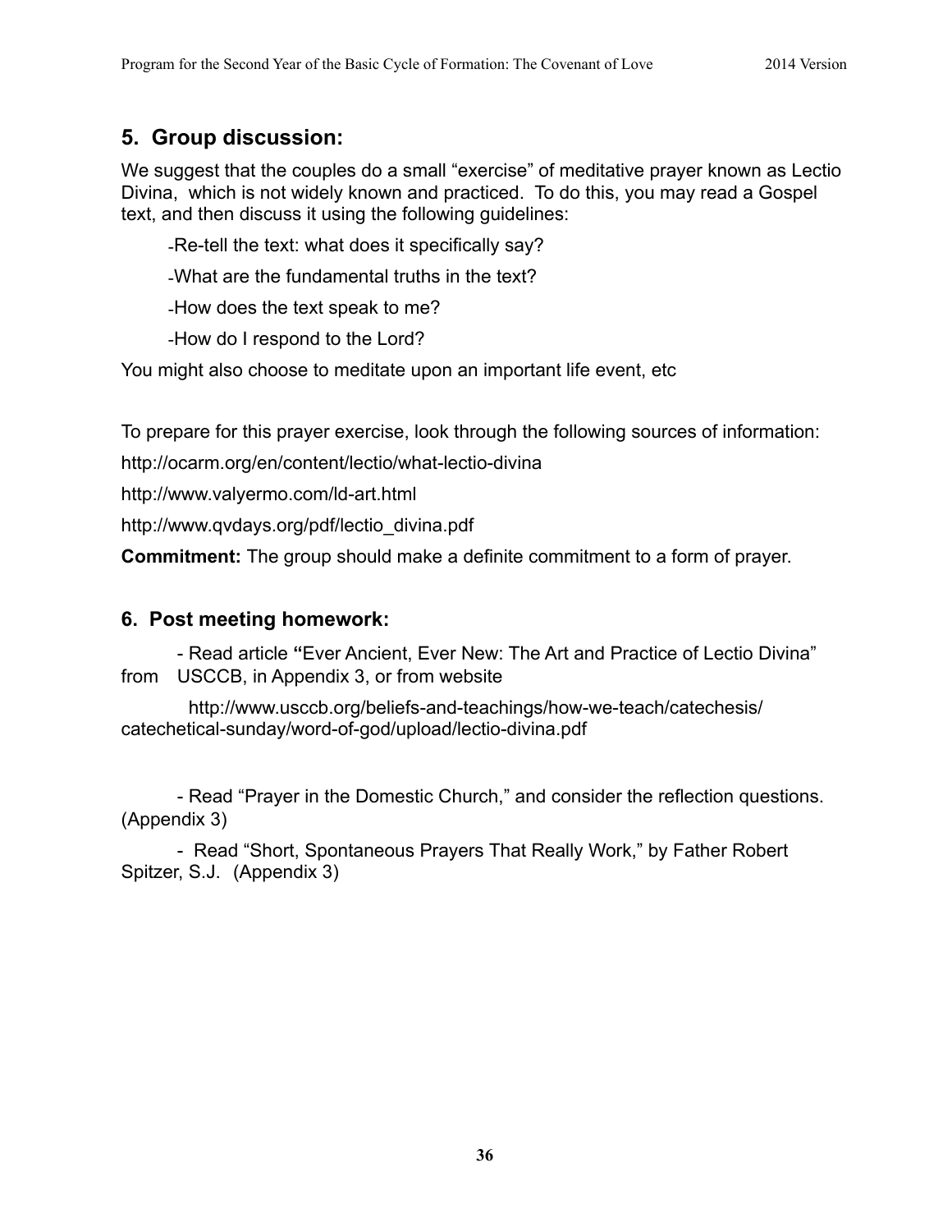## 5. Group discussion:

We suggest that the couples do a small "exercise" of meditative prayer known as Lectio Divina, which is not widely known and practiced. To do this, you may read a Gospel text, and then discuss it using the following guidelines:

- Re-tell the text: what does it specifically say?
- What are the fundamental truths in the text?
- How does the text speak to me?
- How do I respond to the Lord?

You might also choose to meditate upon an important life event, etc

To prepare for this prayer exercise, look through the following sources of information:

http://ocarm.org/en/content/lectio/what-lectio-divina

http://www.valyermo.com/ld-art.html

http://www.qvdays.org/pdf/lectio_divina.pdf

**Commitment:** The group should make a definite commitment to a form of prayer.

## 6. Post meeting homework:

- Read article **"**Ever Ancient, Ever New: The Art and Practice of Lectio Divina" from USCCB, in Appendix 3, or from website

  http://www.usccb.org/beliefs-and-teachings/how-we-teach/catechesis/catechetical-sunday/word-of-god/upload/lectio-divina.pdf

- Read "Prayer in the Domestic Church," and consider the reflection questions. (Appendix 3)

- Read "Short, Spontaneous Prayers That Really Work," by Father Robert Spitzer, S.J. (Appendix 3)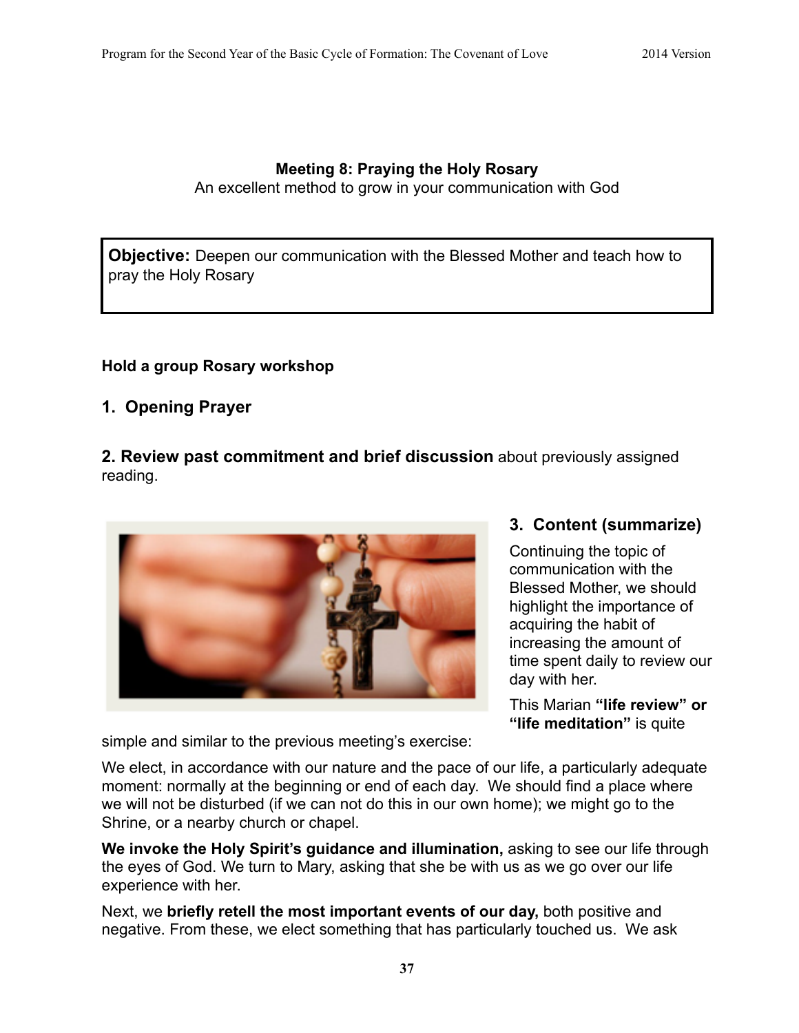**Meeting 8: Praying the Holy Rosary**

An excellent method to grow in your communication with God

**Objective:** Deepen our communication with the Blessed Mother and teach how to pray the Holy Rosary

**Hold a group Rosary workshop**

### 1. Opening Prayer

**2. Review past commitment and brief discussion** about previously assigned reading.

### 3. Content (summarize)

Continuing the topic of communication with the Blessed Mother, we should highlight the importance of acquiring the habit of increasing the amount of time spent daily to review our day with her.

This Marian **"life review" or "life meditation"** is quite simple and similar to the previous meeting's exercise:

We elect, in accordance with our nature and the pace of our life, a particularly adequate moment: normally at the beginning or end of each day. We should find a place where we will not be disturbed (if we can not do this in our own home); we might go to the Shrine, or a nearby church or chapel.

**We invoke the Holy Spirit's guidance and illumination,** asking to see our life through the eyes of God. We turn to Mary, asking that she be with us as we go over our life experience with her.

Next, we **briefly retell the most important events of our day,** both positive and negative. From these, we elect something that has particularly touched us. We ask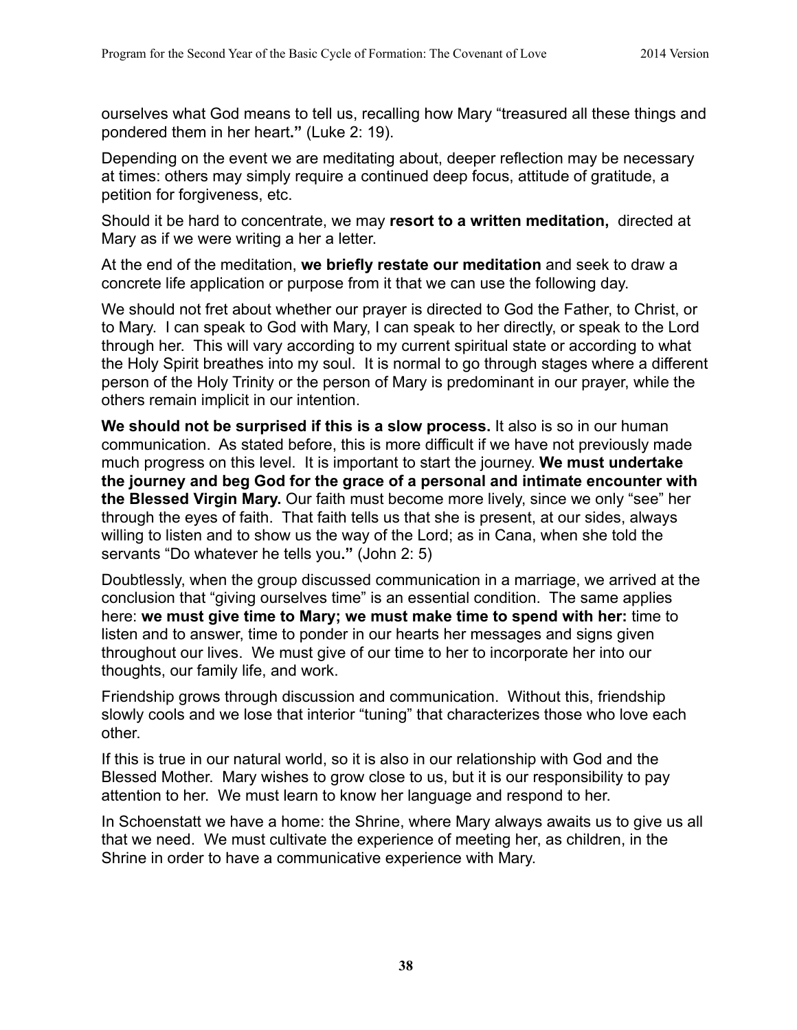ourselves what God means to tell us, recalling how Mary “treasured all these things and pondered them in her heart**.”** (Luke 2: 19).

Depending on the event we are meditating about, deeper reflection may be necessary at times: others may simply require a continued deep focus, attitude of gratitude, a petition for forgiveness, etc.

Should it be hard to concentrate, we may **resort to a written meditation,** directed at Mary as if we were writing a her a letter.

At the end of the meditation, **we briefly restate our meditation** and seek to draw a concrete life application or purpose from it that we can use the following day.

We should not fret about whether our prayer is directed to God the Father, to Christ, or to Mary. I can speak to God with Mary, I can speak to her directly, or speak to the Lord through her. This will vary according to my current spiritual state or according to what the Holy Spirit breathes into my soul. It is normal to go through stages where a different person of the Holy Trinity or the person of Mary is predominant in our prayer, while the others remain implicit in our intention.

**We should not be surprised if this is a slow process.** It also is so in our human communication. As stated before, this is more difficult if we have not previously made much progress on this level. It is important to start the journey. **We must undertake the journey and beg God for the grace of a personal and intimate encounter with the Blessed Virgin Mary.** Our faith must become more lively, since we only “see” her through the eyes of faith. That faith tells us that she is present, at our sides, always willing to listen and to show us the way of the Lord; as in Cana, when she told the servants “Do whatever he tells you**.”** (John 2: 5)

Doubtlessly, when the group discussed communication in a marriage, we arrived at the conclusion that “giving ourselves time” is an essential condition. The same applies here: **we must give time to Mary; we must make time to spend with her:** time to listen and to answer, time to ponder in our hearts her messages and signs given throughout our lives. We must give of our time to her to incorporate her into our thoughts, our family life, and work.

Friendship grows through discussion and communication. Without this, friendship slowly cools and we lose that interior “tuning” that characterizes those who love each other.

If this is true in our natural world, so it is also in our relationship with God and the Blessed Mother. Mary wishes to grow close to us, but it is our responsibility to pay attention to her. We must learn to know her language and respond to her.

In Schoenstatt we have a home: the Shrine, where Mary always awaits us to give us all that we need. We must cultivate the experience of meeting her, as children, in the Shrine in order to have a communicative experience with Mary.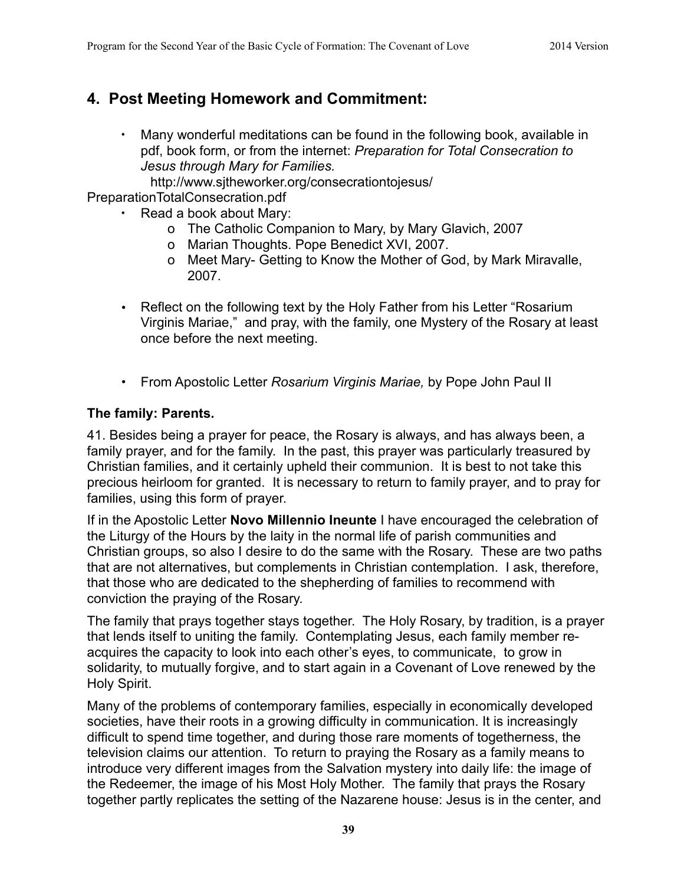## 4. Post Meeting Homework and Commitment:

- Many wonderful meditations can be found in the following book, available in pdf, book form, or from the internet: *Preparation for Total Consecration to Jesus through Mary for Families.*
  http://www.sjtheworker.org/consecrationtojesus/PreparationTotalConsecration.pdf
- Read a book about Mary:
  - The Catholic Companion to Mary, by Mary Glavich, 2007
  - Marian Thoughts. Pope Benedict XVI, 2007.
  - Meet Mary- Getting to Know the Mother of God, by Mark Miravalle, 2007.

- Reflect on the following text by the Holy Father from his Letter "Rosarium Virginis Mariae," and pray, with the family, one Mystery of the Rosary at least once before the next meeting.

- From Apostolic Letter *Rosarium Virginis Mariae,* by Pope John Paul II

**The family: Parents.**

41. Besides being a prayer for peace, the Rosary is always, and has always been, a family prayer, and for the family. In the past, this prayer was particularly treasured by Christian families, and it certainly upheld their communion. It is best to not take this precious heirloom for granted. It is necessary to return to family prayer, and to pray for families, using this form of prayer.

If in the Apostolic Letter **Novo Millennio Ineunte** I have encouraged the celebration of the Liturgy of the Hours by the laity in the normal life of parish communities and Christian groups, so also I desire to do the same with the Rosary. These are two paths that are not alternatives, but complements in Christian contemplation. I ask, therefore, that those who are dedicated to the shepherding of families to recommend with conviction the praying of the Rosary.

The family that prays together stays together. The Holy Rosary, by tradition, is a prayer that lends itself to uniting the family. Contemplating Jesus, each family member re-acquires the capacity to look into each other's eyes, to communicate, to grow in solidarity, to mutually forgive, and to start again in a Covenant of Love renewed by the Holy Spirit.

Many of the problems of contemporary families, especially in economically developed societies, have their roots in a growing difficulty in communication. It is increasingly difficult to spend time together, and during those rare moments of togetherness, the television claims our attention. To return to praying the Rosary as a family means to introduce very different images from the Salvation mystery into daily life: the image of the Redeemer, the image of his Most Holy Mother. The family that prays the Rosary together partly replicates the setting of the Nazarene house: Jesus is in the center, and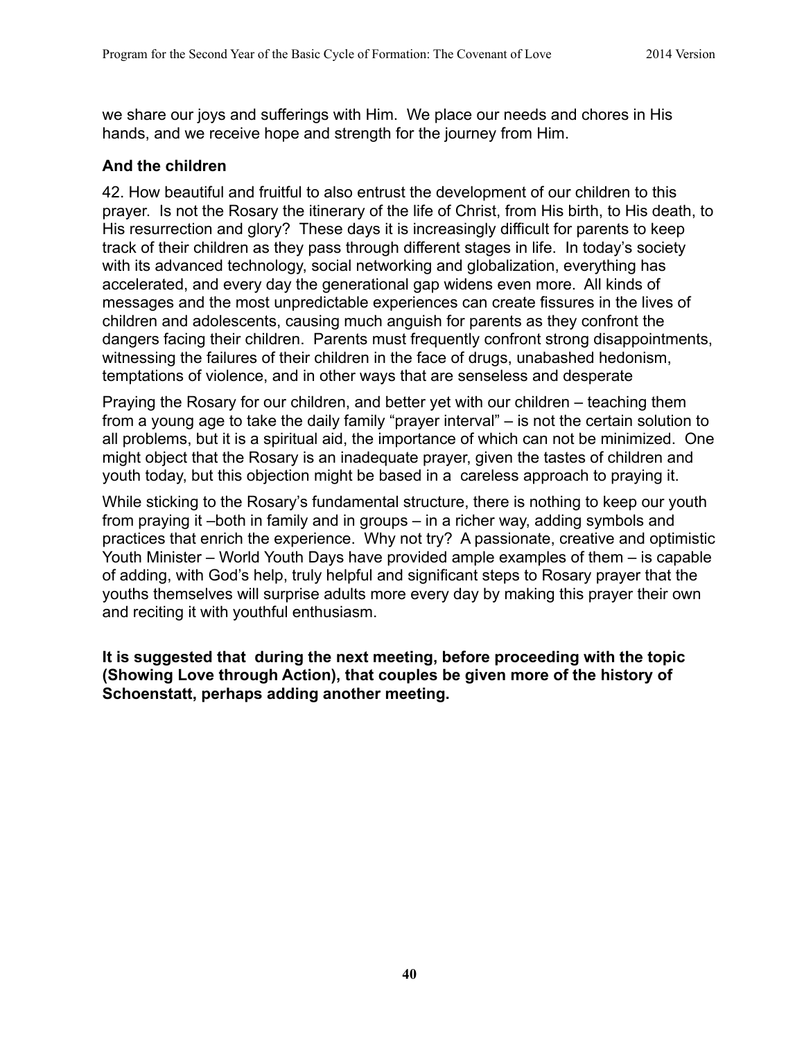we share our joys and sufferings with Him. We place our needs and chores in His hands, and we receive hope and strength for the journey from Him.

### And the children

42. How beautiful and fruitful to also entrust the development of our children to this prayer. Is not the Rosary the itinerary of the life of Christ, from His birth, to His death, to His resurrection and glory? These days it is increasingly difficult for parents to keep track of their children as they pass through different stages in life. In today's society with its advanced technology, social networking and globalization, everything has accelerated, and every day the generational gap widens even more. All kinds of messages and the most unpredictable experiences can create fissures in the lives of children and adolescents, causing much anguish for parents as they confront the dangers facing their children. Parents must frequently confront strong disappointments, witnessing the failures of their children in the face of drugs, unabashed hedonism, temptations of violence, and in other ways that are senseless and desperate

Praying the Rosary for our children, and better yet with our children – teaching them from a young age to take the daily family "prayer interval" – is not the certain solution to all problems, but it is a spiritual aid, the importance of which can not be minimized. One might object that the Rosary is an inadequate prayer, given the tastes of children and youth today, but this objection might be based in a careless approach to praying it.

While sticking to the Rosary's fundamental structure, there is nothing to keep our youth from praying it –both in family and in groups – in a richer way, adding symbols and practices that enrich the experience. Why not try? A passionate, creative and optimistic Youth Minister – World Youth Days have provided ample examples of them – is capable of adding, with God's help, truly helpful and significant steps to Rosary prayer that the youths themselves will surprise adults more every day by making this prayer their own and reciting it with youthful enthusiasm.

**It is suggested that during the next meeting, before proceeding with the topic (Showing Love through Action), that couples be given more of the history of Schoenstatt, perhaps adding another meeting.**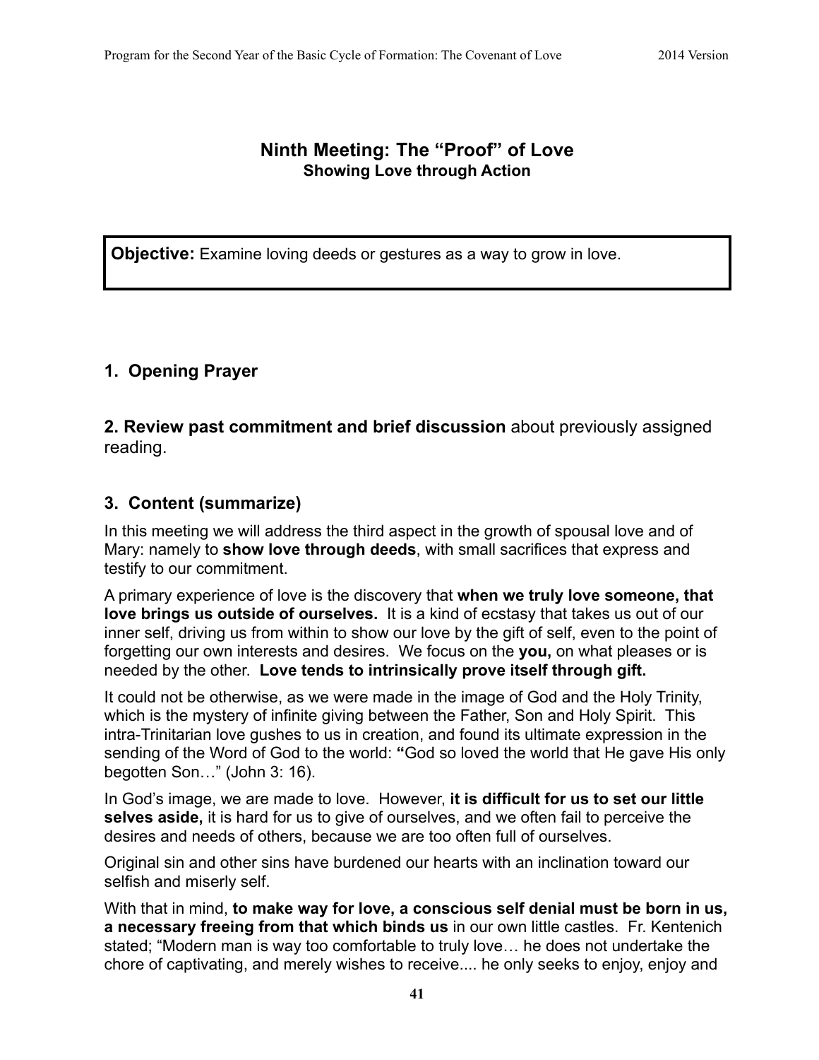## Ninth Meeting: The "Proof" of Love
### Showing Love through Action

**Objective:** Examine loving deeds or gestures as a way to grow in love.

### 1. Opening Prayer

**2. Review past commitment and brief discussion** about previously assigned reading.

### 3. Content (summarize)

In this meeting we will address the third aspect in the growth of spousal love and of Mary: namely to **show love through deeds**, with small sacrifices that express and testify to our commitment.

A primary experience of love is the discovery that **when we truly love someone, that love brings us outside of ourselves.** It is a kind of ecstasy that takes us out of our inner self, driving us from within to show our love by the gift of self, even to the point of forgetting our own interests and desires. We focus on the **you,** on what pleases or is needed by the other. **Love tends to intrinsically prove itself through gift.**

It could not be otherwise, as we were made in the image of God and the Holy Trinity, which is the mystery of infinite giving between the Father, Son and Holy Spirit. This intra-Trinitarian love gushes to us in creation, and found its ultimate expression in the sending of the Word of God to the world: **"**God so loved the world that He gave His only begotten Son…" (John 3: 16).

In God's image, we are made to love. However, **it is difficult for us to set our little selves aside,** it is hard for us to give of ourselves, and we often fail to perceive the desires and needs of others, because we are too often full of ourselves.

Original sin and other sins have burdened our hearts with an inclination toward our selfish and miserly self.

With that in mind, **to make way for love, a conscious self denial must be born in us, a necessary freeing from that which binds us** in our own little castles. Fr. Kentenich stated; "Modern man is way too comfortable to truly love… he does not undertake the chore of captivating, and merely wishes to receive.... he only seeks to enjoy, enjoy and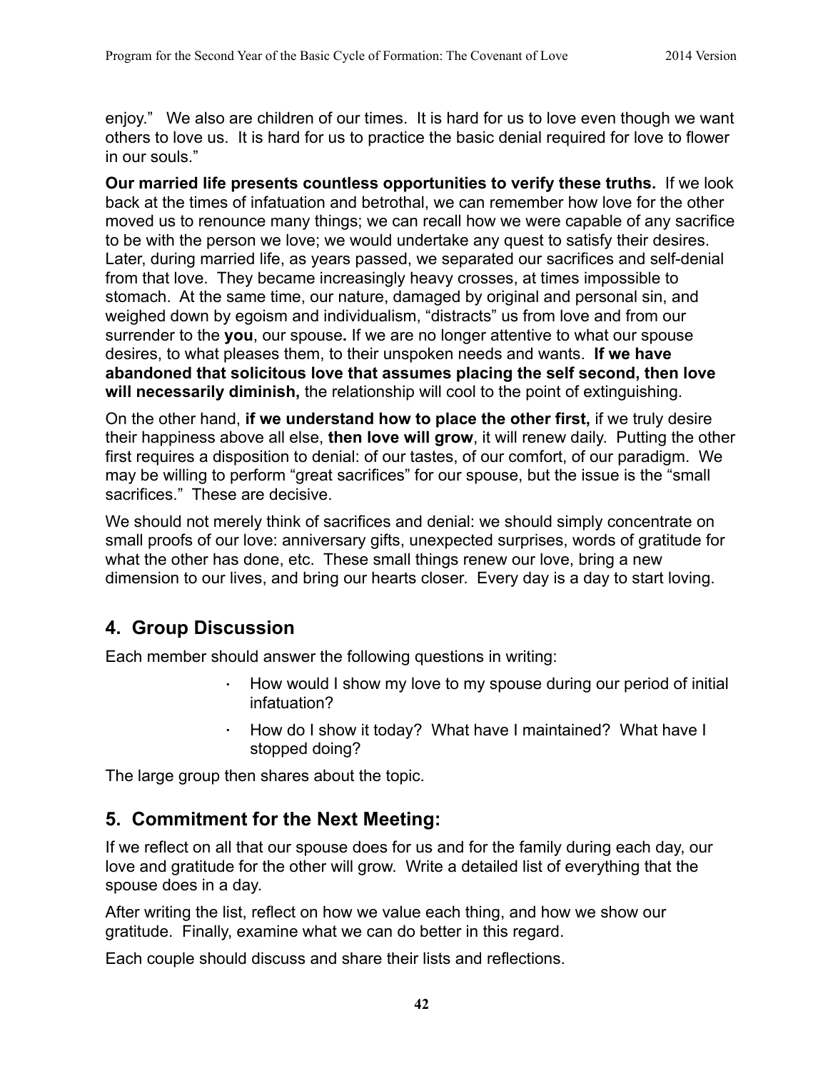enjoy." We also are children of our times. It is hard for us to love even though we want others to love us. It is hard for us to practice the basic denial required for love to flower in our souls."

**Our married life presents countless opportunities to verify these truths.** If we look back at the times of infatuation and betrothal, we can remember how love for the other moved us to renounce many things; we can recall how we were capable of any sacrifice to be with the person we love; we would undertake any quest to satisfy their desires. Later, during married life, as years passed, we separated our sacrifices and self-denial from that love. They became increasingly heavy crosses, at times impossible to stomach. At the same time, our nature, damaged by original and personal sin, and weighed down by egoism and individualism, "distracts" us from love and from our surrender to the **you**, our spouse**.** If we are no longer attentive to what our spouse desires, to what pleases them, to their unspoken needs and wants. **If we have abandoned that solicitous love that assumes placing the self second, then love will necessarily diminish,** the relationship will cool to the point of extinguishing.

On the other hand, **if we understand how to place the other first,** if we truly desire their happiness above all else, **then love will grow**, it will renew daily. Putting the other first requires a disposition to denial: of our tastes, of our comfort, of our paradigm. We may be willing to perform "great sacrifices" for our spouse, but the issue is the "small sacrifices." These are decisive.

We should not merely think of sacrifices and denial: we should simply concentrate on small proofs of our love: anniversary gifts, unexpected surprises, words of gratitude for what the other has done, etc. These small things renew our love, bring a new dimension to our lives, and bring our hearts closer. Every day is a day to start loving.

## 4. Group Discussion

Each member should answer the following questions in writing:

- How would I show my love to my spouse during our period of initial infatuation?
- How do I show it today? What have I maintained? What have I stopped doing?

The large group then shares about the topic.

## 5. Commitment for the Next Meeting:

If we reflect on all that our spouse does for us and for the family during each day, our love and gratitude for the other will grow. Write a detailed list of everything that the spouse does in a day.

After writing the list, reflect on how we value each thing, and how we show our gratitude. Finally, examine what we can do better in this regard.

Each couple should discuss and share their lists and reflections.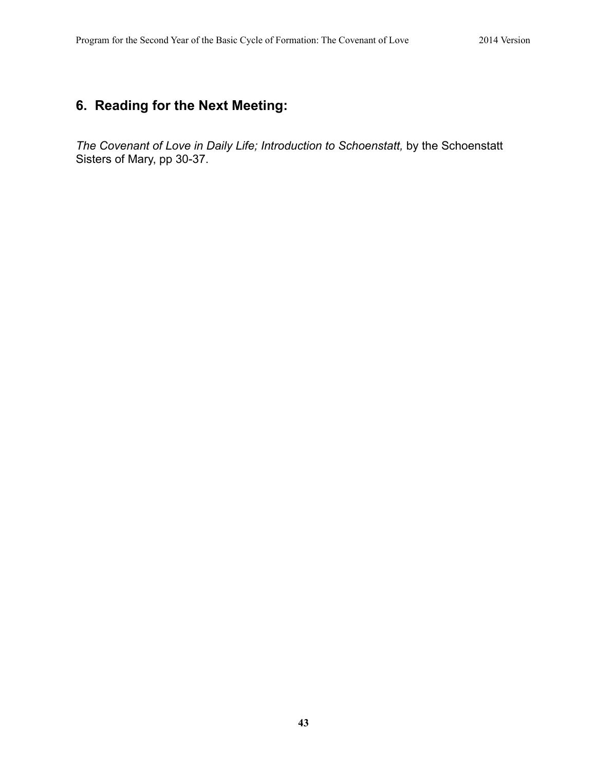## 6. Reading for the Next Meeting:

*The Covenant of Love in Daily Life; Introduction to Schoenstatt,* by the Schoenstatt Sisters of Mary, pp 30-37.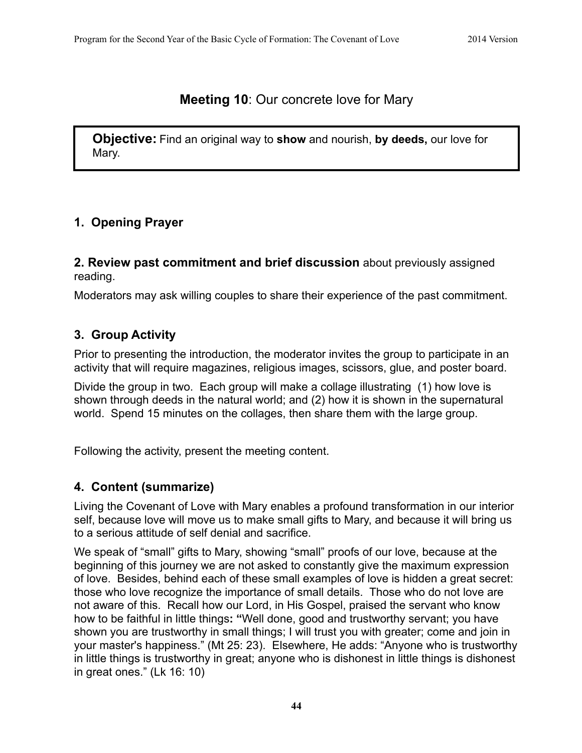## **Meeting 10**: Our concrete love for Mary

> **Objective:** Find an original way to **show** and nourish, **by deeds,** our love for Mary.

### 1. Opening Prayer

**2. Review past commitment and brief discussion** about previously assigned reading.

Moderators may ask willing couples to share their experience of the past commitment.

### 3. Group Activity

Prior to presenting the introduction, the moderator invites the group to participate in an activity that will require magazines, religious images, scissors, glue, and poster board.

Divide the group in two. Each group will make a collage illustrating (1) how love is shown through deeds in the natural world; and (2) how it is shown in the supernatural world. Spend 15 minutes on the collages, then share them with the large group.

Following the activity, present the meeting content.

### 4. Content (summarize)

Living the Covenant of Love with Mary enables a profound transformation in our interior self, because love will move us to make small gifts to Mary, and because it will bring us to a serious attitude of self denial and sacrifice.

We speak of "small" gifts to Mary, showing "small" proofs of our love, because at the beginning of this journey we are not asked to constantly give the maximum expression of love. Besides, behind each of these small examples of love is hidden a great secret: those who love recognize the importance of small details. Those who do not love are not aware of this. Recall how our Lord, in His Gospel, praised the servant who know how to be faithful in little things**: "**Well done, good and trustworthy servant; you have shown you are trustworthy in small things; I will trust you with greater; come and join in your master's happiness." (Mt 25: 23). Elsewhere, He adds: "Anyone who is trustworthy in little things is trustworthy in great; anyone who is dishonest in little things is dishonest in great ones." (Lk 16: 10)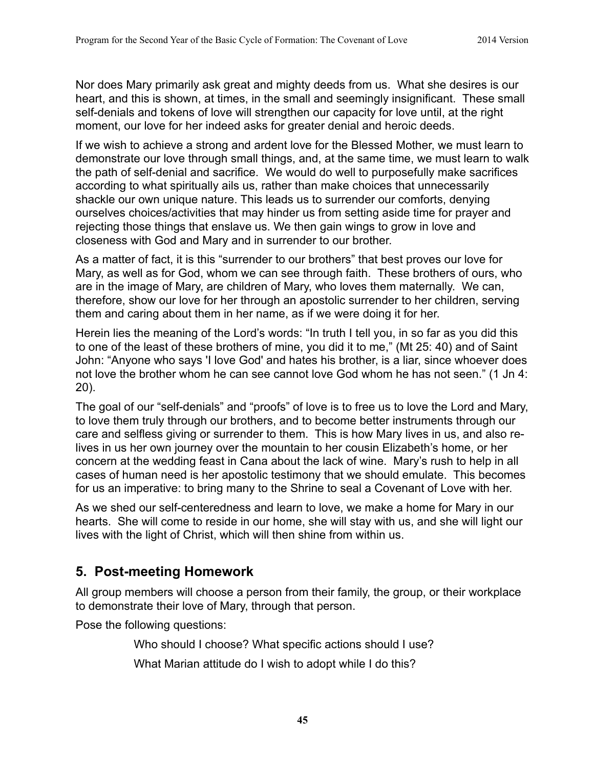Nor does Mary primarily ask great and mighty deeds from us. What she desires is our heart, and this is shown, at times, in the small and seemingly insignificant. These small self-denials and tokens of love will strengthen our capacity for love until, at the right moment, our love for her indeed asks for greater denial and heroic deeds.

If we wish to achieve a strong and ardent love for the Blessed Mother, we must learn to demonstrate our love through small things, and, at the same time, we must learn to walk the path of self-denial and sacrifice. We would do well to purposefully make sacrifices according to what spiritually ails us, rather than make choices that unnecessarily shackle our own unique nature. This leads us to surrender our comforts, denying ourselves choices/activities that may hinder us from setting aside time for prayer and rejecting those things that enslave us. We then gain wings to grow in love and closeness with God and Mary and in surrender to our brother.

As a matter of fact, it is this "surrender to our brothers" that best proves our love for Mary, as well as for God, whom we can see through faith. These brothers of ours, who are in the image of Mary, are children of Mary, who loves them maternally. We can, therefore, show our love for her through an apostolic surrender to her children, serving them and caring about them in her name, as if we were doing it for her.

Herein lies the meaning of the Lord's words: "In truth I tell you, in so far as you did this to one of the least of these brothers of mine, you did it to me," (Mt 25: 40) and of Saint John: "Anyone who says 'I love God' and hates his brother, is a liar, since whoever does not love the brother whom he can see cannot love God whom he has not seen." (1 Jn 4: 20).

The goal of our "self-denials" and "proofs" of love is to free us to love the Lord and Mary, to love them truly through our brothers, and to become better instruments through our care and selfless giving or surrender to them. This is how Mary lives in us, and also re-lives in us her own journey over the mountain to her cousin Elizabeth's home, or her concern at the wedding feast in Cana about the lack of wine. Mary's rush to help in all cases of human need is her apostolic testimony that we should emulate. This becomes for us an imperative: to bring many to the Shrine to seal a Covenant of Love with her.

As we shed our self-centeredness and learn to love, we make a home for Mary in our hearts. She will come to reside in our home, she will stay with us, and she will light our lives with the light of Christ, which will then shine from within us.

## 5. Post-meeting Homework

All group members will choose a person from their family, the group, or their workplace to demonstrate their love of Mary, through that person.

Pose the following questions:

> Who should I choose? What specific actions should I use?
>
> What Marian attitude do I wish to adopt while I do this?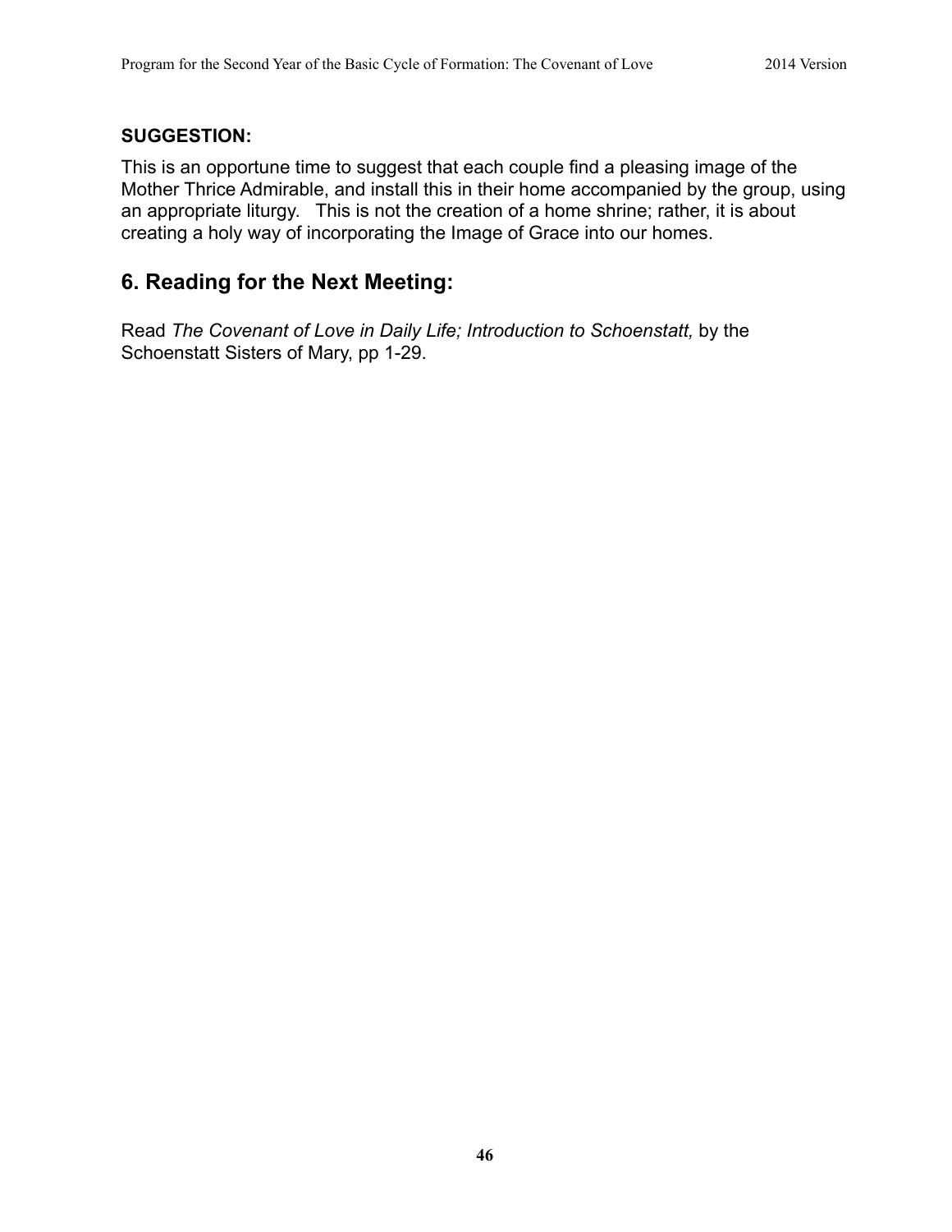**SUGGESTION:**

This is an opportune time to suggest that each couple find a pleasing image of the Mother Thrice Admirable, and install this in their home accompanied by the group, using an appropriate liturgy. This is not the creation of a home shrine; rather, it is about creating a holy way of incorporating the Image of Grace into our homes.

## 6. Reading for the Next Meeting:

Read *The Covenant of Love in Daily Life; Introduction to Schoenstatt,* by the Schoenstatt Sisters of Mary, pp 1-29.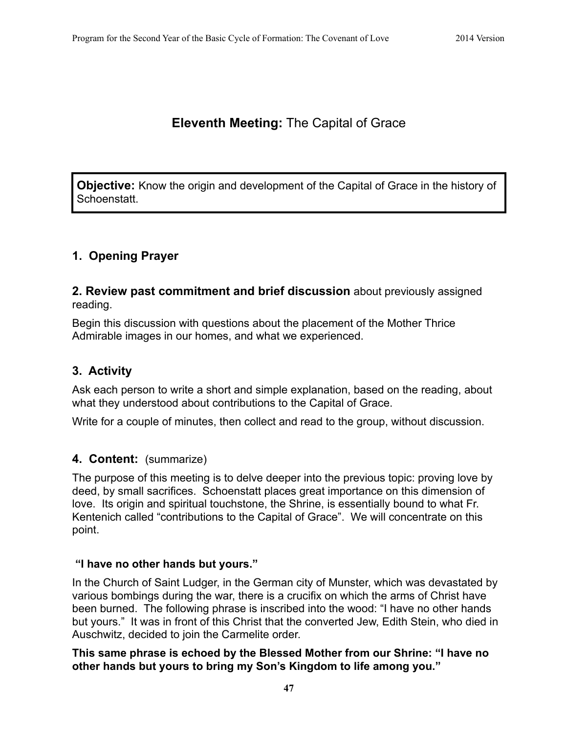## **Eleventh Meeting:** The Capital of Grace

**Objective:** Know the origin and development of the Capital of Grace in the history of Schoenstatt.

### 1. Opening Prayer

### 2. Review past commitment and brief discussion about previously assigned reading.

Begin this discussion with questions about the placement of the Mother Thrice Admirable images in our homes, and what we experienced.

### 3. Activity

Ask each person to write a short and simple explanation, based on the reading, about what they understood about contributions to the Capital of Grace.

Write for a couple of minutes, then collect and read to the group, without discussion.

### 4. Content: (summarize)

The purpose of this meeting is to delve deeper into the previous topic: proving love by deed, by small sacrifices. Schoenstatt places great importance on this dimension of love. Its origin and spiritual touchstone, the Shrine, is essentially bound to what Fr. Kentenich called "contributions to the Capital of Grace". We will concentrate on this point.

#### "I have no other hands but yours."

In the Church of Saint Ludger, in the German city of Munster, which was devastated by various bombings during the war, there is a crucifix on which the arms of Christ have been burned. The following phrase is inscribed into the wood: "I have no other hands but yours." It was in front of this Christ that the converted Jew, Edith Stein, who died in Auschwitz, decided to join the Carmelite order.

**This same phrase is echoed by the Blessed Mother from our Shrine: "I have no other hands but yours to bring my Son's Kingdom to life among you."**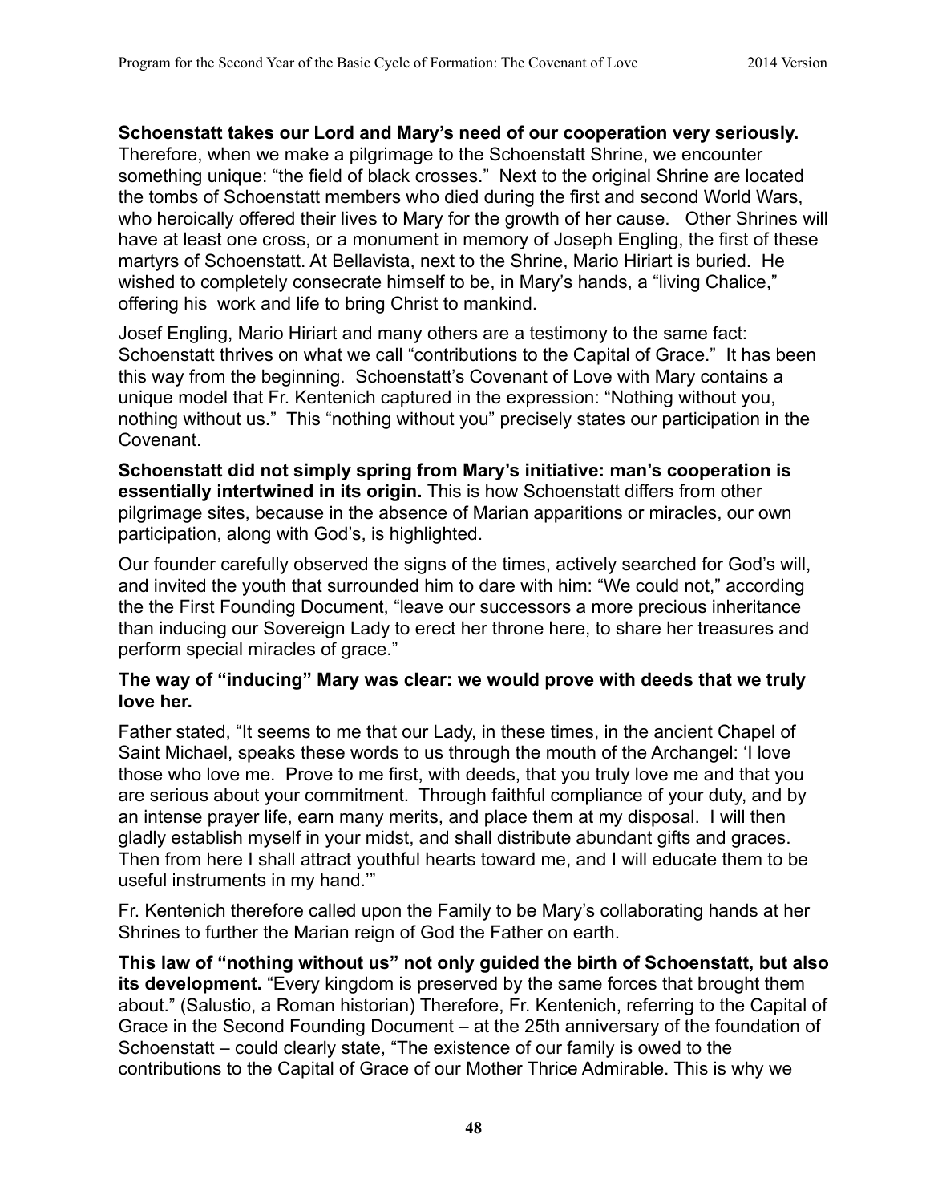**Schoenstatt takes our Lord and Mary's need of our cooperation very seriously.** Therefore, when we make a pilgrimage to the Schoenstatt Shrine, we encounter something unique: "the field of black crosses." Next to the original Shrine are located the tombs of Schoenstatt members who died during the first and second World Wars, who heroically offered their lives to Mary for the growth of her cause. Other Shrines will have at least one cross, or a monument in memory of Joseph Engling, the first of these martyrs of Schoenstatt. At Bellavista, next to the Shrine, Mario Hiriart is buried. He wished to completely consecrate himself to be, in Mary's hands, a "living Chalice," offering his work and life to bring Christ to mankind.

Josef Engling, Mario Hiriart and many others are a testimony to the same fact: Schoenstatt thrives on what we call "contributions to the Capital of Grace." It has been this way from the beginning. Schoenstatt's Covenant of Love with Mary contains a unique model that Fr. Kentenich captured in the expression: "Nothing without you, nothing without us." This "nothing without you" precisely states our participation in the Covenant.

**Schoenstatt did not simply spring from Mary's initiative: man's cooperation is essentially intertwined in its origin.** This is how Schoenstatt differs from other pilgrimage sites, because in the absence of Marian apparitions or miracles, our own participation, along with God's, is highlighted.

Our founder carefully observed the signs of the times, actively searched for God's will, and invited the youth that surrounded him to dare with him: "We could not," according the the First Founding Document, "leave our successors a more precious inheritance than inducing our Sovereign Lady to erect her throne here, to share her treasures and perform special miracles of grace."

**The way of "inducing" Mary was clear: we would prove with deeds that we truly love her.**

Father stated, "It seems to me that our Lady, in these times, in the ancient Chapel of Saint Michael, speaks these words to us through the mouth of the Archangel: 'I love those who love me. Prove to me first, with deeds, that you truly love me and that you are serious about your commitment. Through faithful compliance of your duty, and by an intense prayer life, earn many merits, and place them at my disposal. I will then gladly establish myself in your midst, and shall distribute abundant gifts and graces. Then from here I shall attract youthful hearts toward me, and I will educate them to be useful instruments in my hand.'"

Fr. Kentenich therefore called upon the Family to be Mary's collaborating hands at her Shrines to further the Marian reign of God the Father on earth.

**This law of "nothing without us" not only guided the birth of Schoenstatt, but also its development.** "Every kingdom is preserved by the same forces that brought them about." (Salustio, a Roman historian) Therefore, Fr. Kentenich, referring to the Capital of Grace in the Second Founding Document – at the 25th anniversary of the foundation of Schoenstatt – could clearly state, "The existence of our family is owed to the contributions to the Capital of Grace of our Mother Thrice Admirable. This is why we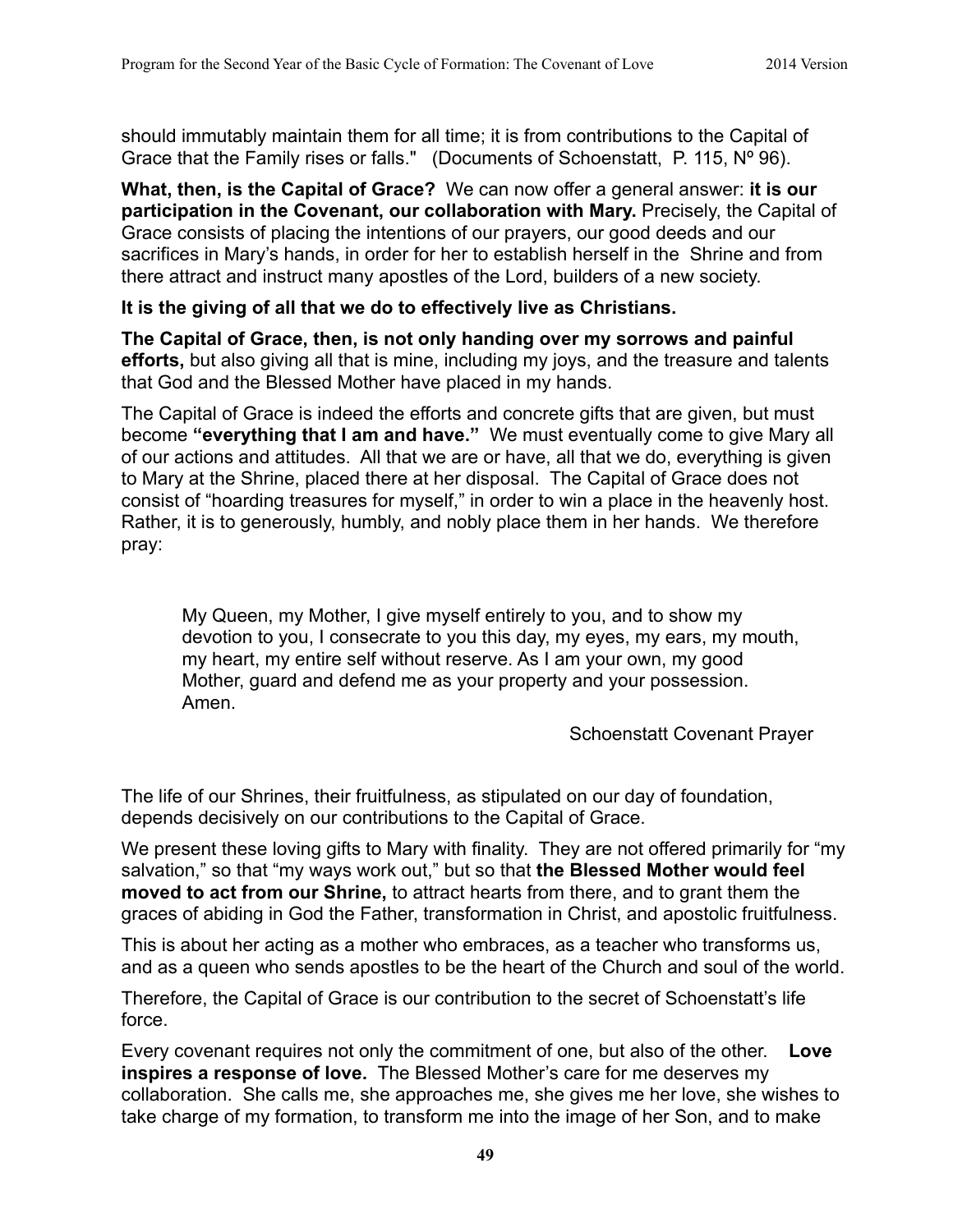should immutably maintain them for all time; it is from contributions to the Capital of Grace that the Family rises or falls." (Documents of Schoenstatt, P. 115, Nº 96).

**What, then, is the Capital of Grace?** We can now offer a general answer: **it is our participation in the Covenant, our collaboration with Mary.** Precisely, the Capital of Grace consists of placing the intentions of our prayers, our good deeds and our sacrifices in Mary's hands, in order for her to establish herself in the Shrine and from there attract and instruct many apostles of the Lord, builders of a new society.

**It is the giving of all that we do to effectively live as Christians.**

**The Capital of Grace, then, is not only handing over my sorrows and painful efforts,** but also giving all that is mine, including my joys, and the treasure and talents that God and the Blessed Mother have placed in my hands.

The Capital of Grace is indeed the efforts and concrete gifts that are given, but must become **"everything that I am and have."** We must eventually come to give Mary all of our actions and attitudes. All that we are or have, all that we do, everything is given to Mary at the Shrine, placed there at her disposal. The Capital of Grace does not consist of "hoarding treasures for myself," in order to win a place in the heavenly host. Rather, it is to generously, humbly, and nobly place them in her hands. We therefore pray:

> My Queen, my Mother, I give myself entirely to you, and to show my devotion to you, I consecrate to you this day, my eyes, my ears, my mouth, my heart, my entire self without reserve. As I am your own, my good Mother, guard and defend me as your property and your possession. Amen.
>
> Schoenstatt Covenant Prayer

The life of our Shrines, their fruitfulness, as stipulated on our day of foundation, depends decisively on our contributions to the Capital of Grace.

We present these loving gifts to Mary with finality. They are not offered primarily for "my salvation," so that "my ways work out," but so that **the Blessed Mother would feel moved to act from our Shrine,** to attract hearts from there, and to grant them the graces of abiding in God the Father, transformation in Christ, and apostolic fruitfulness.

This is about her acting as a mother who embraces, as a teacher who transforms us, and as a queen who sends apostles to be the heart of the Church and soul of the world.

Therefore, the Capital of Grace is our contribution to the secret of Schoenstatt's life force.

Every covenant requires not only the commitment of one, but also of the other. **Love inspires a response of love.** The Blessed Mother's care for me deserves my collaboration. She calls me, she approaches me, she gives me her love, she wishes to take charge of my formation, to transform me into the image of her Son, and to make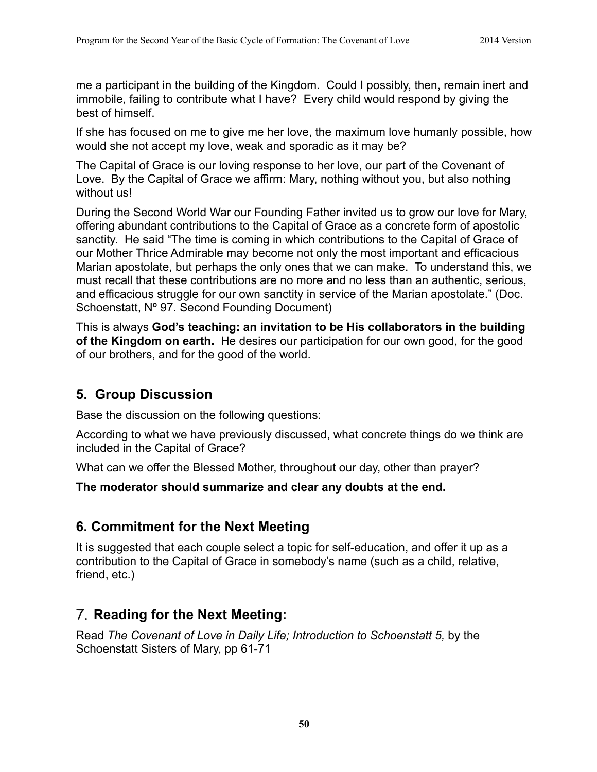me a participant in the building of the Kingdom. Could I possibly, then, remain inert and immobile, failing to contribute what I have? Every child would respond by giving the best of himself.

If she has focused on me to give me her love, the maximum love humanly possible, how would she not accept my love, weak and sporadic as it may be?

The Capital of Grace is our loving response to her love, our part of the Covenant of Love. By the Capital of Grace we affirm: Mary, nothing without you, but also nothing without us!

During the Second World War our Founding Father invited us to grow our love for Mary, offering abundant contributions to the Capital of Grace as a concrete form of apostolic sanctity. He said "The time is coming in which contributions to the Capital of Grace of our Mother Thrice Admirable may become not only the most important and efficacious Marian apostolate, but perhaps the only ones that we can make. To understand this, we must recall that these contributions are no more and no less than an authentic, serious, and efficacious struggle for our own sanctity in service of the Marian apostolate." (Doc. Schoenstatt, Nº 97. Second Founding Document)

This is always **God's teaching: an invitation to be His collaborators in the building of the Kingdom on earth.** He desires our participation for our own good, for the good of our brothers, and for the good of the world.

## 5. Group Discussion

Base the discussion on the following questions:

According to what we have previously discussed, what concrete things do we think are included in the Capital of Grace?

What can we offer the Blessed Mother, throughout our day, other than prayer?

**The moderator should summarize and clear any doubts at the end.**

## 6. Commitment for the Next Meeting

It is suggested that each couple select a topic for self-education, and offer it up as a contribution to the Capital of Grace in somebody's name (such as a child, relative, friend, etc.)

## 7. Reading for the Next Meeting:

Read *The Covenant of Love in Daily Life; Introduction to Schoenstatt 5,* by the Schoenstatt Sisters of Mary, pp 61-71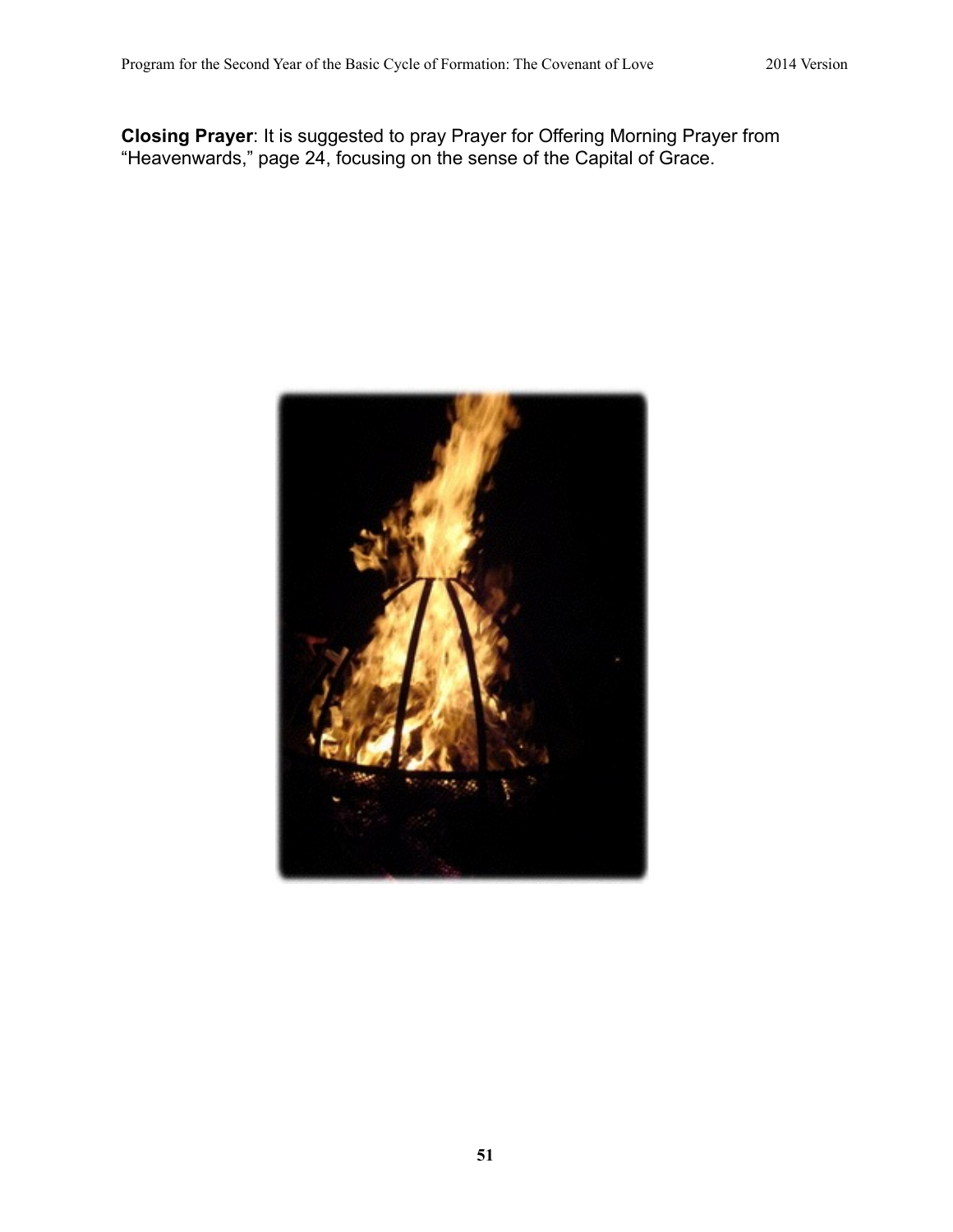**Closing Prayer**: It is suggested to pray Prayer for Offering Morning Prayer from "Heavenwards," page 24, focusing on the sense of the Capital of Grace.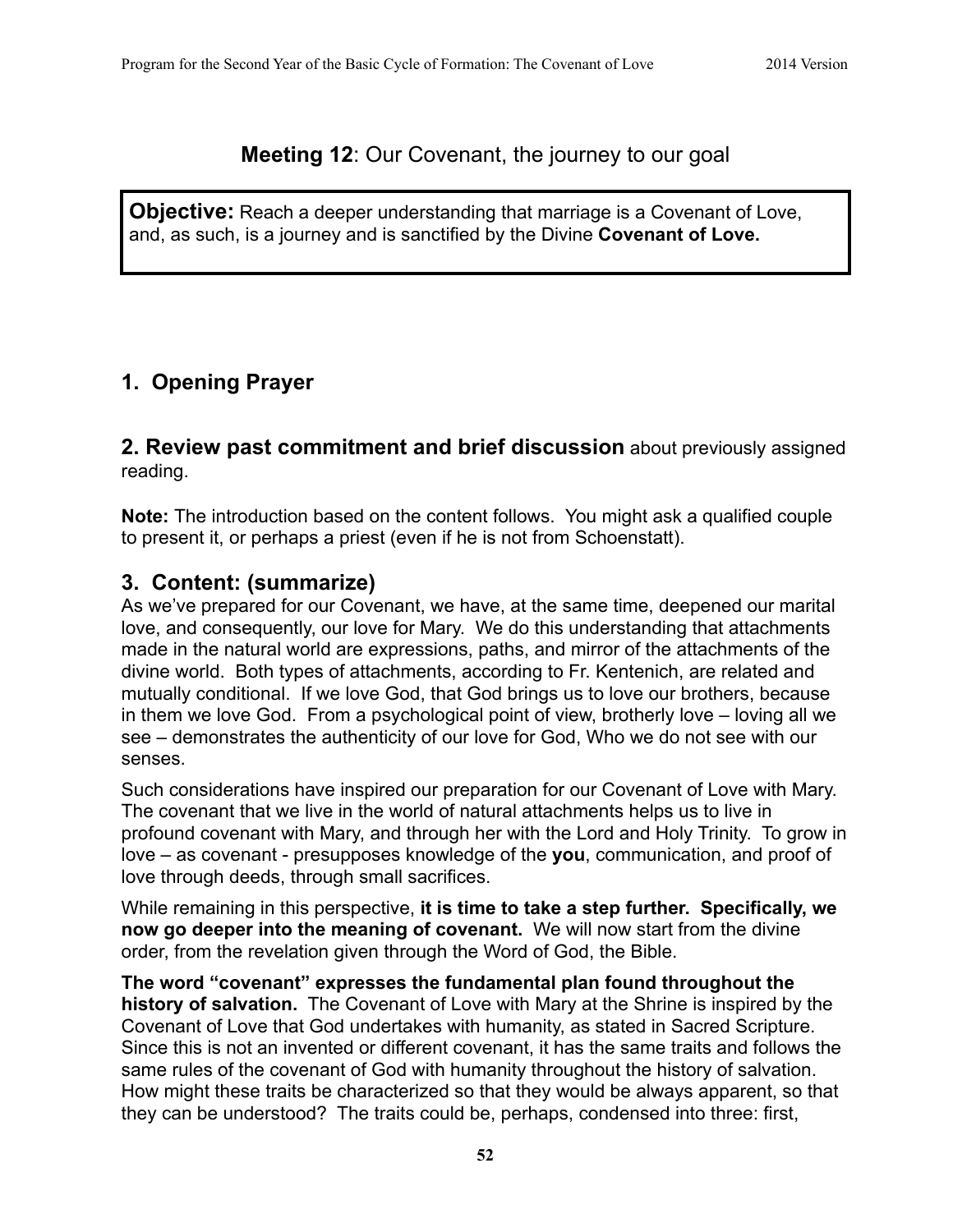## **Meeting 12**: Our Covenant, the journey to our goal

> **Objective:** Reach a deeper understanding that marriage is a Covenant of Love, and, as such, is a journey and is sanctified by the Divine **Covenant of Love.**

### 1. Opening Prayer

### 2. Review past commitment and brief discussion about previously assigned reading.

**Note:** The introduction based on the content follows. You might ask a qualified couple to present it, or perhaps a priest (even if he is not from Schoenstatt).

### 3. Content: (summarize)

As we've prepared for our Covenant, we have, at the same time, deepened our marital love, and consequently, our love for Mary. We do this understanding that attachments made in the natural world are expressions, paths, and mirror of the attachments of the divine world. Both types of attachments, according to Fr. Kentenich, are related and mutually conditional. If we love God, that God brings us to love our brothers, because in them we love God. From a psychological point of view, brotherly love – loving all we see – demonstrates the authenticity of our love for God, Who we do not see with our senses.

Such considerations have inspired our preparation for our Covenant of Love with Mary. The covenant that we live in the world of natural attachments helps us to live in profound covenant with Mary, and through her with the Lord and Holy Trinity. To grow in love – as covenant - presupposes knowledge of the **you**, communication, and proof of love through deeds, through small sacrifices.

While remaining in this perspective, **it is time to take a step further. Specifically, we now go deeper into the meaning of covenant.** We will now start from the divine order, from the revelation given through the Word of God, the Bible.

**The word "covenant" expresses the fundamental plan found throughout the history of salvation.** The Covenant of Love with Mary at the Shrine is inspired by the Covenant of Love that God undertakes with humanity, as stated in Sacred Scripture. Since this is not an invented or different covenant, it has the same traits and follows the same rules of the covenant of God with humanity throughout the history of salvation. How might these traits be characterized so that they would be always apparent, so that they can be understood? The traits could be, perhaps, condensed into three: first,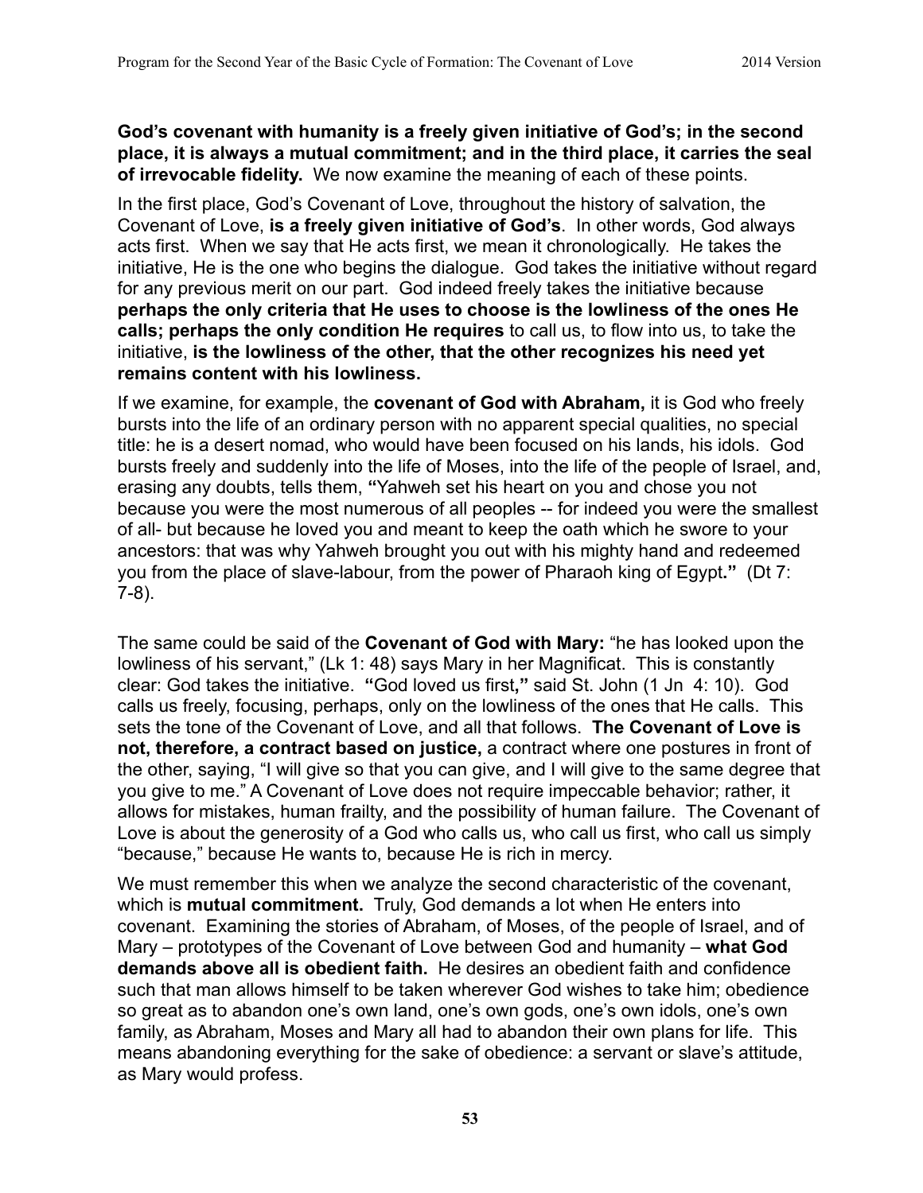**God's covenant with humanity is a freely given initiative of God's; in the second place, it is always a mutual commitment; and in the third place, it carries the seal of irrevocable fidelity.** We now examine the meaning of each of these points.

In the first place, God's Covenant of Love, throughout the history of salvation, the Covenant of Love, **is a freely given initiative of God's**. In other words, God always acts first. When we say that He acts first, we mean it chronologically. He takes the initiative, He is the one who begins the dialogue. God takes the initiative without regard for any previous merit on our part. God indeed freely takes the initiative because **perhaps the only criteria that He uses to choose is the lowliness of the ones He calls; perhaps the only condition He requires** to call us, to flow into us, to take the initiative, **is the lowliness of the other, that the other recognizes his need yet remains content with his lowliness.**

If we examine, for example, the **covenant of God with Abraham,** it is God who freely bursts into the life of an ordinary person with no apparent special qualities, no special title: he is a desert nomad, who would have been focused on his lands, his idols. God bursts freely and suddenly into the life of Moses, into the life of the people of Israel, and, erasing any doubts, tells them, **"**Yahweh set his heart on you and chose you not because you were the most numerous of all peoples -- for indeed you were the smallest of all- but because he loved you and meant to keep the oath which he swore to your ancestors: that was why Yahweh brought you out with his mighty hand and redeemed you from the place of slave-labour, from the power of Pharaoh king of Egypt**."** (Dt 7: 7-8).

The same could be said of the **Covenant of God with Mary:** "he has looked upon the lowliness of his servant," (Lk 1: 48) says Mary in her Magnificat. This is constantly clear: God takes the initiative. **"**God loved us first**,"** said St. John (1 Jn 4: 10). God calls us freely, focusing, perhaps, only on the lowliness of the ones that He calls. This sets the tone of the Covenant of Love, and all that follows. **The Covenant of Love is not, therefore, a contract based on justice,** a contract where one postures in front of the other, saying, "I will give so that you can give, and I will give to the same degree that you give to me." A Covenant of Love does not require impeccable behavior; rather, it allows for mistakes, human frailty, and the possibility of human failure. The Covenant of Love is about the generosity of a God who calls us, who call us first, who call us simply "because," because He wants to, because He is rich in mercy.

We must remember this when we analyze the second characteristic of the covenant, which is **mutual commitment.** Truly, God demands a lot when He enters into covenant. Examining the stories of Abraham, of Moses, of the people of Israel, and of Mary – prototypes of the Covenant of Love between God and humanity – **what God demands above all is obedient faith.** He desires an obedient faith and confidence such that man allows himself to be taken wherever God wishes to take him; obedience so great as to abandon one's own land, one's own gods, one's own idols, one's own family, as Abraham, Moses and Mary all had to abandon their own plans for life. This means abandoning everything for the sake of obedience: a servant or slave's attitude, as Mary would profess.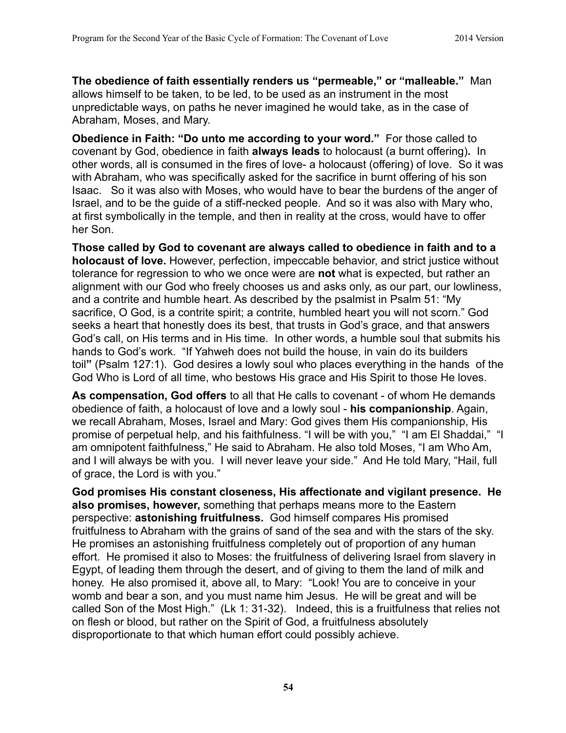**The obedience of faith essentially renders us "permeable," or "malleable."** Man allows himself to be taken, to be led, to be used as an instrument in the most unpredictable ways, on paths he never imagined he would take, as in the case of Abraham, Moses, and Mary.

**Obedience in Faith: "Do unto me according to your word."** For those called to covenant by God, obedience in faith **always leads** to holocaust (a burnt offering)**.** In other words, all is consumed in the fires of love- a holocaust (offering) of love. So it was with Abraham, who was specifically asked for the sacrifice in burnt offering of his son Isaac. So it was also with Moses, who would have to bear the burdens of the anger of Israel, and to be the guide of a stiff-necked people. And so it was also with Mary who, at first symbolically in the temple, and then in reality at the cross, would have to offer her Son.

**Those called by God to covenant are always called to obedience in faith and to a holocaust of love.** However, perfection, impeccable behavior, and strict justice without tolerance for regression to who we once were are **not** what is expected, but rather an alignment with our God who freely chooses us and asks only, as our part, our lowliness, and a contrite and humble heart. As described by the psalmist in Psalm 51: "My sacrifice, O God, is a contrite spirit; a contrite, humbled heart you will not scorn." God seeks a heart that honestly does its best, that trusts in God's grace, and that answers God's call, on His terms and in His time. In other words, a humble soul that submits his hands to God's work. "If Yahweh does not build the house, in vain do its builders toil**"** (Psalm 127:1). God desires a lowly soul who places everything in the hands of the God Who is Lord of all time, who bestows His grace and His Spirit to those He loves.

**As compensation, God offers** to all that He calls to covenant - of whom He demands obedience of faith, a holocaust of love and a lowly soul - **his companionship**. Again, we recall Abraham, Moses, Israel and Mary: God gives them His companionship, His promise of perpetual help, and his faithfulness. "I will be with you," "I am El Shaddai," "I am omnipotent faithfulness," He said to Abraham. He also told Moses, "I am Who Am, and I will always be with you. I will never leave your side." And He told Mary, "Hail, full of grace, the Lord is with you."

**God promises His constant closeness, His affectionate and vigilant presence. He also promises, however,** something that perhaps means more to the Eastern perspective: **astonishing fruitfulness.** God himself compares His promised fruitfulness to Abraham with the grains of sand of the sea and with the stars of the sky. He promises an astonishing fruitfulness completely out of proportion of any human effort. He promised it also to Moses: the fruitfulness of delivering Israel from slavery in Egypt, of leading them through the desert, and of giving to them the land of milk and honey. He also promised it, above all, to Mary: "Look! You are to conceive in your womb and bear a son, and you must name him Jesus. He will be great and will be called Son of the Most High." (Lk 1: 31-32). Indeed, this is a fruitfulness that relies not on flesh or blood, but rather on the Spirit of God, a fruitfulness absolutely disproportionate to that which human effort could possibly achieve.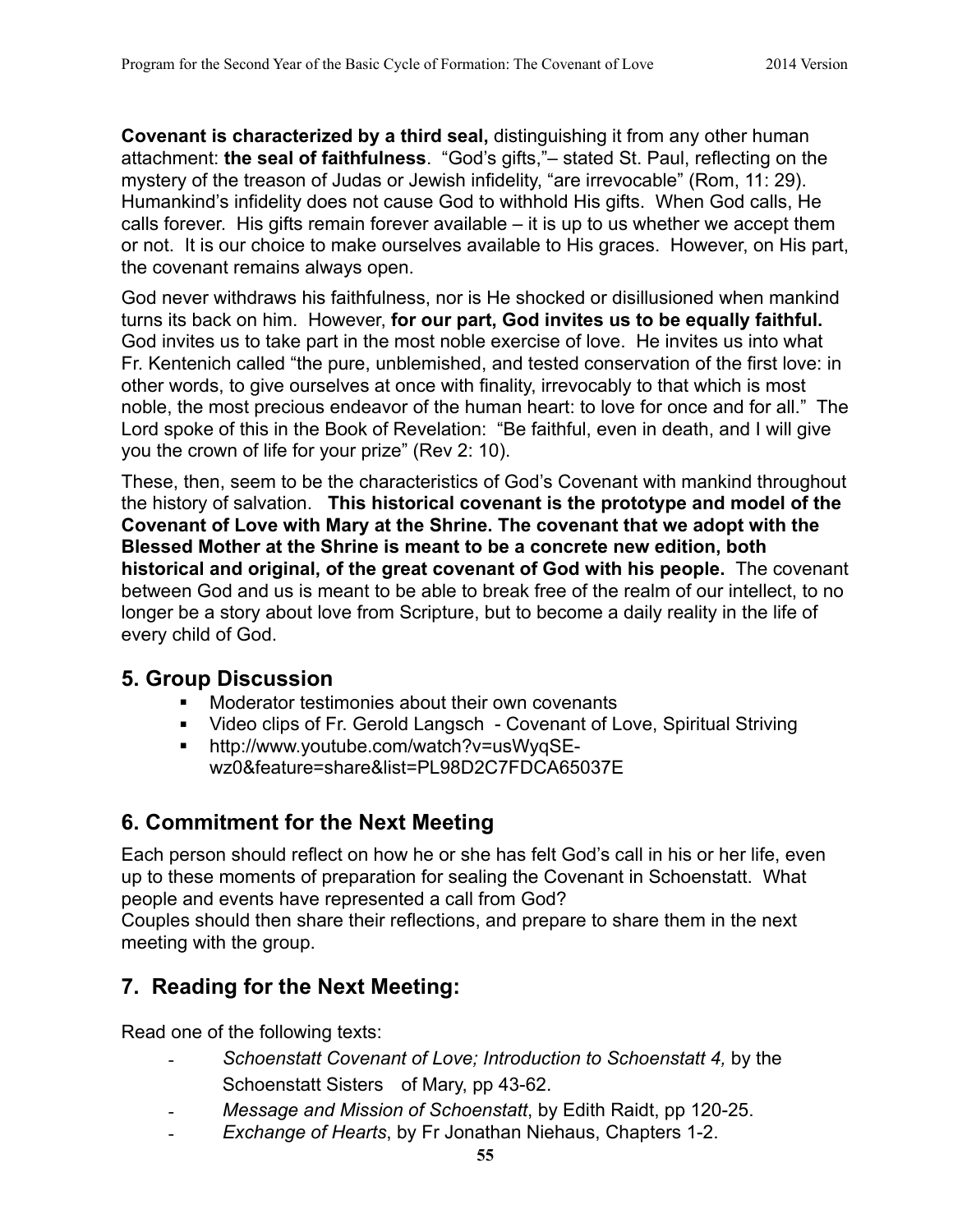**Covenant is characterized by a third seal,** distinguishing it from any other human attachment: **the seal of faithfulness**.  "God's gifts,"– stated St. Paul, reflecting on the mystery of the treason of Judas or Jewish infidelity, "are irrevocable" (Rom, 11: 29).  Humankind's infidelity does not cause God to withhold His gifts.  When God calls, He calls forever.  His gifts remain forever available – it is up to us whether we accept them or not.  It is our choice to make ourselves available to His graces.  However, on His part, the covenant remains always open.

God never withdraws his faithfulness, nor is He shocked or disillusioned when mankind turns its back on him.  However, **for our part, God invites us to be equally faithful.** God invites us to take part in the most noble exercise of love.  He invites us into what Fr. Kentenich called "the pure, unblemished, and tested conservation of the first love: in other words, to give ourselves at once with finality, irrevocably to that which is most noble, the most precious endeavor of the human heart: to love for once and for all."  The Lord spoke of this in the Book of Revelation:  "Be faithful, even in death, and I will give you the crown of life for your prize" (Rev 2: 10).

These, then, seem to be the characteristics of God's Covenant with mankind throughout the history of salvation.   **This historical covenant is the prototype and model of the Covenant of Love with Mary at the Shrine. The covenant that we adopt with the Blessed Mother at the Shrine is meant to be a concrete new edition, both historical and original, of the great covenant of God with his people.**  The covenant between God and us is meant to be able to break free of the realm of our intellect, to no longer be a story about love from Scripture, but to become a daily reality in the life of every child of God.

## 5. Group Discussion

- Moderator testimonies about their own covenants
- Video clips of Fr. Gerold Langsch  - Covenant of Love, Spiritual Striving
- http://www.youtube.com/watch?v=usWyqSE-wz0&feature=share&list=PL98D2C7FDCA65037E

## 6. Commitment for the Next Meeting

Each person should reflect on how he or she has felt God's call in his or her life, even up to these moments of preparation for sealing the Covenant in Schoenstatt.  What people and events have represented a call from God?
Couples should then share their reflections, and prepare to share them in the next meeting with the group.

## 7.  Reading for the Next Meeting:

Read one of the following texts:

- *Schoenstatt Covenant of Love; Introduction to Schoenstatt 4,* by the Schoenstatt Sisters of Mary, pp 43-62.
- *Message and Mission of Schoenstatt*, by Edith Raidt, pp 120-25.
- *Exchange of Hearts*, by Fr Jonathan Niehaus, Chapters 1-2.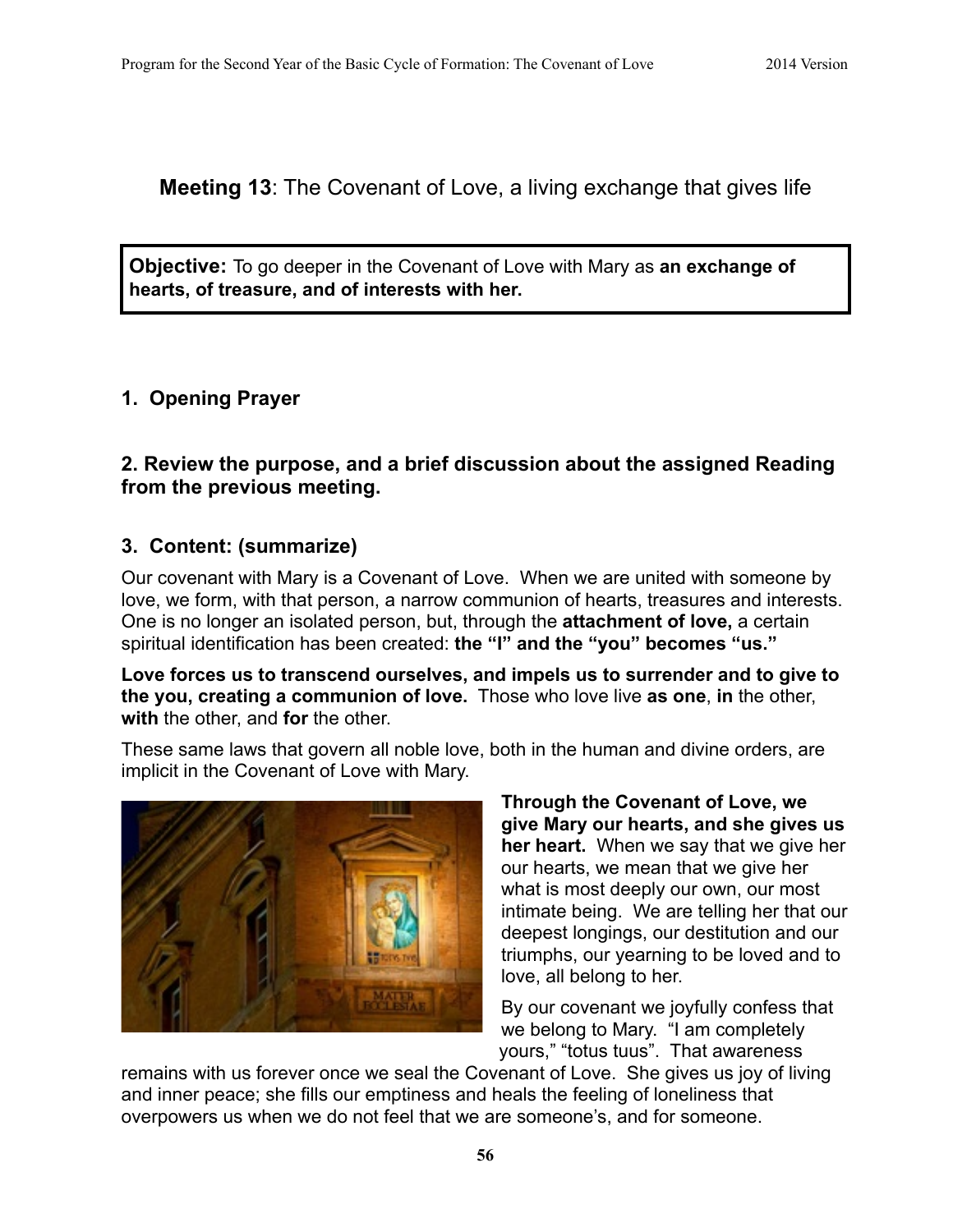## **Meeting 13**: The Covenant of Love, a living exchange that gives life

**Objective:** To go deeper in the Covenant of Love with Mary as **an exchange of hearts, of treasure, and of interests with her.**

### 1. Opening Prayer

### 2. Review the purpose, and a brief discussion about the assigned Reading from the previous meeting.

### 3. Content: (summarize)

Our covenant with Mary is a Covenant of Love. When we are united with someone by love, we form, with that person, a narrow communion of hearts, treasures and interests. One is no longer an isolated person, but, through the **attachment of love,** a certain spiritual identification has been created: **the "I" and the "you" becomes "us."**

**Love forces us to transcend ourselves, and impels us to surrender and to give to the you, creating a communion of love.** Those who love live **as one**, **in** the other, **with** the other, and **for** the other.

These same laws that govern all noble love, both in the human and divine orders, are implicit in the Covenant of Love with Mary.

**Through the Covenant of Love, we give Mary our hearts, and she gives us her heart.** When we say that we give her our hearts, we mean that we give her what is most deeply our own, our most intimate being. We are telling her that our deepest longings, our destitution and our triumphs, our yearning to be loved and to love, all belong to her.

By our covenant we joyfully confess that we belong to Mary. "I am completely yours," "totus tuus". That awareness remains with us forever once we seal the Covenant of Love. She gives us joy of living and inner peace; she fills our emptiness and heals the feeling of loneliness that overpowers us when we do not feel that we are someone's, and for someone.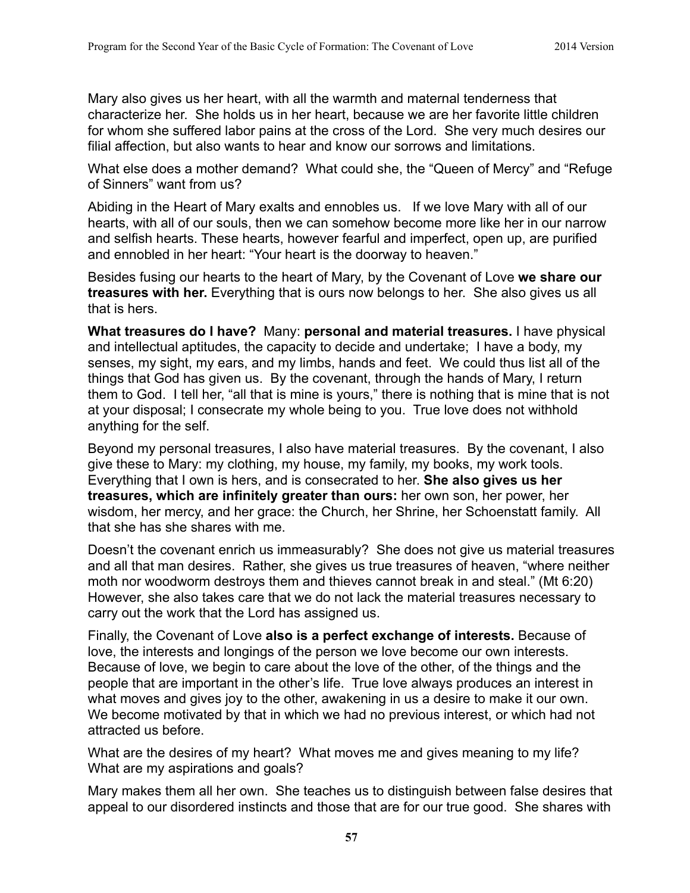Mary also gives us her heart, with all the warmth and maternal tenderness that characterize her. She holds us in her heart, because we are her favorite little children for whom she suffered labor pains at the cross of the Lord. She very much desires our filial affection, but also wants to hear and know our sorrows and limitations.

What else does a mother demand? What could she, the "Queen of Mercy" and "Refuge of Sinners" want from us?

Abiding in the Heart of Mary exalts and ennobles us. If we love Mary with all of our hearts, with all of our souls, then we can somehow become more like her in our narrow and selfish hearts. These hearts, however fearful and imperfect, open up, are purified and ennobled in her heart: "Your heart is the doorway to heaven."

Besides fusing our hearts to the heart of Mary, by the Covenant of Love **we share our treasures with her.** Everything that is ours now belongs to her. She also gives us all that is hers.

**What treasures do I have?** Many: **personal and material treasures.** I have physical and intellectual aptitudes, the capacity to decide and undertake; I have a body, my senses, my sight, my ears, and my limbs, hands and feet. We could thus list all of the things that God has given us. By the covenant, through the hands of Mary, I return them to God. I tell her, "all that is mine is yours," there is nothing that is mine that is not at your disposal; I consecrate my whole being to you. True love does not withhold anything for the self.

Beyond my personal treasures, I also have material treasures. By the covenant, I also give these to Mary: my clothing, my house, my family, my books, my work tools. Everything that I own is hers, and is consecrated to her. **She also gives us her treasures, which are infinitely greater than ours:** her own son, her power, her wisdom, her mercy, and her grace: the Church, her Shrine, her Schoenstatt family. All that she has she shares with me.

Doesn't the covenant enrich us immeasurably? She does not give us material treasures and all that man desires. Rather, she gives us true treasures of heaven, "where neither moth nor woodworm destroys them and thieves cannot break in and steal." (Mt 6:20) However, she also takes care that we do not lack the material treasures necessary to carry out the work that the Lord has assigned us.

Finally, the Covenant of Love **also is a perfect exchange of interests.** Because of love, the interests and longings of the person we love become our own interests. Because of love, we begin to care about the love of the other, of the things and the people that are important in the other's life. True love always produces an interest in what moves and gives joy to the other, awakening in us a desire to make it our own. We become motivated by that in which we had no previous interest, or which had not attracted us before.

What are the desires of my heart? What moves me and gives meaning to my life? What are my aspirations and goals?

Mary makes them all her own. She teaches us to distinguish between false desires that appeal to our disordered instincts and those that are for our true good. She shares with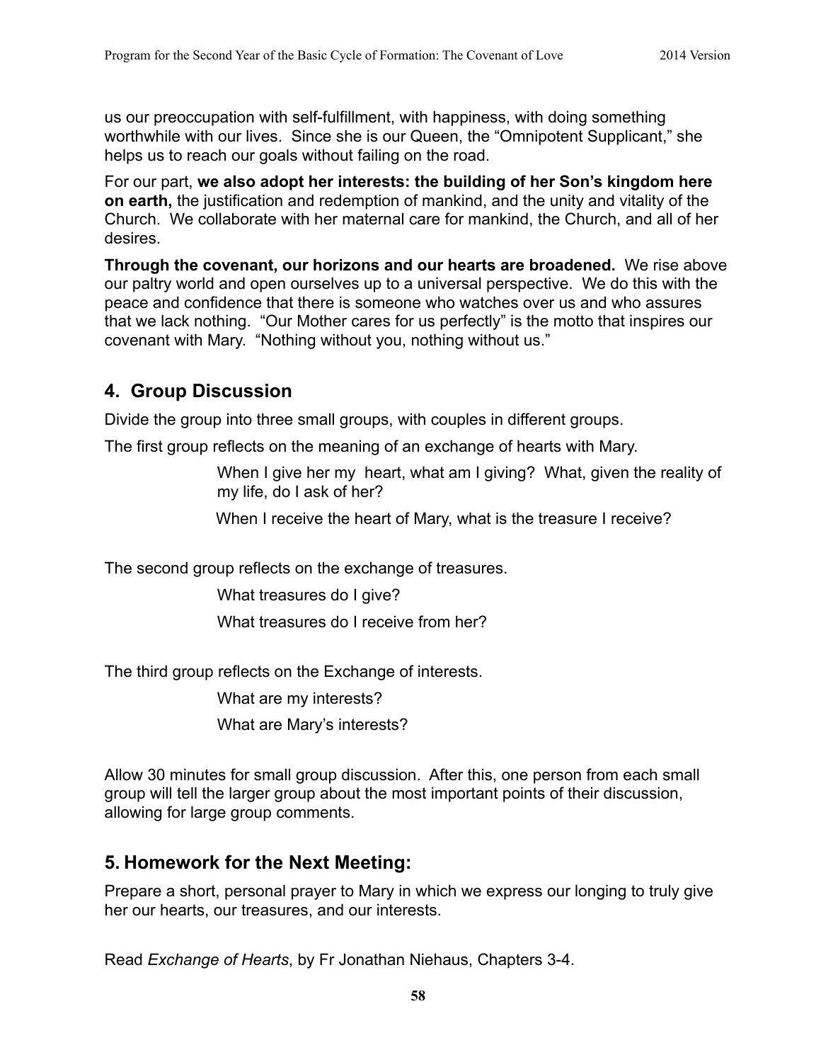us our preoccupation with self-fulfillment, with happiness, with doing something worthwhile with our lives. Since she is our Queen, the "Omnipotent Supplicant," she helps us to reach our goals without failing on the road.

For our part, **we also adopt her interests: the building of her Son's kingdom here on earth,** the justification and redemption of mankind, and the unity and vitality of the Church. We collaborate with her maternal care for mankind, the Church, and all of her desires.

**Through the covenant, our horizons and our hearts are broadened.** We rise above our paltry world and open ourselves up to a universal perspective. We do this with the peace and confidence that there is someone who watches over us and who assures that we lack nothing. "Our Mother cares for us perfectly" is the motto that inspires our covenant with Mary. "Nothing without you, nothing without us."

## 4. Group Discussion

Divide the group into three small groups, with couples in different groups.

The first group reflects on the meaning of an exchange of hearts with Mary.

> When I give her my heart, what am I giving? What, given the reality of my life, do I ask of her?
>
> When I receive the heart of Mary, what is the treasure I receive?

The second group reflects on the exchange of treasures.

> What treasures do I give?
>
> What treasures do I receive from her?

The third group reflects on the Exchange of interests.

> What are my interests?
>
> What are Mary's interests?

Allow 30 minutes for small group discussion. After this, one person from each small group will tell the larger group about the most important points of their discussion, allowing for large group comments.

## 5. Homework for the Next Meeting:

Prepare a short, personal prayer to Mary in which we express our longing to truly give her our hearts, our treasures, and our interests.

Read *Exchange of Hearts*, by Fr Jonathan Niehaus, Chapters 3-4.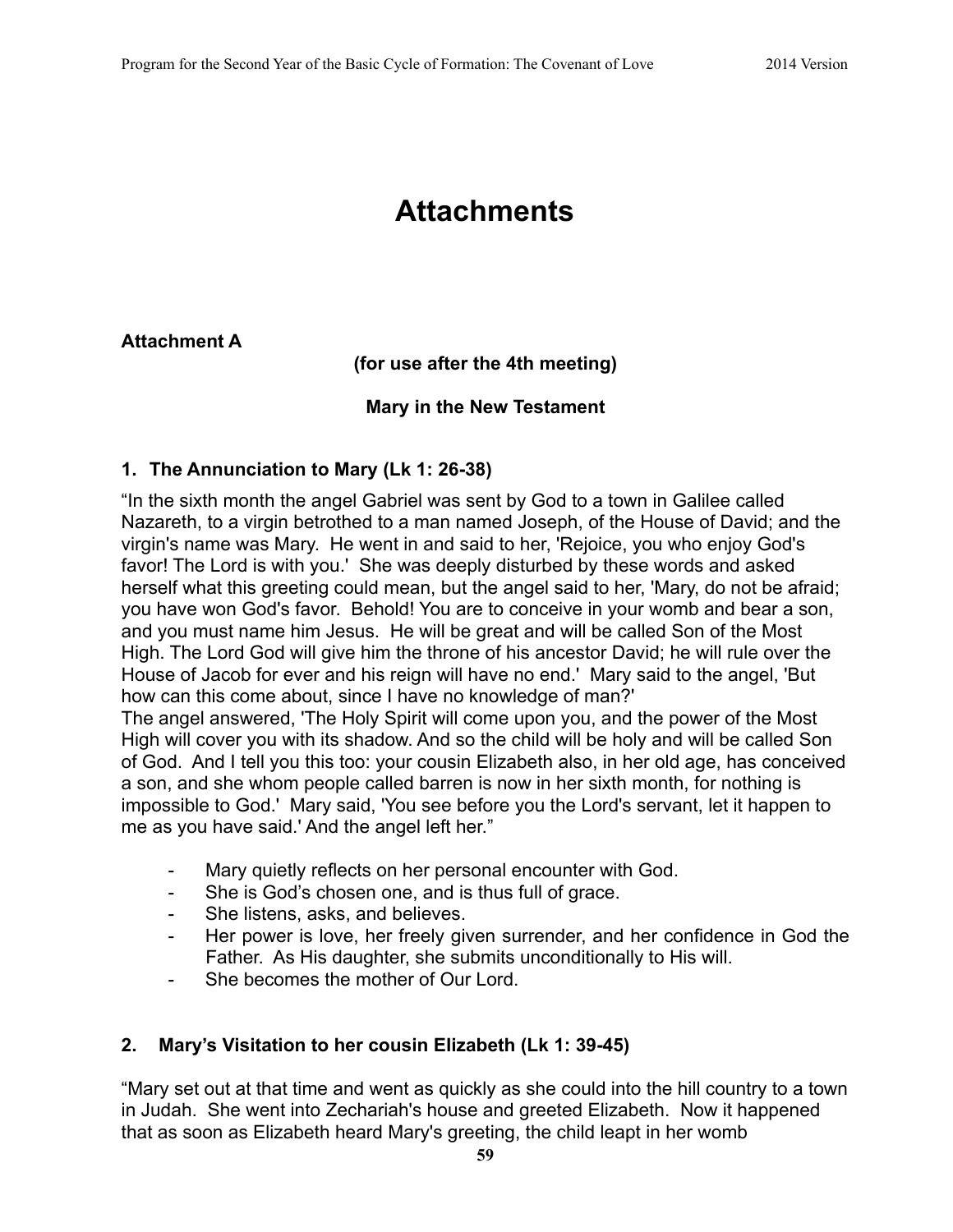# Attachments

**Attachment A**

**(for use after the 4th meeting)**

**Mary in the New Testament**

### 1. The Annunciation to Mary (Lk 1: 26-38)

"In the sixth month the angel Gabriel was sent by God to a town in Galilee called Nazareth, to a virgin betrothed to a man named Joseph, of the House of David; and the virgin's name was Mary. He went in and said to her, 'Rejoice, you who enjoy God's favor! The Lord is with you.' She was deeply disturbed by these words and asked herself what this greeting could mean, but the angel said to her, 'Mary, do not be afraid; you have won God's favor. Behold! You are to conceive in your womb and bear a son, and you must name him Jesus. He will be great and will be called Son of the Most High. The Lord God will give him the throne of his ancestor David; he will rule over the House of Jacob for ever and his reign will have no end.' Mary said to the angel, 'But how can this come about, since I have no knowledge of man?'
The angel answered, 'The Holy Spirit will come upon you, and the power of the Most High will cover you with its shadow. And so the child will be holy and will be called Son of God. And I tell you this too: your cousin Elizabeth also, in her old age, has conceived a son, and she whom people called barren is now in her sixth month, for nothing is impossible to God.' Mary said, 'You see before you the Lord's servant, let it happen to me as you have said.' And the angel left her."

- Mary quietly reflects on her personal encounter with God.
- She is God's chosen one, and is thus full of grace.
- She listens, asks, and believes.
- Her power is love, her freely given surrender, and her confidence in God the Father. As His daughter, she submits unconditionally to His will.
- She becomes the mother of Our Lord.

### 2. Mary's Visitation to her cousin Elizabeth (Lk 1: 39-45)

"Mary set out at that time and went as quickly as she could into the hill country to a town in Judah. She went into Zechariah's house and greeted Elizabeth. Now it happened that as soon as Elizabeth heard Mary's greeting, the child leapt in her womb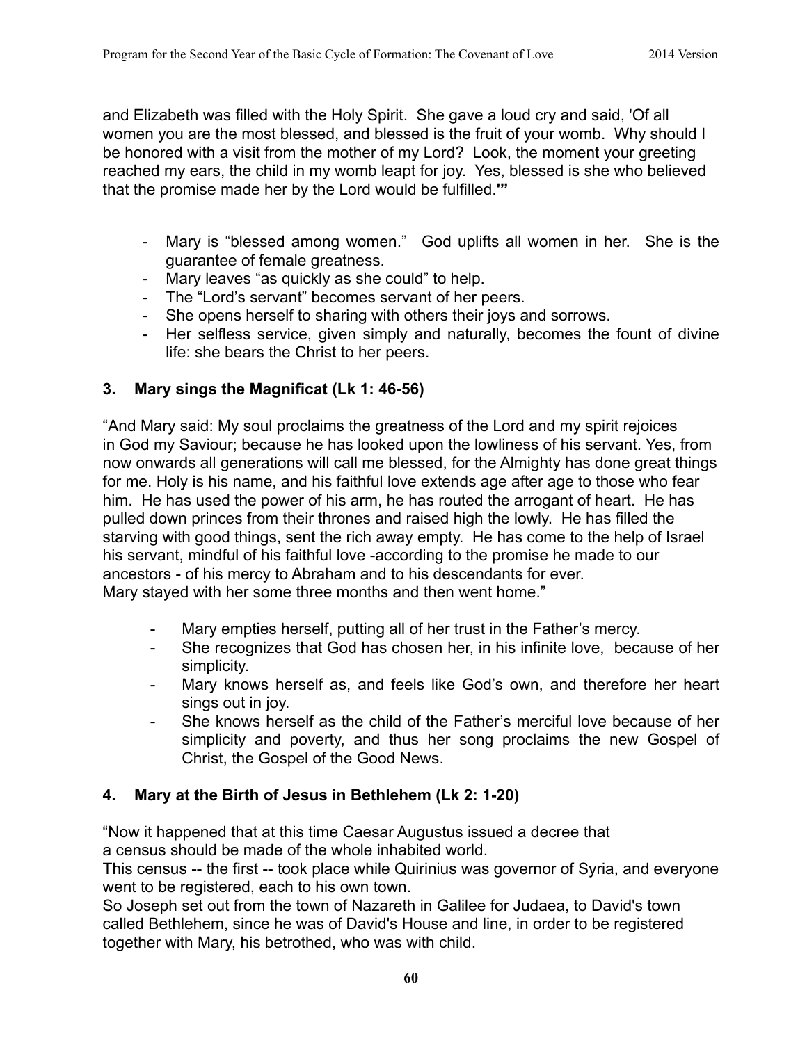and Elizabeth was filled with the Holy Spirit. She gave a loud cry and said, 'Of all women you are the most blessed, and blessed is the fruit of your womb. Why should I be honored with a visit from the mother of my Lord? Look, the moment your greeting reached my ears, the child in my womb leapt for joy. Yes, blessed is she who believed that the promise made her by the Lord would be fulfilled.'"

- Mary is "blessed among women." God uplifts all women in her. She is the guarantee of female greatness.
- Mary leaves "as quickly as she could" to help.
- The "Lord's servant" becomes servant of her peers.
- She opens herself to sharing with others their joys and sorrows.
- Her selfless service, given simply and naturally, becomes the fount of divine life: she bears the Christ to her peers.

### 3. Mary sings the Magnificat (Lk 1: 46-56)

"And Mary said: My soul proclaims the greatness of the Lord and my spirit rejoices in God my Saviour; because he has looked upon the lowliness of his servant. Yes, from now onwards all generations will call me blessed, for the Almighty has done great things for me. Holy is his name, and his faithful love extends age after age to those who fear him. He has used the power of his arm, he has routed the arrogant of heart. He has pulled down princes from their thrones and raised high the lowly. He has filled the starving with good things, sent the rich away empty. He has come to the help of Israel his servant, mindful of his faithful love -according to the promise he made to our ancestors - of his mercy to Abraham and to his descendants for ever.
Mary stayed with her some three months and then went home."

- Mary empties herself, putting all of her trust in the Father's mercy.
- She recognizes that God has chosen her, in his infinite love, because of her simplicity.
- Mary knows herself as, and feels like God's own, and therefore her heart sings out in joy.
- She knows herself as the child of the Father's merciful love because of her simplicity and poverty, and thus her song proclaims the new Gospel of Christ, the Gospel of the Good News.

### 4. Mary at the Birth of Jesus in Bethlehem (Lk 2: 1-20)

"Now it happened that at this time Caesar Augustus issued a decree that a census should be made of the whole inhabited world.
This census -- the first -- took place while Quirinius was governor of Syria, and everyone went to be registered, each to his own town.
So Joseph set out from the town of Nazareth in Galilee for Judaea, to David's town called Bethlehem, since he was of David's House and line, in order to be registered together with Mary, his betrothed, who was with child.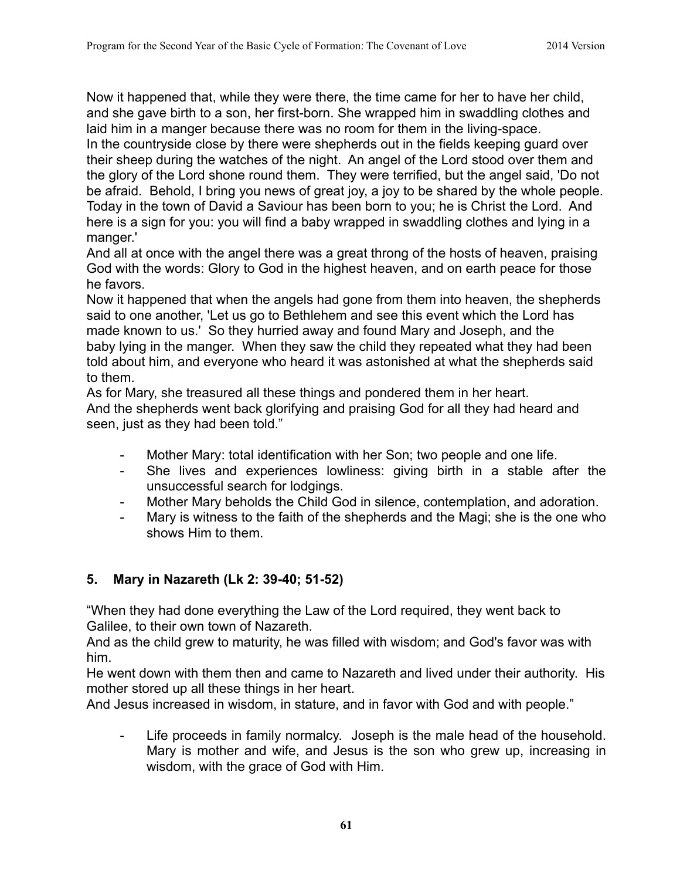Now it happened that, while they were there, the time came for her to have her child, and she gave birth to a son, her first-born. She wrapped him in swaddling clothes and laid him in a manger because there was no room for them in the living-space.
In the countryside close by there were shepherds out in the fields keeping guard over their sheep during the watches of the night. An angel of the Lord stood over them and the glory of the Lord shone round them. They were terrified, but the angel said, 'Do not be afraid. Behold, I bring you news of great joy, a joy to be shared by the whole people. Today in the town of David a Saviour has been born to you; he is Christ the Lord. And here is a sign for you: you will find a baby wrapped in swaddling clothes and lying in a manger.'
And all at once with the angel there was a great throng of the hosts of heaven, praising God with the words: Glory to God in the highest heaven, and on earth peace for those he favors.
Now it happened that when the angels had gone from them into heaven, the shepherds said to one another, 'Let us go to Bethlehem and see this event which the Lord has made known to us.' So they hurried away and found Mary and Joseph, and the baby lying in the manger. When they saw the child they repeated what they had been told about him, and everyone who heard it was astonished at what the shepherds said to them.
As for Mary, she treasured all these things and pondered them in her heart.
And the shepherds went back glorifying and praising God for all they had heard and seen, just as they had been told."

- Mother Mary: total identification with her Son; two people and one life.
- She lives and experiences lowliness: giving birth in a stable after the unsuccessful search for lodgings.
- Mother Mary beholds the Child God in silence, contemplation, and adoration.
- Mary is witness to the faith of the shepherds and the Magi; she is the one who shows Him to them.

### 5. Mary in Nazareth (Lk 2: 39-40; 51-52)

"When they had done everything the Law of the Lord required, they went back to Galilee, to their own town of Nazareth.
And as the child grew to maturity, he was filled with wisdom; and God's favor was with him.
He went down with them then and came to Nazareth and lived under their authority. His mother stored up all these things in her heart.
And Jesus increased in wisdom, in stature, and in favor with God and with people."

- Life proceeds in family normalcy. Joseph is the male head of the household. Mary is mother and wife, and Jesus is the son who grew up, increasing in wisdom, with the grace of God with Him.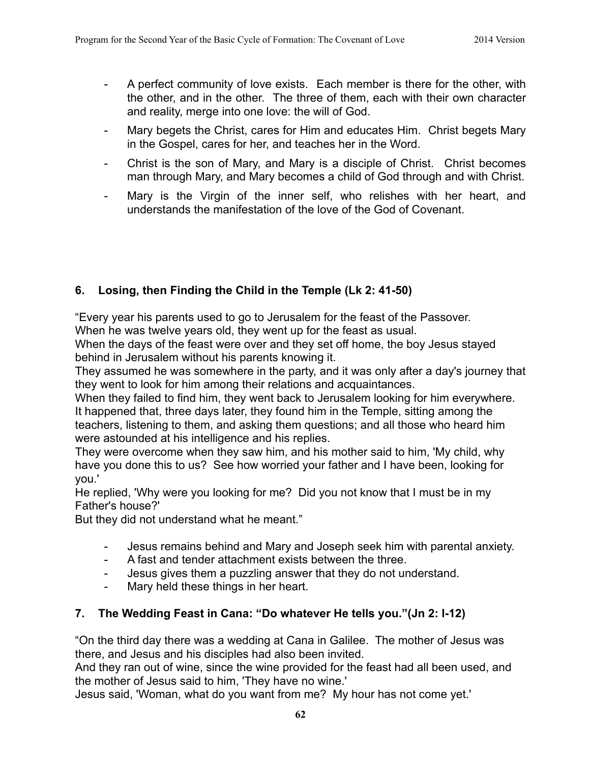- A perfect community of love exists. Each member is there for the other, with the other, and in the other. The three of them, each with their own character and reality, merge into one love: the will of God.
- Mary begets the Christ, cares for Him and educates Him. Christ begets Mary in the Gospel, cares for her, and teaches her in the Word.
- Christ is the son of Mary, and Mary is a disciple of Christ. Christ becomes man through Mary, and Mary becomes a child of God through and with Christ.
- Mary is the Virgin of the inner self, who relishes with her heart, and understands the manifestation of the love of the God of Covenant.

### 6. Losing, then Finding the Child in the Temple (Lk 2: 41-50)

"Every year his parents used to go to Jerusalem for the feast of the Passover.
When he was twelve years old, they went up for the feast as usual.
When the days of the feast were over and they set off home, the boy Jesus stayed behind in Jerusalem without his parents knowing it.
They assumed he was somewhere in the party, and it was only after a day's journey that they went to look for him among their relations and acquaintances.
When they failed to find him, they went back to Jerusalem looking for him everywhere.
It happened that, three days later, they found him in the Temple, sitting among the teachers, listening to them, and asking them questions; and all those who heard him were astounded at his intelligence and his replies.
They were overcome when they saw him, and his mother said to him, 'My child, why have you done this to us? See how worried your father and I have been, looking for you.'
He replied, 'Why were you looking for me? Did you not know that I must be in my Father's house?'
But they did not understand what he meant."

- Jesus remains behind and Mary and Joseph seek him with parental anxiety.
- A fast and tender attachment exists between the three.
- Jesus gives them a puzzling answer that they do not understand.
- Mary held these things in her heart.

### 7. The Wedding Feast in Cana: "Do whatever He tells you."(Jn 2: I-12)

"On the third day there was a wedding at Cana in Galilee. The mother of Jesus was there, and Jesus and his disciples had also been invited.
And they ran out of wine, since the wine provided for the feast had all been used, and the mother of Jesus said to him, 'They have no wine.'
Jesus said, 'Woman, what do you want from me? My hour has not come yet.'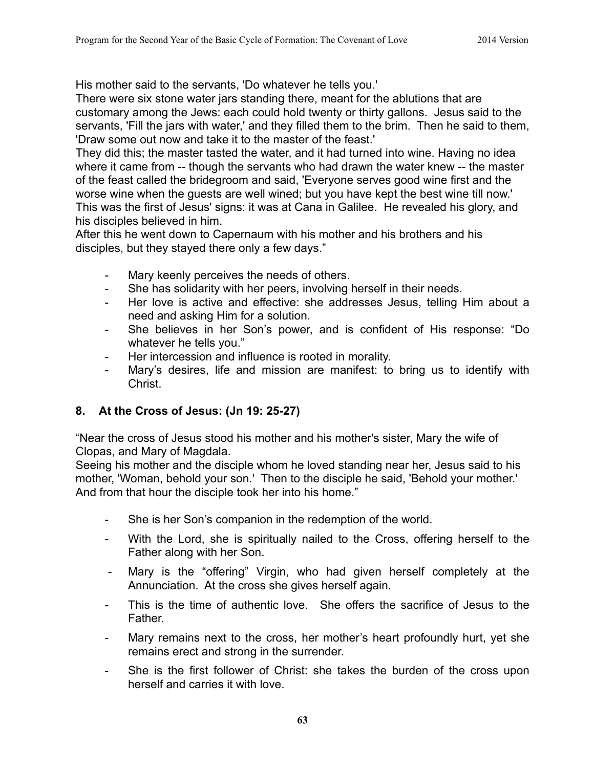His mother said to the servants, 'Do whatever he tells you.'
There were six stone water jars standing there, meant for the ablutions that are customary among the Jews: each could hold twenty or thirty gallons. Jesus said to the servants, 'Fill the jars with water,' and they filled them to the brim. Then he said to them, 'Draw some out now and take it to the master of the feast.'
They did this; the master tasted the water, and it had turned into wine. Having no idea where it came from -- though the servants who had drawn the water knew -- the master of the feast called the bridegroom and said, 'Everyone serves good wine first and the worse wine when the guests are well wined; but you have kept the best wine till now.'
This was the first of Jesus' signs: it was at Cana in Galilee. He revealed his glory, and his disciples believed in him.
After this he went down to Capernaum with his mother and his brothers and his disciples, but they stayed there only a few days."

- Mary keenly perceives the needs of others.
- She has solidarity with her peers, involving herself in their needs.
- Her love is active and effective: she addresses Jesus, telling Him about a need and asking Him for a solution.
- She believes in her Son's power, and is confident of His response: "Do whatever he tells you."
- Her intercession and influence is rooted in morality.
- Mary's desires, life and mission are manifest: to bring us to identify with Christ.

### 8. At the Cross of Jesus: (Jn 19: 25-27)

"Near the cross of Jesus stood his mother and his mother's sister, Mary the wife of Clopas, and Mary of Magdala.
Seeing his mother and the disciple whom he loved standing near her, Jesus said to his mother, 'Woman, behold your son.' Then to the disciple he said, 'Behold your mother.' And from that hour the disciple took her into his home."

- She is her Son's companion in the redemption of the world.
- With the Lord, she is spiritually nailed to the Cross, offering herself to the Father along with her Son.
- Mary is the "offering" Virgin, who had given herself completely at the Annunciation. At the cross she gives herself again.
- This is the time of authentic love. She offers the sacrifice of Jesus to the Father.
- Mary remains next to the cross, her mother's heart profoundly hurt, yet she remains erect and strong in the surrender.
- She is the first follower of Christ: she takes the burden of the cross upon herself and carries it with love.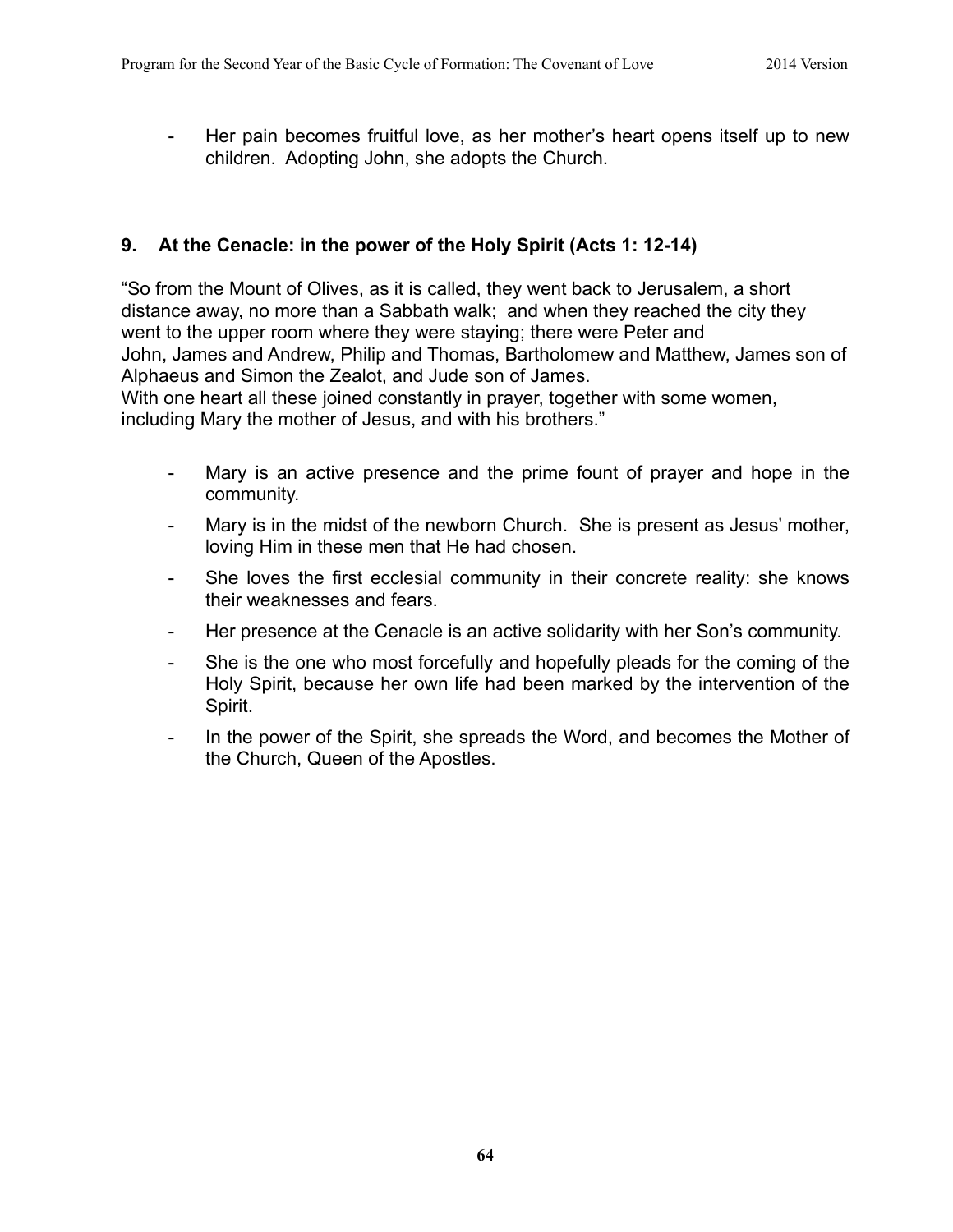- Her pain becomes fruitful love, as her mother's heart opens itself up to new children. Adopting John, she adopts the Church.

### 9. At the Cenacle: in the power of the Holy Spirit (Acts 1: 12-14)

"So from the Mount of Olives, as it is called, they went back to Jerusalem, a short distance away, no more than a Sabbath walk; and when they reached the city they went to the upper room where they were staying; there were Peter and John, James and Andrew, Philip and Thomas, Bartholomew and Matthew, James son of Alphaeus and Simon the Zealot, and Jude son of James.
With one heart all these joined constantly in prayer, together with some women, including Mary the mother of Jesus, and with his brothers."

- Mary is an active presence and the prime fount of prayer and hope in the community.
- Mary is in the midst of the newborn Church. She is present as Jesus' mother, loving Him in these men that He had chosen.
- She loves the first ecclesial community in their concrete reality: she knows their weaknesses and fears.
- Her presence at the Cenacle is an active solidarity with her Son's community.
- She is the one who most forcefully and hopefully pleads for the coming of the Holy Spirit, because her own life had been marked by the intervention of the Spirit.
- In the power of the Spirit, she spreads the Word, and becomes the Mother of the Church, Queen of the Apostles.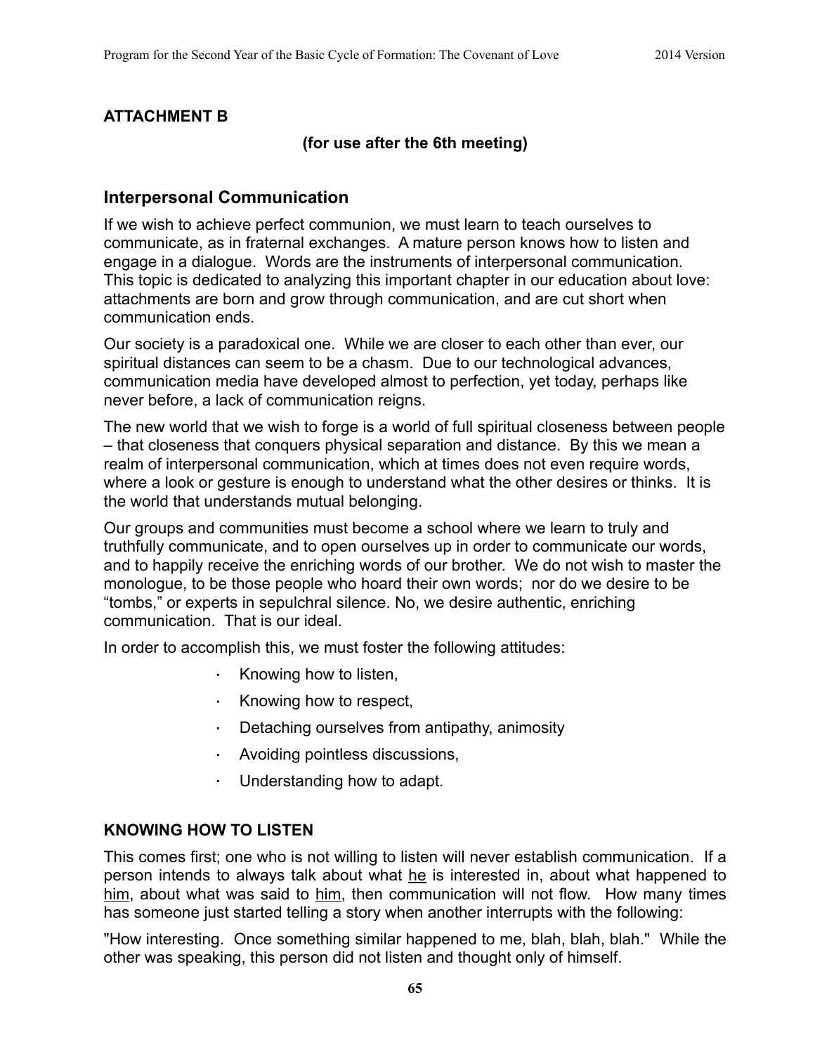## ATTACHMENT B

**(for use after the 6th meeting)**

### Interpersonal Communication

If we wish to achieve perfect communion, we must learn to teach ourselves to communicate, as in fraternal exchanges. A mature person knows how to listen and engage in a dialogue. Words are the instruments of interpersonal communication. This topic is dedicated to analyzing this important chapter in our education about love: attachments are born and grow through communication, and are cut short when communication ends.

Our society is a paradoxical one. While we are closer to each other than ever, our spiritual distances can seem to be a chasm. Due to our technological advances, communication media have developed almost to perfection, yet today, perhaps like never before, a lack of communication reigns.

The new world that we wish to forge is a world of full spiritual closeness between people – that closeness that conquers physical separation and distance. By this we mean a realm of interpersonal communication, which at times does not even require words, where a look or gesture is enough to understand what the other desires or thinks. It is the world that understands mutual belonging.

Our groups and communities must become a school where we learn to truly and truthfully communicate, and to open ourselves up in order to communicate our words, and to happily receive the enriching words of our brother. We do not wish to master the monologue, to be those people who hoard their own words; nor do we desire to be "tombs," or experts in sepulchral silence. No, we desire authentic, enriching communication. That is our ideal.

In order to accomplish this, we must foster the following attitudes:

- Knowing how to listen,
- Knowing how to respect,
- Detaching ourselves from antipathy, animosity
- Avoiding pointless discussions,
- Understanding how to adapt.

### KNOWING HOW TO LISTEN

This comes first; one who is not willing to listen will never establish communication. If a person intends to always talk about what he is interested in, about what happened to him, about what was said to him, then communication will not flow. How many times has someone just started telling a story when another interrupts with the following:

"How interesting. Once something similar happened to me, blah, blah, blah." While the other was speaking, this person did not listen and thought only of himself.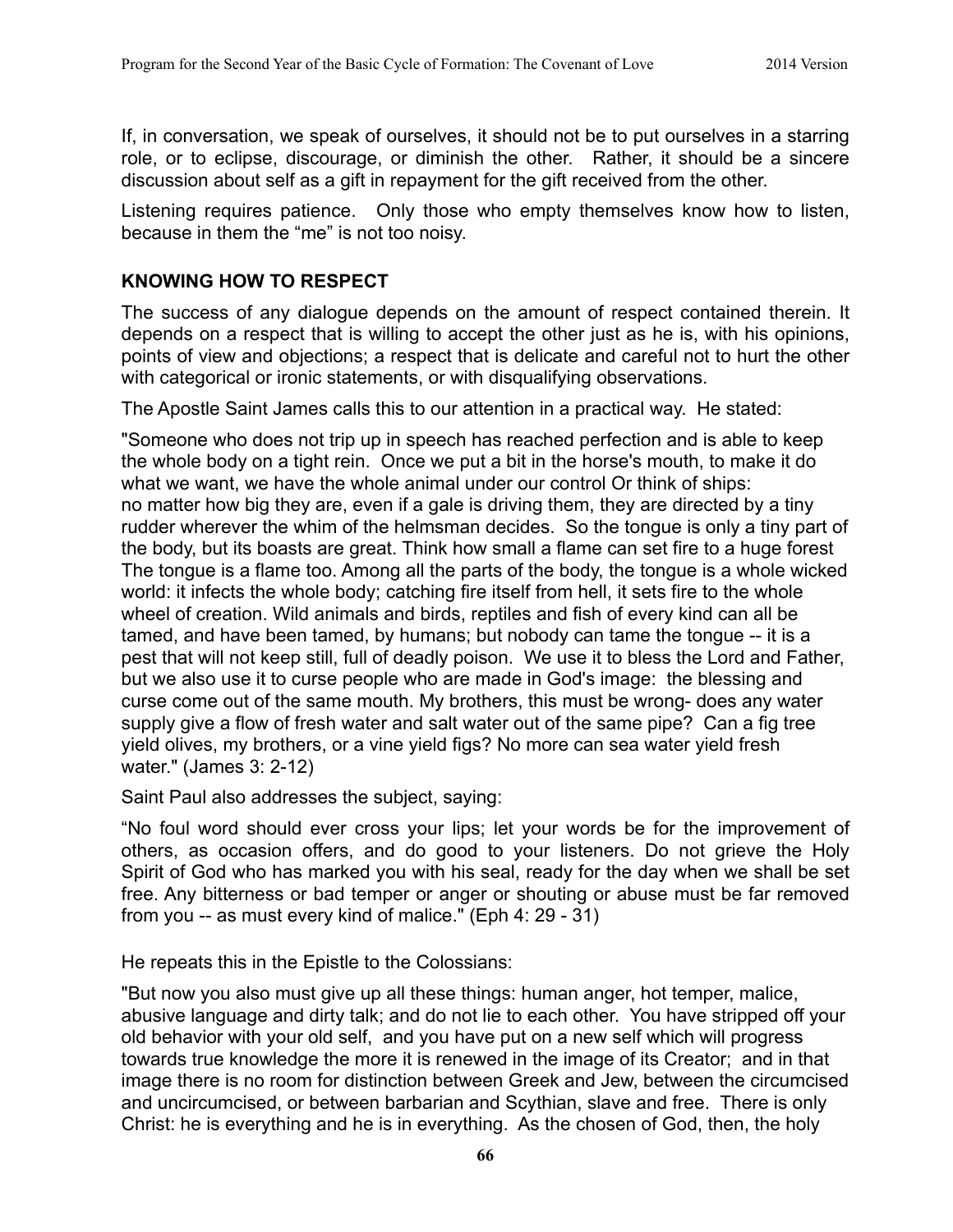If, in conversation, we speak of ourselves, it should not be to put ourselves in a starring role, or to eclipse, discourage, or diminish the other. Rather, it should be a sincere discussion about self as a gift in repayment for the gift received from the other.

Listening requires patience. Only those who empty themselves know how to listen, because in them the "me" is not too noisy.

## KNOWING HOW TO RESPECT

The success of any dialogue depends on the amount of respect contained therein. It depends on a respect that is willing to accept the other just as he is, with his opinions, points of view and objections; a respect that is delicate and careful not to hurt the other with categorical or ironic statements, or with disqualifying observations.

The Apostle Saint James calls this to our attention in a practical way. He stated:

"Someone who does not trip up in speech has reached perfection and is able to keep the whole body on a tight rein. Once we put a bit in the horse's mouth, to make it do what we want, we have the whole animal under our control Or think of ships: no matter how big they are, even if a gale is driving them, they are directed by a tiny rudder wherever the whim of the helmsman decides. So the tongue is only a tiny part of the body, but its boasts are great. Think how small a flame can set fire to a huge forest The tongue is a flame too. Among all the parts of the body, the tongue is a whole wicked world: it infects the whole body; catching fire itself from hell, it sets fire to the whole wheel of creation. Wild animals and birds, reptiles and fish of every kind can all be tamed, and have been tamed, by humans; but nobody can tame the tongue -- it is a pest that will not keep still, full of deadly poison. We use it to bless the Lord and Father, but we also use it to curse people who are made in God's image: the blessing and curse come out of the same mouth. My brothers, this must be wrong- does any water supply give a flow of fresh water and salt water out of the same pipe? Can a fig tree yield olives, my brothers, or a vine yield figs? No more can sea water yield fresh water." (James 3: 2-12)

Saint Paul also addresses the subject, saying:

"No foul word should ever cross your lips; let your words be for the improvement of others, as occasion offers, and do good to your listeners. Do not grieve the Holy Spirit of God who has marked you with his seal, ready for the day when we shall be set free. Any bitterness or bad temper or anger or shouting or abuse must be far removed from you -- as must every kind of malice." (Eph 4: 29 - 31)

He repeats this in the Epistle to the Colossians:

"But now you also must give up all these things: human anger, hot temper, malice, abusive language and dirty talk; and do not lie to each other. You have stripped off your old behavior with your old self, and you have put on a new self which will progress towards true knowledge the more it is renewed in the image of its Creator; and in that image there is no room for distinction between Greek and Jew, between the circumcised and uncircumcised, or between barbarian and Scythian, slave and free. There is only Christ: he is everything and he is in everything. As the chosen of God, then, the holy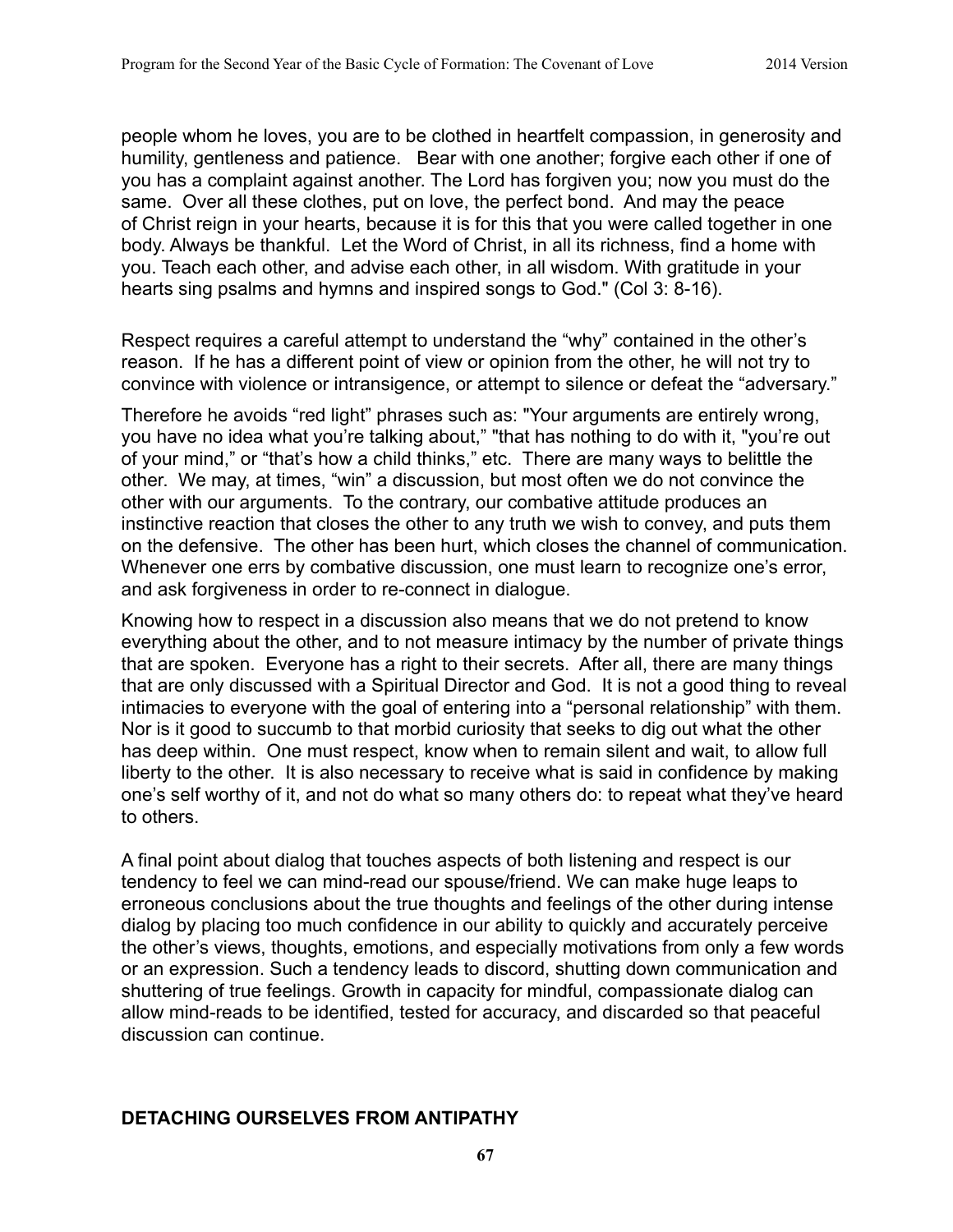people whom he loves, you are to be clothed in heartfelt compassion, in generosity and humility, gentleness and patience. Bear with one another; forgive each other if one of you has a complaint against another. The Lord has forgiven you; now you must do the same. Over all these clothes, put on love, the perfect bond. And may the peace of Christ reign in your hearts, because it is for this that you were called together in one body. Always be thankful. Let the Word of Christ, in all its richness, find a home with you. Teach each other, and advise each other, in all wisdom. With gratitude in your hearts sing psalms and hymns and inspired songs to God." (Col 3: 8-16).

Respect requires a careful attempt to understand the "why" contained in the other's reason. If he has a different point of view or opinion from the other, he will not try to convince with violence or intransigence, or attempt to silence or defeat the "adversary."

Therefore he avoids "red light" phrases such as: "Your arguments are entirely wrong, you have no idea what you're talking about," "that has nothing to do with it, "you're out of your mind," or "that's how a child thinks," etc. There are many ways to belittle the other. We may, at times, "win" a discussion, but most often we do not convince the other with our arguments. To the contrary, our combative attitude produces an instinctive reaction that closes the other to any truth we wish to convey, and puts them on the defensive. The other has been hurt, which closes the channel of communication. Whenever one errs by combative discussion, one must learn to recognize one's error, and ask forgiveness in order to re-connect in dialogue.

Knowing how to respect in a discussion also means that we do not pretend to know everything about the other, and to not measure intimacy by the number of private things that are spoken. Everyone has a right to their secrets. After all, there are many things that are only discussed with a Spiritual Director and God. It is not a good thing to reveal intimacies to everyone with the goal of entering into a "personal relationship" with them. Nor is it good to succumb to that morbid curiosity that seeks to dig out what the other has deep within. One must respect, know when to remain silent and wait, to allow full liberty to the other. It is also necessary to receive what is said in confidence by making one's self worthy of it, and not do what so many others do: to repeat what they've heard to others.

A final point about dialog that touches aspects of both listening and respect is our tendency to feel we can mind-read our spouse/friend. We can make huge leaps to erroneous conclusions about the true thoughts and feelings of the other during intense dialog by placing too much confidence in our ability to quickly and accurately perceive the other's views, thoughts, emotions, and especially motivations from only a few words or an expression. Such a tendency leads to discord, shutting down communication and shuttering of true feelings. Growth in capacity for mindful, compassionate dialog can allow mind-reads to be identified, tested for accuracy, and discarded so that peaceful discussion can continue.

## DETACHING OURSELVES FROM ANTIPATHY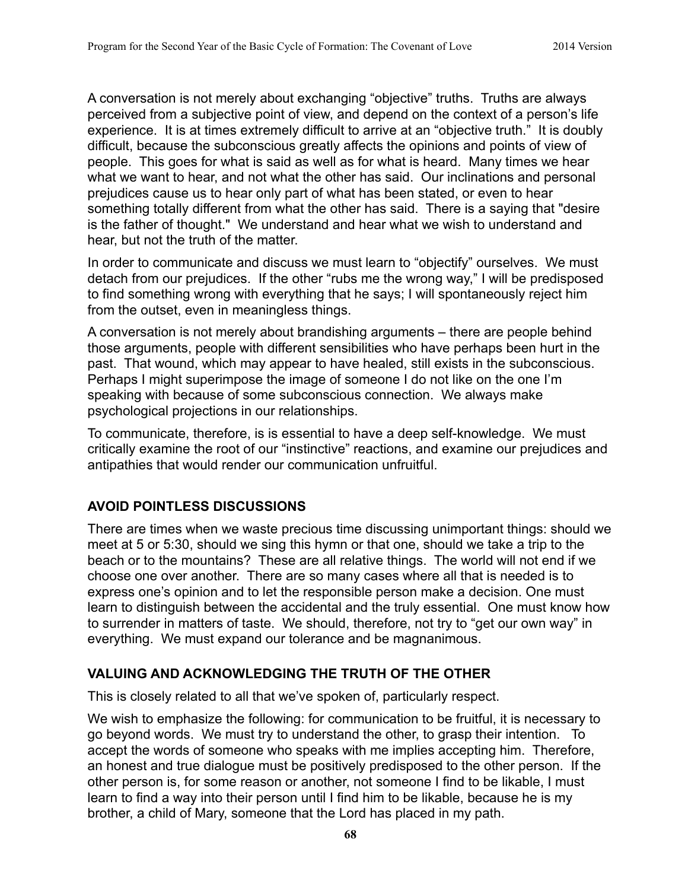A conversation is not merely about exchanging “objective” truths. Truths are always perceived from a subjective point of view, and depend on the context of a person’s life experience. It is at times extremely difficult to arrive at an “objective truth.” It is doubly difficult, because the subconscious greatly affects the opinions and points of view of people. This goes for what is said as well as for what is heard. Many times we hear what we want to hear, and not what the other has said. Our inclinations and personal prejudices cause us to hear only part of what has been stated, or even to hear something totally different from what the other has said. There is a saying that "desire is the father of thought." We understand and hear what we wish to understand and hear, but not the truth of the matter.

In order to communicate and discuss we must learn to “objectify” ourselves. We must detach from our prejudices. If the other “rubs me the wrong way,” I will be predisposed to find something wrong with everything that he says; I will spontaneously reject him from the outset, even in meaningless things.

A conversation is not merely about brandishing arguments – there are people behind those arguments, people with different sensibilities who have perhaps been hurt in the past. That wound, which may appear to have healed, still exists in the subconscious. Perhaps I might superimpose the image of someone I do not like on the one I’m speaking with because of some subconscious connection. We always make psychological projections in our relationships.

To communicate, therefore, is is essential to have a deep self-knowledge. We must critically examine the root of our “instinctive” reactions, and examine our prejudices and antipathies that would render our communication unfruitful.

## AVOID POINTLESS DISCUSSIONS

There are times when we waste precious time discussing unimportant things: should we meet at 5 or 5:30, should we sing this hymn or that one, should we take a trip to the beach or to the mountains? These are all relative things. The world will not end if we choose one over another. There are so many cases where all that is needed is to express one’s opinion and to let the responsible person make a decision. One must learn to distinguish between the accidental and the truly essential. One must know how to surrender in matters of taste. We should, therefore, not try to “get our own way” in everything. We must expand our tolerance and be magnanimous.

## VALUING AND ACKNOWLEDGING THE TRUTH OF THE OTHER

This is closely related to all that we’ve spoken of, particularly respect.

We wish to emphasize the following: for communication to be fruitful, it is necessary to go beyond words. We must try to understand the other, to grasp their intention. To accept the words of someone who speaks with me implies accepting him. Therefore, an honest and true dialogue must be positively predisposed to the other person. If the other person is, for some reason or another, not someone I find to be likable, I must learn to find a way into their person until I find him to be likable, because he is my brother, a child of Mary, someone that the Lord has placed in my path.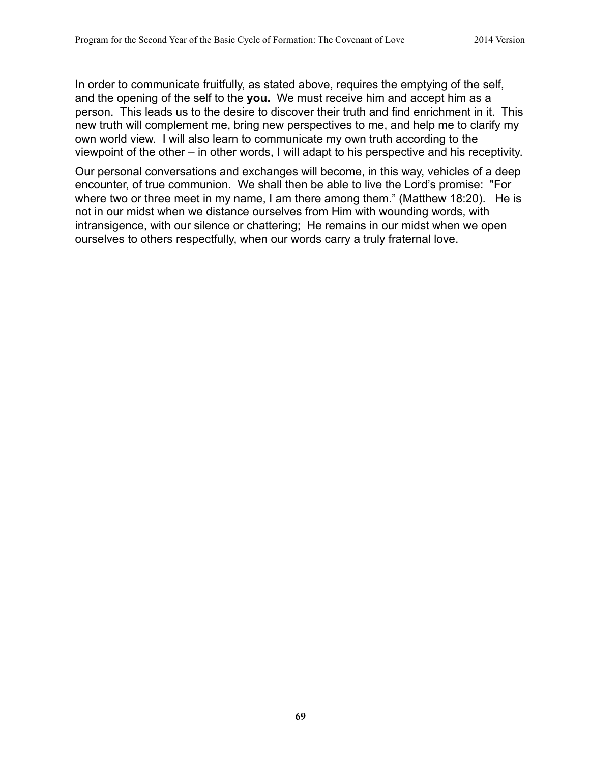In order to communicate fruitfully, as stated above, requires the emptying of the self, and the opening of the self to the **you.** We must receive him and accept him as a person. This leads us to the desire to discover their truth and find enrichment in it. This new truth will complement me, bring new perspectives to me, and help me to clarify my own world view. I will also learn to communicate my own truth according to the viewpoint of the other – in other words, I will adapt to his perspective and his receptivity.

Our personal conversations and exchanges will become, in this way, vehicles of a deep encounter, of true communion. We shall then be able to live the Lord's promise: "For where two or three meet in my name, I am there among them." (Matthew 18:20). He is not in our midst when we distance ourselves from Him with wounding words, with intransigence, with our silence or chattering; He remains in our midst when we open ourselves to others respectfully, when our words carry a truly fraternal love.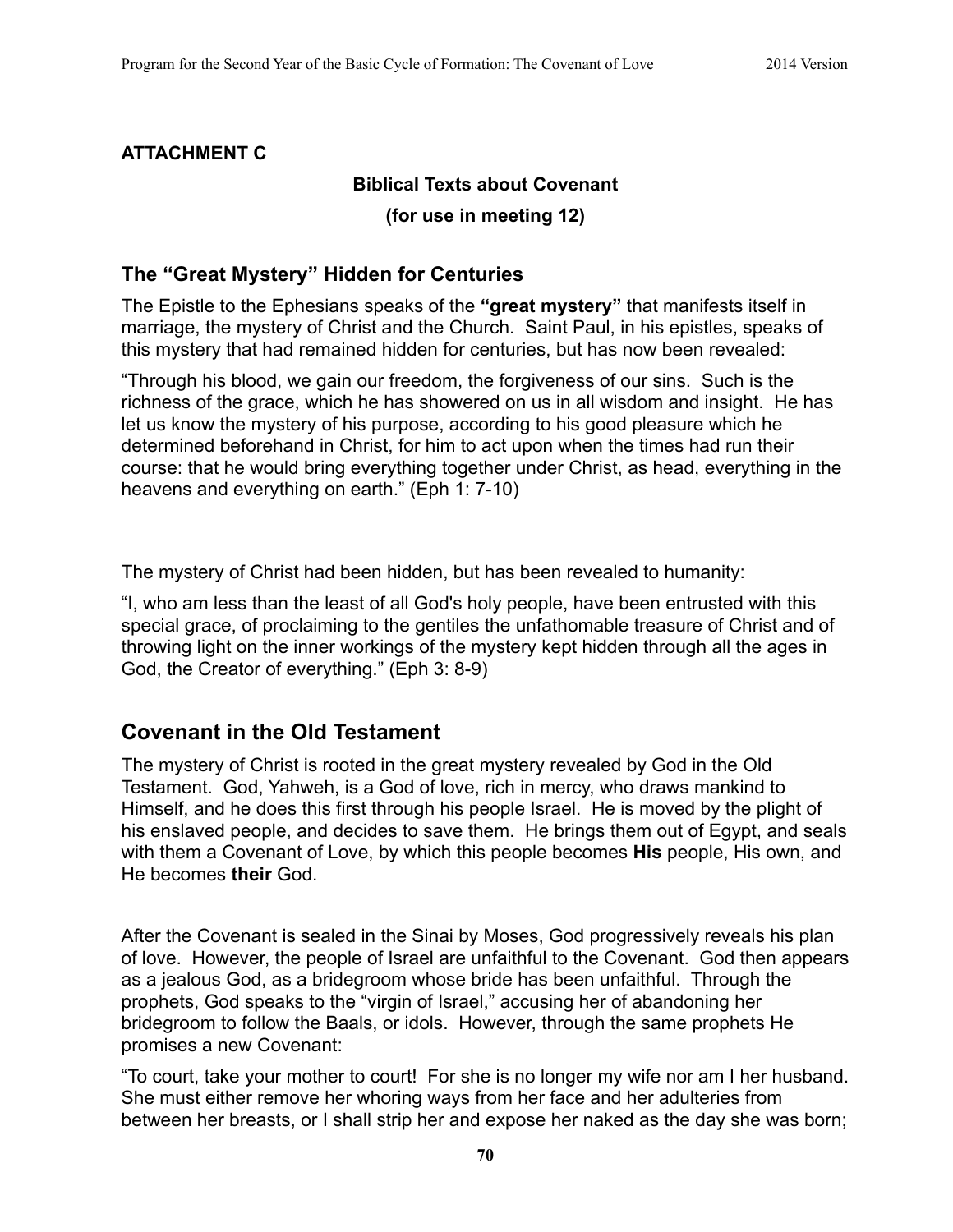**ATTACHMENT C**

**Biblical Texts about Covenant**

**(for use in meeting 12)**

## The "Great Mystery" Hidden for Centuries

The Epistle to the Ephesians speaks of the **"great mystery"** that manifests itself in marriage, the mystery of Christ and the Church. Saint Paul, in his epistles, speaks of this mystery that had remained hidden for centuries, but has now been revealed:

"Through his blood, we gain our freedom, the forgiveness of our sins. Such is the richness of the grace, which he has showered on us in all wisdom and insight. He has let us know the mystery of his purpose, according to his good pleasure which he determined beforehand in Christ, for him to act upon when the times had run their course: that he would bring everything together under Christ, as head, everything in the heavens and everything on earth." (Eph 1: 7-10)

The mystery of Christ had been hidden, but has been revealed to humanity:

"I, who am less than the least of all God's holy people, have been entrusted with this special grace, of proclaiming to the gentiles the unfathomable treasure of Christ and of throwing light on the inner workings of the mystery kept hidden through all the ages in God, the Creator of everything." (Eph 3: 8-9)

## Covenant in the Old Testament

The mystery of Christ is rooted in the great mystery revealed by God in the Old Testament. God, Yahweh, is a God of love, rich in mercy, who draws mankind to Himself, and he does this first through his people Israel. He is moved by the plight of his enslaved people, and decides to save them. He brings them out of Egypt, and seals with them a Covenant of Love, by which this people becomes **His** people, His own, and He becomes **their** God.

After the Covenant is sealed in the Sinai by Moses, God progressively reveals his plan of love. However, the people of Israel are unfaithful to the Covenant. God then appears as a jealous God, as a bridegroom whose bride has been unfaithful. Through the prophets, God speaks to the "virgin of Israel," accusing her of abandoning her bridegroom to follow the Baals, or idols. However, through the same prophets He promises a new Covenant:

"To court, take your mother to court! For she is no longer my wife nor am I her husband. She must either remove her whoring ways from her face and her adulteries from between her breasts, or I shall strip her and expose her naked as the day she was born;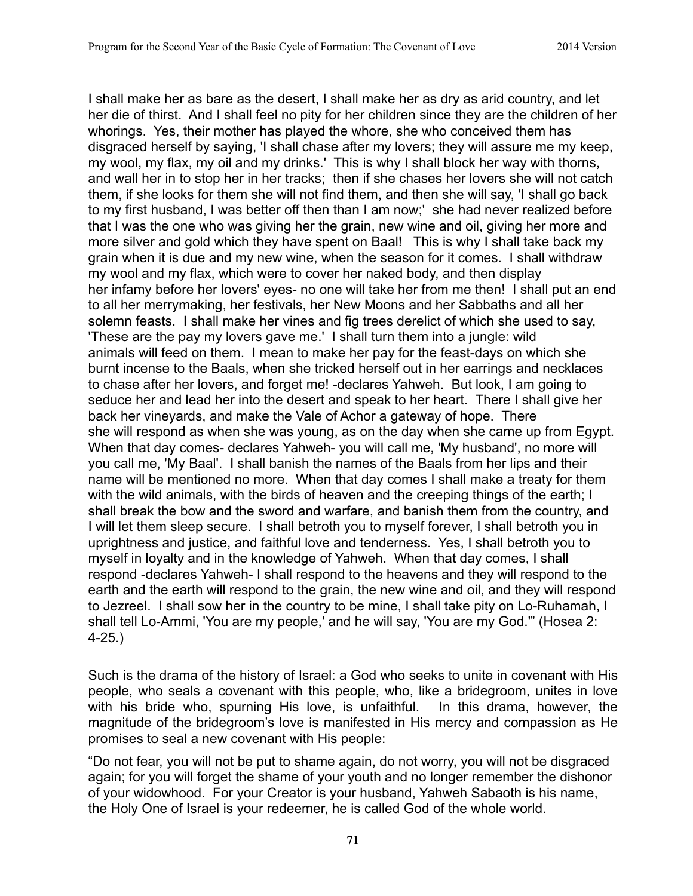I shall make her as bare as the desert, I shall make her as dry as arid country, and let her die of thirst. And I shall feel no pity for her children since they are the children of her whorings. Yes, their mother has played the whore, she who conceived them has disgraced herself by saying, 'I shall chase after my lovers; they will assure me my keep, my wool, my flax, my oil and my drinks.' This is why I shall block her way with thorns, and wall her in to stop her in her tracks; then if she chases her lovers she will not catch them, if she looks for them she will not find them, and then she will say, 'I shall go back to my first husband, I was better off then than I am now;' she had never realized before that I was the one who was giving her the grain, new wine and oil, giving her more and more silver and gold which they have spent on Baal! This is why I shall take back my grain when it is due and my new wine, when the season for it comes. I shall withdraw my wool and my flax, which were to cover her naked body, and then display her infamy before her lovers' eyes- no one will take her from me then! I shall put an end to all her merrymaking, her festivals, her New Moons and her Sabbaths and all her solemn feasts. I shall make her vines and fig trees derelict of which she used to say, 'These are the pay my lovers gave me.' I shall turn them into a jungle: wild animals will feed on them. I mean to make her pay for the feast-days on which she burnt incense to the Baals, when she tricked herself out in her earrings and necklaces to chase after her lovers, and forget me! -declares Yahweh. But look, I am going to seduce her and lead her into the desert and speak to her heart. There I shall give her back her vineyards, and make the Vale of Achor a gateway of hope. There she will respond as when she was young, as on the day when she came up from Egypt. When that day comes- declares Yahweh- you will call me, 'My husband', no more will you call me, 'My Baal'. I shall banish the names of the Baals from her lips and their name will be mentioned no more. When that day comes I shall make a treaty for them with the wild animals, with the birds of heaven and the creeping things of the earth; I shall break the bow and the sword and warfare, and banish them from the country, and I will let them sleep secure. I shall betroth you to myself forever, I shall betroth you in uprightness and justice, and faithful love and tenderness. Yes, I shall betroth you to myself in loyalty and in the knowledge of Yahweh. When that day comes, I shall respond -declares Yahweh- I shall respond to the heavens and they will respond to the earth and the earth will respond to the grain, the new wine and oil, and they will respond to Jezreel. I shall sow her in the country to be mine, I shall take pity on Lo-Ruhamah, I shall tell Lo-Ammi, 'You are my people,' and he will say, 'You are my God.'" (Hosea 2: 4-25.)

Such is the drama of the history of Israel: a God who seeks to unite in covenant with His people, who seals a covenant with this people, who, like a bridegroom, unites in love with his bride who, spurning His love, is unfaithful. In this drama, however, the magnitude of the bridegroom's love is manifested in His mercy and compassion as He promises to seal a new covenant with His people:

"Do not fear, you will not be put to shame again, do not worry, you will not be disgraced again; for you will forget the shame of your youth and no longer remember the dishonor of your widowhood. For your Creator is your husband, Yahweh Sabaoth is his name, the Holy One of Israel is your redeemer, he is called God of the whole world.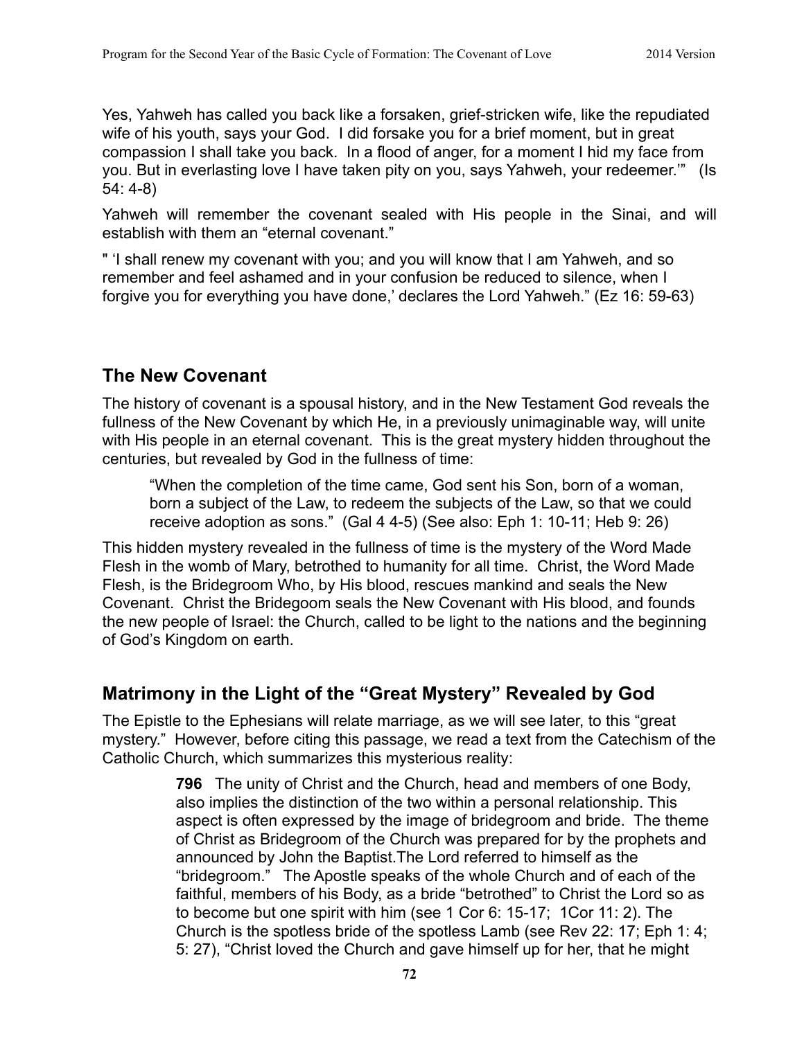Yes, Yahweh has called you back like a forsaken, grief-stricken wife, like the repudiated wife of his youth, says your God. I did forsake you for a brief moment, but in great compassion I shall take you back. In a flood of anger, for a moment I hid my face from you. But in everlasting love I have taken pity on you, says Yahweh, your redeemer.'" (Is 54: 4-8)

Yahweh will remember the covenant sealed with His people in the Sinai, and will establish with them an "eternal covenant."

" 'I shall renew my covenant with you; and you will know that I am Yahweh, and so remember and feel ashamed and in your confusion be reduced to silence, when I forgive you for everything you have done,' declares the Lord Yahweh." (Ez 16: 59-63)

## The New Covenant

The history of covenant is a spousal history, and in the New Testament God reveals the fullness of the New Covenant by which He, in a previously unimaginable way, will unite with His people in an eternal covenant. This is the great mystery hidden throughout the centuries, but revealed by God in the fullness of time:

> "When the completion of the time came, God sent his Son, born of a woman, born a subject of the Law, to redeem the subjects of the Law, so that we could receive adoption as sons." (Gal 4 4-5) (See also: Eph 1: 10-11; Heb 9: 26)

This hidden mystery revealed in the fullness of time is the mystery of the Word Made Flesh in the womb of Mary, betrothed to humanity for all time. Christ, the Word Made Flesh, is the Bridegroom Who, by His blood, rescues mankind and seals the New Covenant. Christ the Bridegoom seals the New Covenant with His blood, and founds the new people of Israel: the Church, called to be light to the nations and the beginning of God's Kingdom on earth.

## Matrimony in the Light of the "Great Mystery" Revealed by God

The Epistle to the Ephesians will relate marriage, as we will see later, to this "great mystery." However, before citing this passage, we read a text from the Catechism of the Catholic Church, which summarizes this mysterious reality:

> **796** The unity of Christ and the Church, head and members of one Body, also implies the distinction of the two within a personal relationship. This aspect is often expressed by the image of bridegroom and bride. The theme of Christ as Bridegroom of the Church was prepared for by the prophets and announced by John the Baptist.The Lord referred to himself as the "bridegroom." The Apostle speaks of the whole Church and of each of the faithful, members of his Body, as a bride "betrothed" to Christ the Lord so as to become but one spirit with him (see 1 Cor 6: 15-17; 1Cor 11: 2). The Church is the spotless bride of the spotless Lamb (see Rev 22: 17; Eph 1: 4; 5: 27), "Christ loved the Church and gave himself up for her, that he might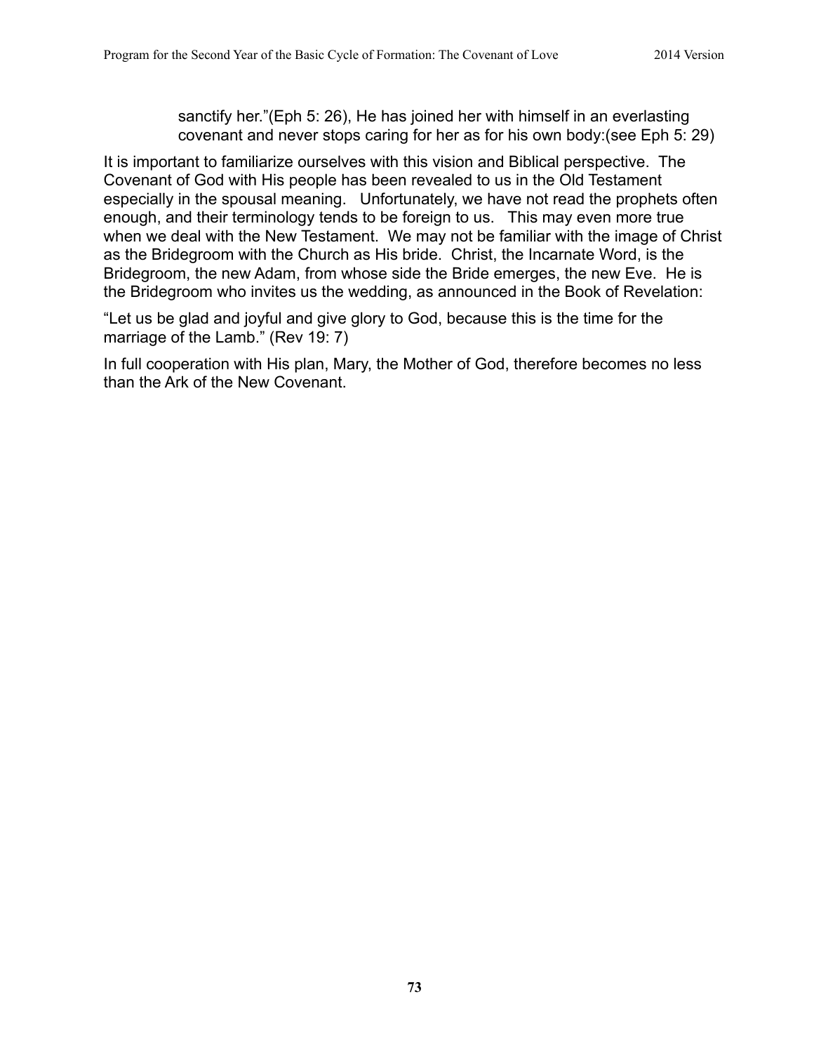> sanctify her."(Eph 5: 26), He has joined her with himself in an everlasting covenant and never stops caring for her as for his own body:(see Eph 5: 29)

It is important to familiarize ourselves with this vision and Biblical perspective. The Covenant of God with His people has been revealed to us in the Old Testament especially in the spousal meaning. Unfortunately, we have not read the prophets often enough, and their terminology tends to be foreign to us. This may even more true when we deal with the New Testament. We may not be familiar with the image of Christ as the Bridegroom with the Church as His bride. Christ, the Incarnate Word, is the Bridegroom, the new Adam, from whose side the Bride emerges, the new Eve. He is the Bridegroom who invites us the wedding, as announced in the Book of Revelation:

"Let us be glad and joyful and give glory to God, because this is the time for the marriage of the Lamb." (Rev 19: 7)

In full cooperation with His plan, Mary, the Mother of God, therefore becomes no less than the Ark of the New Covenant.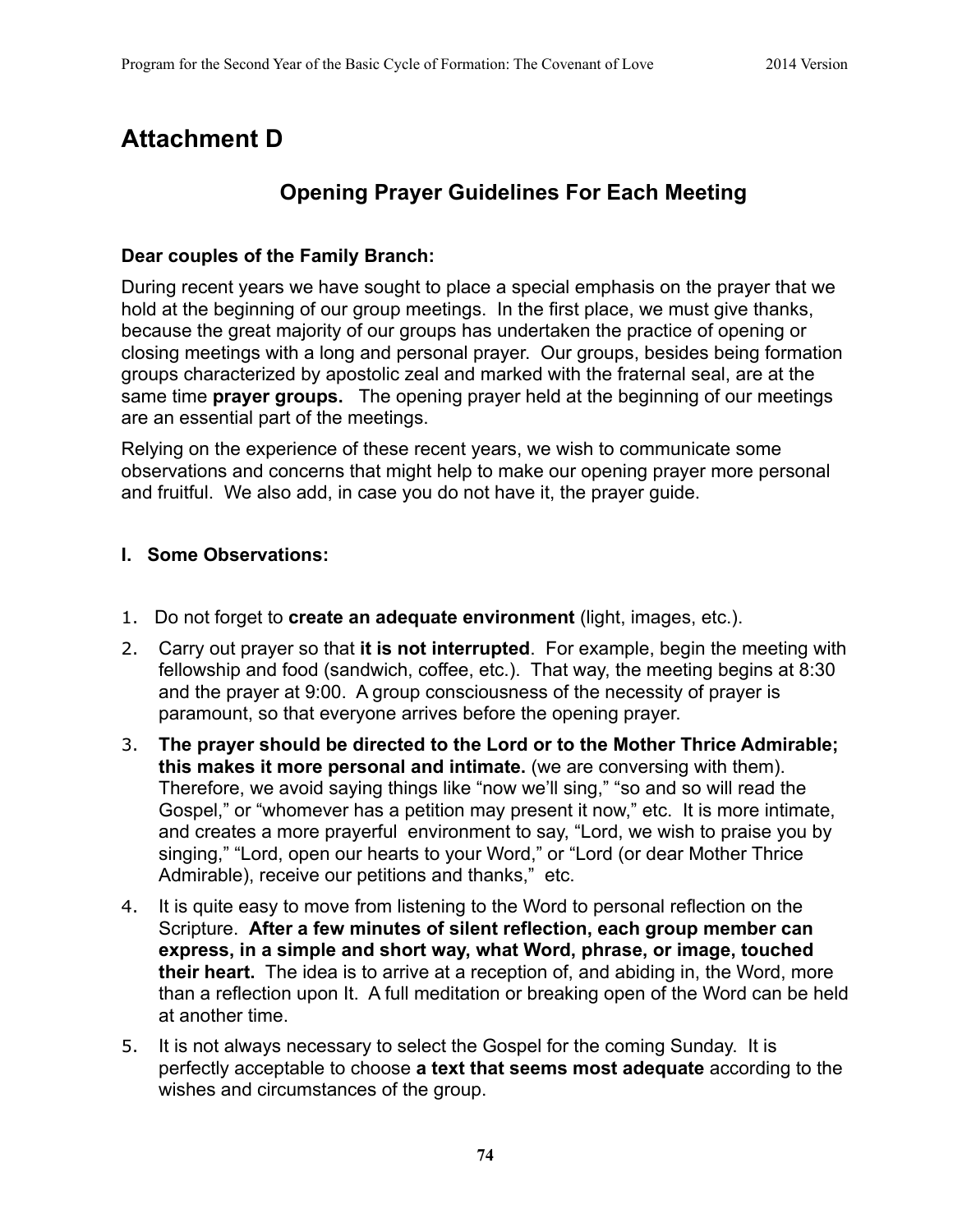# Attachment D

## Opening Prayer Guidelines For Each Meeting

**Dear couples of the Family Branch:**

During recent years we have sought to place a special emphasis on the prayer that we hold at the beginning of our group meetings. In the first place, we must give thanks, because the great majority of our groups has undertaken the practice of opening or closing meetings with a long and personal prayer. Our groups, besides being formation groups characterized by apostolic zeal and marked with the fraternal seal, are at the same time **prayer groups.** The opening prayer held at the beginning of our meetings are an essential part of the meetings.

Relying on the experience of these recent years, we wish to communicate some observations and concerns that might help to make our opening prayer more personal and fruitful. We also add, in case you do not have it, the prayer guide.

### I. Some Observations:

1. Do not forget to **create an adequate environment** (light, images, etc.).
2. Carry out prayer so that **it is not interrupted**. For example, begin the meeting with fellowship and food (sandwich, coffee, etc.). That way, the meeting begins at 8:30 and the prayer at 9:00. A group consciousness of the necessity of prayer is paramount, so that everyone arrives before the opening prayer.
3. **The prayer should be directed to the Lord or to the Mother Thrice Admirable; this makes it more personal and intimate.** (we are conversing with them). Therefore, we avoid saying things like "now we'll sing," "so and so will read the Gospel," or "whomever has a petition may present it now," etc. It is more intimate, and creates a more prayerful environment to say, "Lord, we wish to praise you by singing," "Lord, open our hearts to your Word," or "Lord (or dear Mother Thrice Admirable), receive our petitions and thanks," etc.
4. It is quite easy to move from listening to the Word to personal reflection on the Scripture. **After a few minutes of silent reflection, each group member can express, in a simple and short way, what Word, phrase, or image, touched their heart.** The idea is to arrive at a reception of, and abiding in, the Word, more than a reflection upon It. A full meditation or breaking open of the Word can be held at another time.
5. It is not always necessary to select the Gospel for the coming Sunday. It is perfectly acceptable to choose **a text that seems most adequate** according to the wishes and circumstances of the group.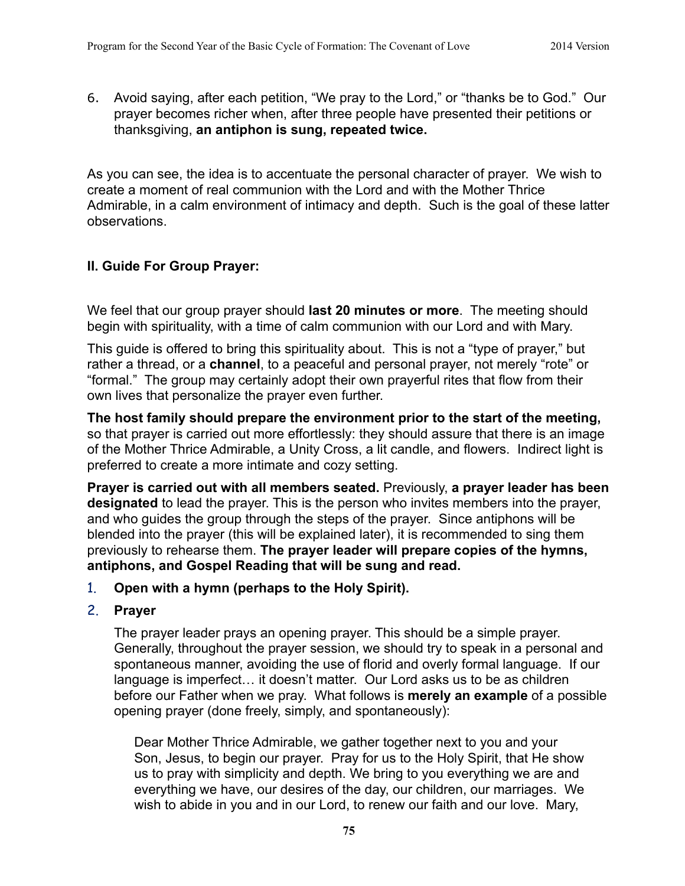6. Avoid saying, after each petition, "We pray to the Lord," or "thanks be to God." Our prayer becomes richer when, after three people have presented their petitions or thanksgiving, **an antiphon is sung, repeated twice.**

As you can see, the idea is to accentuate the personal character of prayer. We wish to create a moment of real communion with the Lord and with the Mother Thrice Admirable, in a calm environment of intimacy and depth. Such is the goal of these latter observations.

### II. Guide For Group Prayer:

We feel that our group prayer should **last 20 minutes or more**. The meeting should begin with spirituality, with a time of calm communion with our Lord and with Mary.

This guide is offered to bring this spirituality about. This is not a "type of prayer," but rather a thread, or a **channel**, to a peaceful and personal prayer, not merely "rote" or "formal." The group may certainly adopt their own prayerful rites that flow from their own lives that personalize the prayer even further.

**The host family should prepare the environment prior to the start of the meeting,** so that prayer is carried out more effortlessly: they should assure that there is an image of the Mother Thrice Admirable, a Unity Cross, a lit candle, and flowers. Indirect light is preferred to create a more intimate and cozy setting.

**Prayer is carried out with all members seated.** Previously, **a prayer leader has been designated** to lead the prayer. This is the person who invites members into the prayer, and who guides the group through the steps of the prayer. Since antiphons will be blended into the prayer (this will be explained later), it is recommended to sing them previously to rehearse them. **The prayer leader will prepare copies of the hymns, antiphons, and Gospel Reading that will be sung and read.**

1. **Open with a hymn (perhaps to the Holy Spirit).**
2. **Prayer**

   The prayer leader prays an opening prayer. This should be a simple prayer. Generally, throughout the prayer session, we should try to speak in a personal and spontaneous manner, avoiding the use of florid and overly formal language. If our language is imperfect… it doesn't matter. Our Lord asks us to be as children before our Father when we pray. What follows is **merely an example** of a possible opening prayer (done freely, simply, and spontaneously):

   > Dear Mother Thrice Admirable, we gather together next to you and your Son, Jesus, to begin our prayer. Pray for us to the Holy Spirit, that He show us to pray with simplicity and depth. We bring to you everything we are and everything we have, our desires of the day, our children, our marriages. We wish to abide in you and in our Lord, to renew our faith and our love. Mary,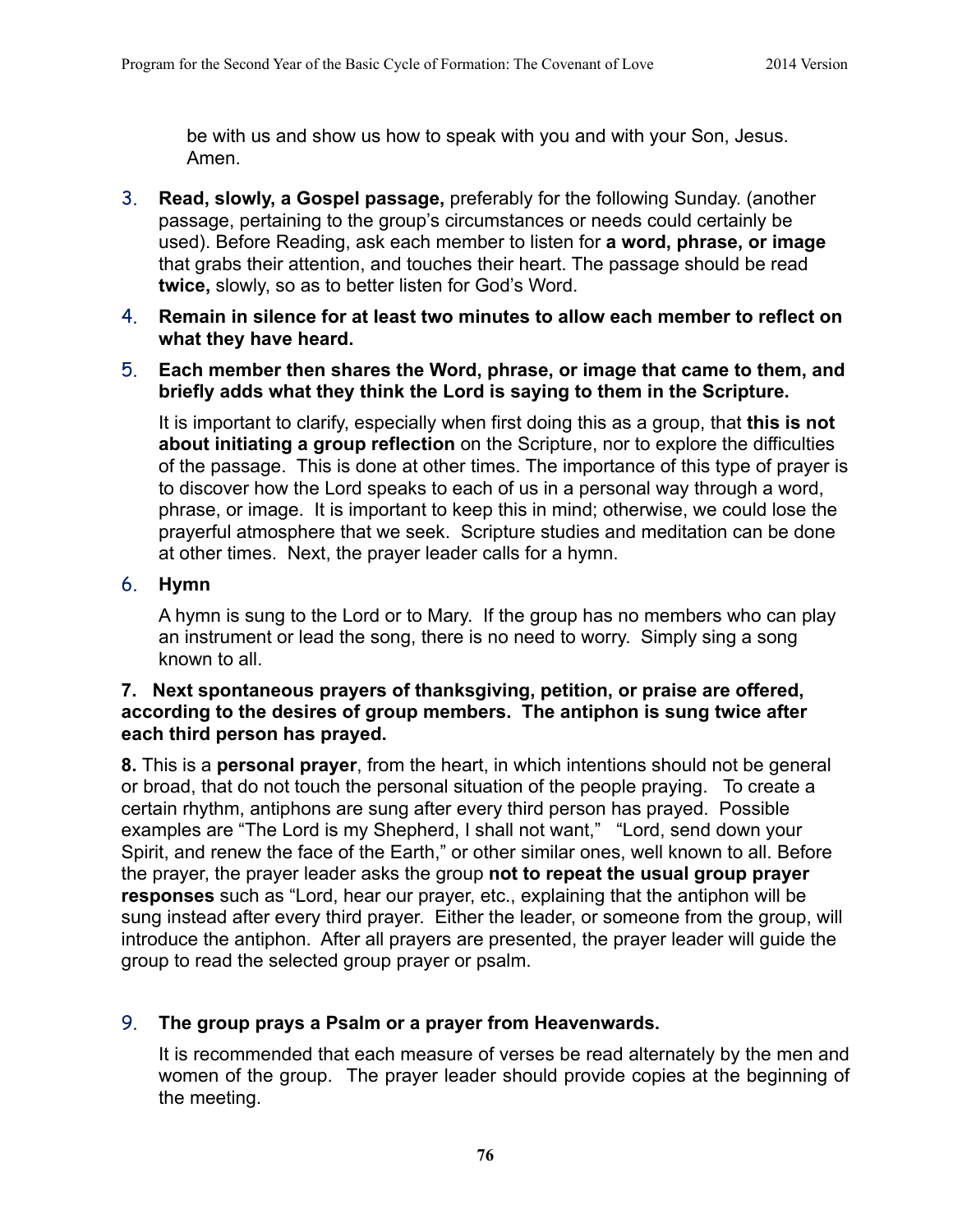be with us and show us how to speak with you and with your Son, Jesus. Amen.

3. **Read, slowly, a Gospel passage,** preferably for the following Sunday. (another passage, pertaining to the group's circumstances or needs could certainly be used). Before Reading, ask each member to listen for **a word, phrase, or image** that grabs their attention, and touches their heart. The passage should be read **twice,** slowly, so as to better listen for God's Word.

4. **Remain in silence for at least two minutes to allow each member to reflect on what they have heard.**

5. **Each member then shares the Word, phrase, or image that came to them, and briefly adds what they think the Lord is saying to them in the Scripture.**

   It is important to clarify, especially when first doing this as a group, that **this is not about initiating a group reflection** on the Scripture, nor to explore the difficulties of the passage. This is done at other times. The importance of this type of prayer is to discover how the Lord speaks to each of us in a personal way through a word, phrase, or image. It is important to keep this in mind; otherwise, we could lose the prayerful atmosphere that we seek. Scripture studies and meditation can be done at other times. Next, the prayer leader calls for a hymn.

6. **Hymn**

   A hymn is sung to the Lord or to Mary. If the group has no members who can play an instrument or lead the song, there is no need to worry. Simply sing a song known to all.

**7. Next spontaneous prayers of thanksgiving, petition, or praise are offered, according to the desires of group members. The antiphon is sung twice after each third person has prayed.**

**8.** This is a **personal prayer**, from the heart, in which intentions should not be general or broad, that do not touch the personal situation of the people praying. To create a certain rhythm, antiphons are sung after every third person has prayed. Possible examples are "The Lord is my Shepherd, I shall not want," "Lord, send down your Spirit, and renew the face of the Earth," or other similar ones, well known to all. Before the prayer, the prayer leader asks the group **not to repeat the usual group prayer responses** such as "Lord, hear our prayer, etc., explaining that the antiphon will be sung instead after every third prayer. Either the leader, or someone from the group, will introduce the antiphon. After all prayers are presented, the prayer leader will guide the group to read the selected group prayer or psalm.

9. **The group prays a Psalm or a prayer from Heavenwards.**

   It is recommended that each measure of verses be read alternately by the men and women of the group. The prayer leader should provide copies at the beginning of the meeting.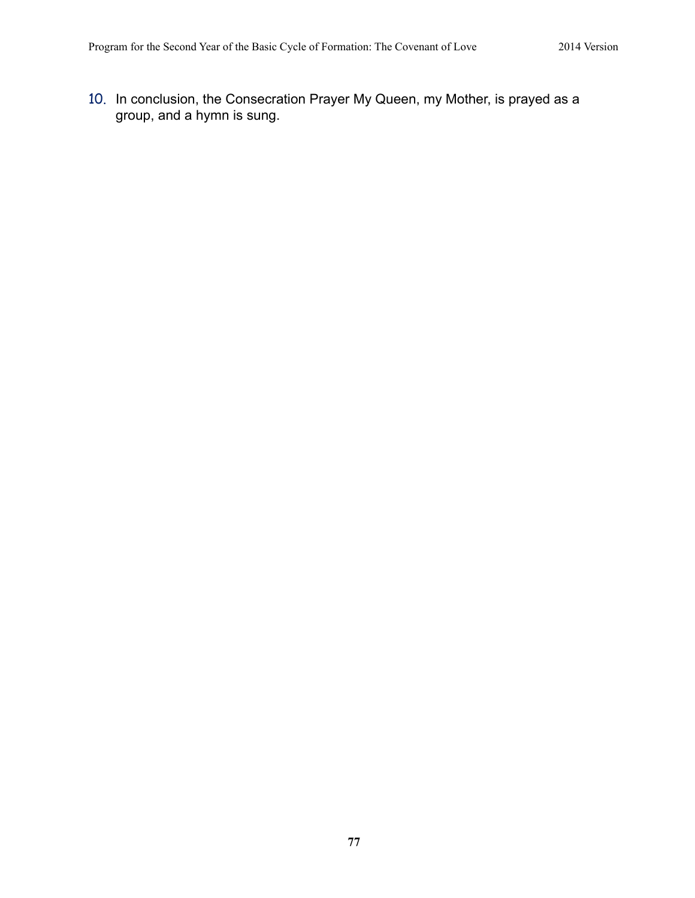10. In conclusion, the Consecration Prayer My Queen, my Mother, is prayed as a group, and a hymn is sung.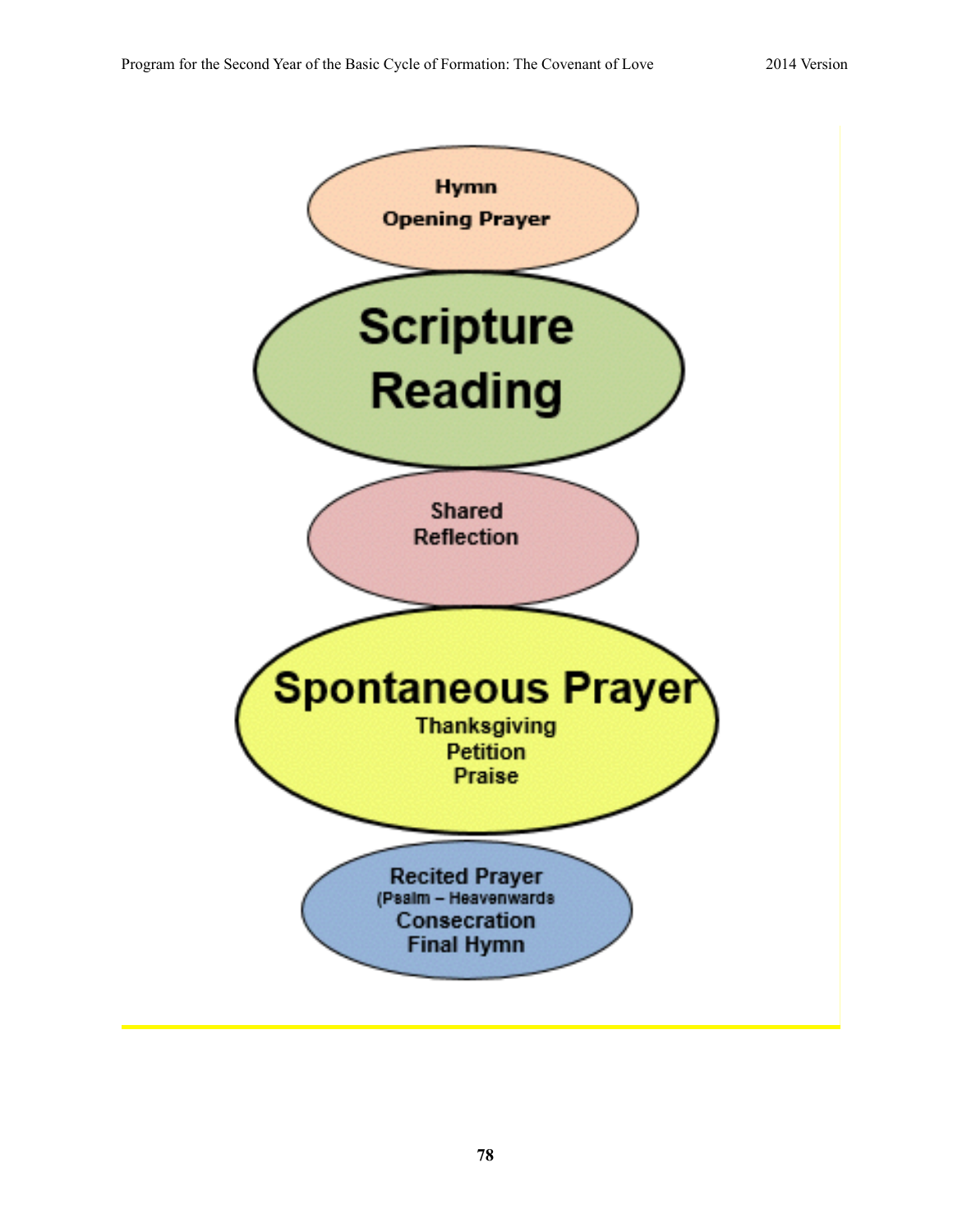Hymn
Opening Prayer

**Scripture Reading**

Shared Reflection

**Spontaneous Prayer**

Thanksgiving
Petition
Praise

Recited Prayer
(Psalm – Heavenwards
Consecration
Final Hymn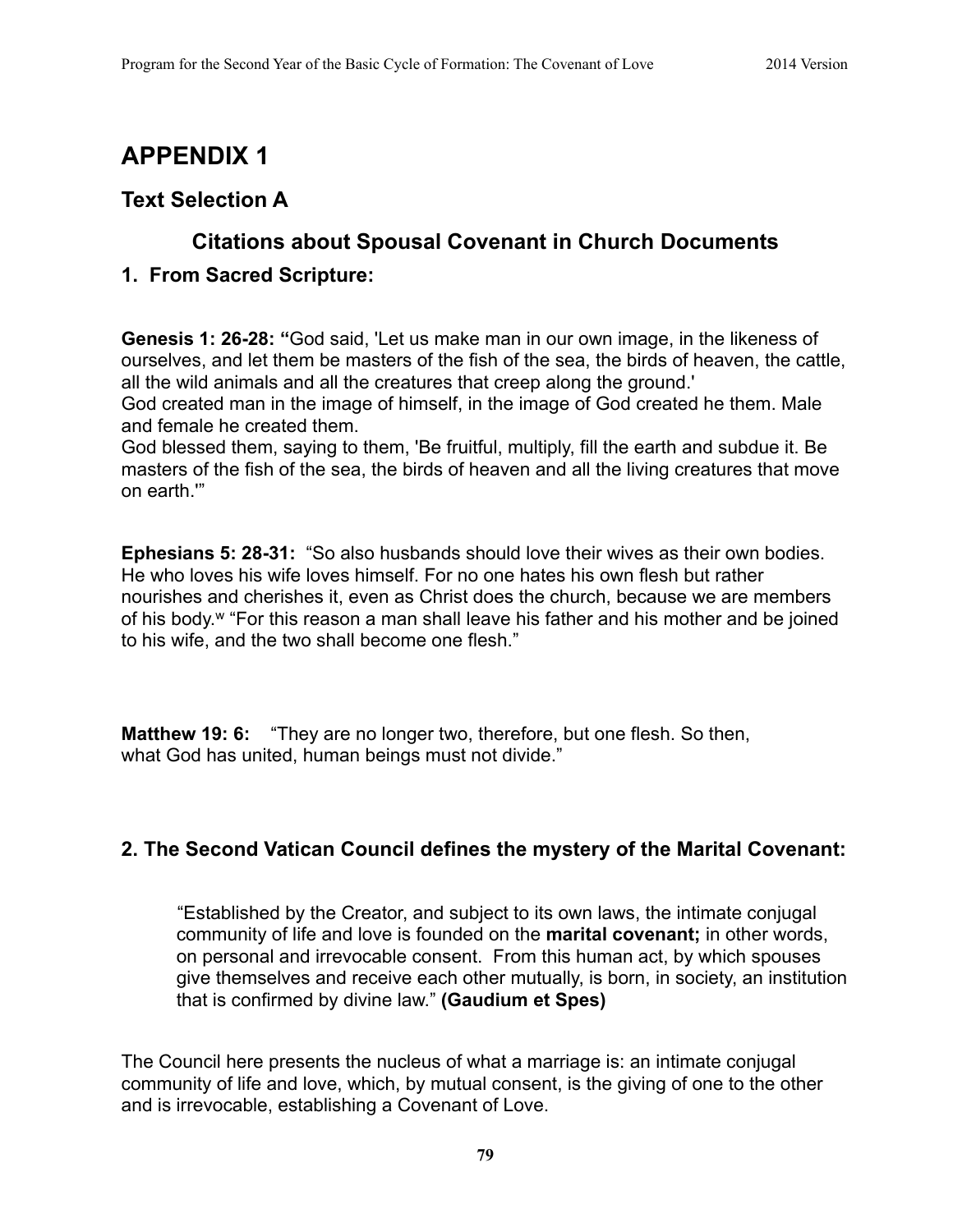# APPENDIX 1

## Text Selection A

### Citations about Spousal Covenant in Church Documents

### 1. From Sacred Scripture:

**Genesis 1: 26-28: "**God said, 'Let us make man in our own image, in the likeness of ourselves, and let them be masters of the fish of the sea, the birds of heaven, the cattle, all the wild animals and all the creatures that creep along the ground.'
God created man in the image of himself, in the image of God created he them. Male and female he created them.
God blessed them, saying to them, 'Be fruitful, multiply, fill the earth and subdue it. Be masters of the fish of the sea, the birds of heaven and all the living creatures that move on earth.'"

**Ephesians 5: 28-31:** "So also husbands should love their wives as their own bodies. He who loves his wife loves himself. For no one hates his own flesh but rather nourishes and cherishes it, even as Christ does the church, because we are members of his body.[w] "For this reason a man shall leave his father and his mother and be joined to his wife, and the two shall become one flesh."

**Matthew 19: 6:** "They are no longer two, therefore, but one flesh. So then, what God has united, human beings must not divide."

### 2. The Second Vatican Council defines the mystery of the Marital Covenant:

> "Established by the Creator, and subject to its own laws, the intimate conjugal community of life and love is founded on the **marital covenant;** in other words, on personal and irrevocable consent. From this human act, by which spouses give themselves and receive each other mutually, is born, in society, an institution that is confirmed by divine law." **(Gaudium et Spes)**

The Council here presents the nucleus of what a marriage is: an intimate conjugal community of life and love, which, by mutual consent, is the giving of one to the other and is irrevocable, establishing a Covenant of Love.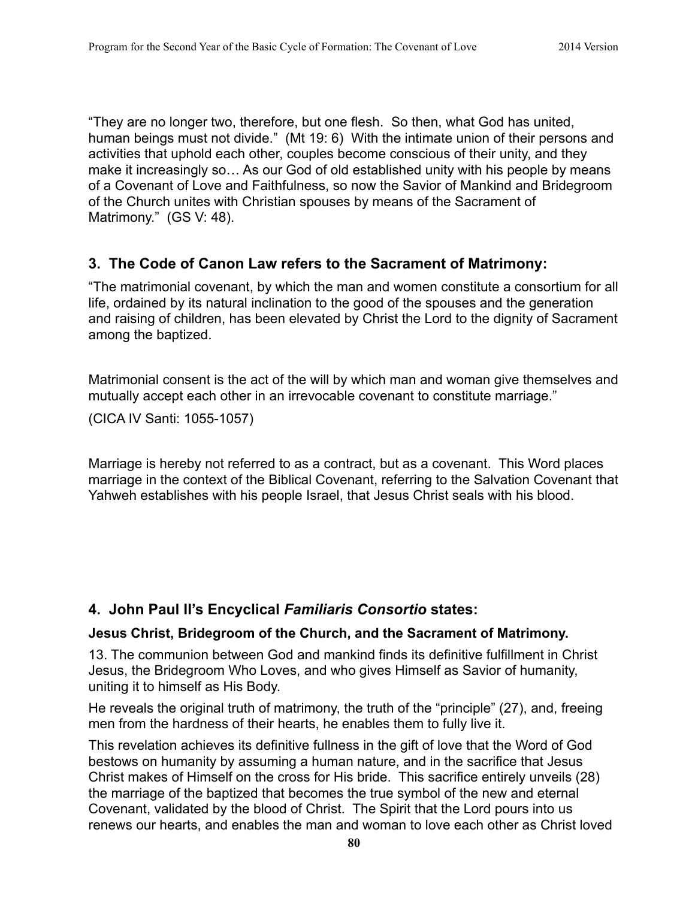"They are no longer two, therefore, but one flesh. So then, what God has united, human beings must not divide." (Mt 19: 6) With the intimate union of their persons and activities that uphold each other, couples become conscious of their unity, and they make it increasingly so… As our God of old established unity with his people by means of a Covenant of Love and Faithfulness, so now the Savior of Mankind and Bridegroom of the Church unites with Christian spouses by means of the Sacrament of Matrimony." (GS V: 48).

### 3. The Code of Canon Law refers to the Sacrament of Matrimony:

"The matrimonial covenant, by which the man and women constitute a consortium for all life, ordained by its natural inclination to the good of the spouses and the generation and raising of children, has been elevated by Christ the Lord to the dignity of Sacrament among the baptized.

Matrimonial consent is the act of the will by which man and woman give themselves and mutually accept each other in an irrevocable covenant to constitute marriage."

(CICA IV Santi: 1055-1057)

Marriage is hereby not referred to as a contract, but as a covenant. This Word places marriage in the context of the Biblical Covenant, referring to the Salvation Covenant that Yahweh establishes with his people Israel, that Jesus Christ seals with his blood.

### 4. John Paul II's Encyclical *Familiaris Consortio* states:

**Jesus Christ, Bridegroom of the Church, and the Sacrament of Matrimony.**

13. The communion between God and mankind finds its definitive fulfillment in Christ Jesus, the Bridegroom Who Loves, and who gives Himself as Savior of humanity, uniting it to himself as His Body.

He reveals the original truth of matrimony, the truth of the "principle" (27), and, freeing men from the hardness of their hearts, he enables them to fully live it.

This revelation achieves its definitive fullness in the gift of love that the Word of God bestows on humanity by assuming a human nature, and in the sacrifice that Jesus Christ makes of Himself on the cross for His bride. This sacrifice entirely unveils (28) the marriage of the baptized that becomes the true symbol of the new and eternal Covenant, validated by the blood of Christ. The Spirit that the Lord pours into us renews our hearts, and enables the man and woman to love each other as Christ loved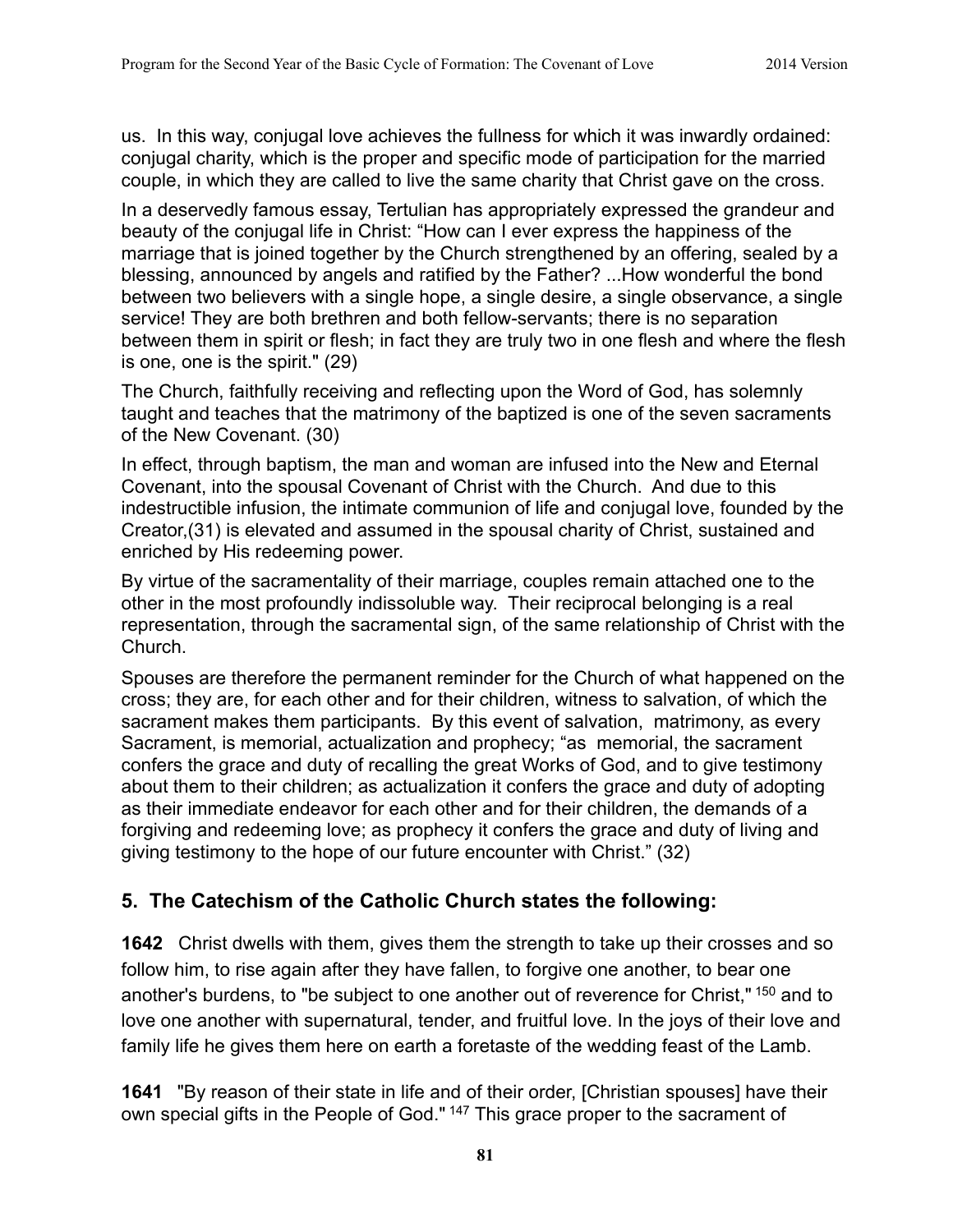us. In this way, conjugal love achieves the fullness for which it was inwardly ordained: conjugal charity, which is the proper and specific mode of participation for the married couple, in which they are called to live the same charity that Christ gave on the cross.

In a deservedly famous essay, Tertulian has appropriately expressed the grandeur and beauty of the conjugal life in Christ: "How can I ever express the happiness of the marriage that is joined together by the Church strengthened by an offering, sealed by a blessing, announced by angels and ratified by the Father? ...How wonderful the bond between two believers with a single hope, a single desire, a single observance, a single service! They are both brethren and both fellow-servants; there is no separation between them in spirit or flesh; in fact they are truly two in one flesh and where the flesh is one, one is the spirit." (29)

The Church, faithfully receiving and reflecting upon the Word of God, has solemnly taught and teaches that the matrimony of the baptized is one of the seven sacraments of the New Covenant. (30)

In effect, through baptism, the man and woman are infused into the New and Eternal Covenant, into the spousal Covenant of Christ with the Church. And due to this indestructible infusion, the intimate communion of life and conjugal love, founded by the Creator,(31) is elevated and assumed in the spousal charity of Christ, sustained and enriched by His redeeming power.

By virtue of the sacramentality of their marriage, couples remain attached one to the other in the most profoundly indissoluble way. Their reciprocal belonging is a real representation, through the sacramental sign, of the same relationship of Christ with the Church.

Spouses are therefore the permanent reminder for the Church of what happened on the cross; they are, for each other and for their children, witness to salvation, of which the sacrament makes them participants. By this event of salvation, matrimony, as every Sacrament, is memorial, actualization and prophecy; "as memorial, the sacrament confers the grace and duty of recalling the great Works of God, and to give testimony about them to their children; as actualization it confers the grace and duty of adopting as their immediate endeavor for each other and for their children, the demands of a forgiving and redeeming love; as prophecy it confers the grace and duty of living and giving testimony to the hope of our future encounter with Christ." (32)

## 5. The Catechism of the Catholic Church states the following:

**1642** Christ dwells with them, gives them the strength to take up their crosses and so follow him, to rise again after they have fallen, to forgive one another, to bear one another's burdens, to "be subject to one another out of reverence for Christ," [150] and to love one another with supernatural, tender, and fruitful love. In the joys of their love and family life he gives them here on earth a foretaste of the wedding feast of the Lamb.

**1641** "By reason of their state in life and of their order, [Christian spouses] have their own special gifts in the People of God." [147] This grace proper to the sacrament of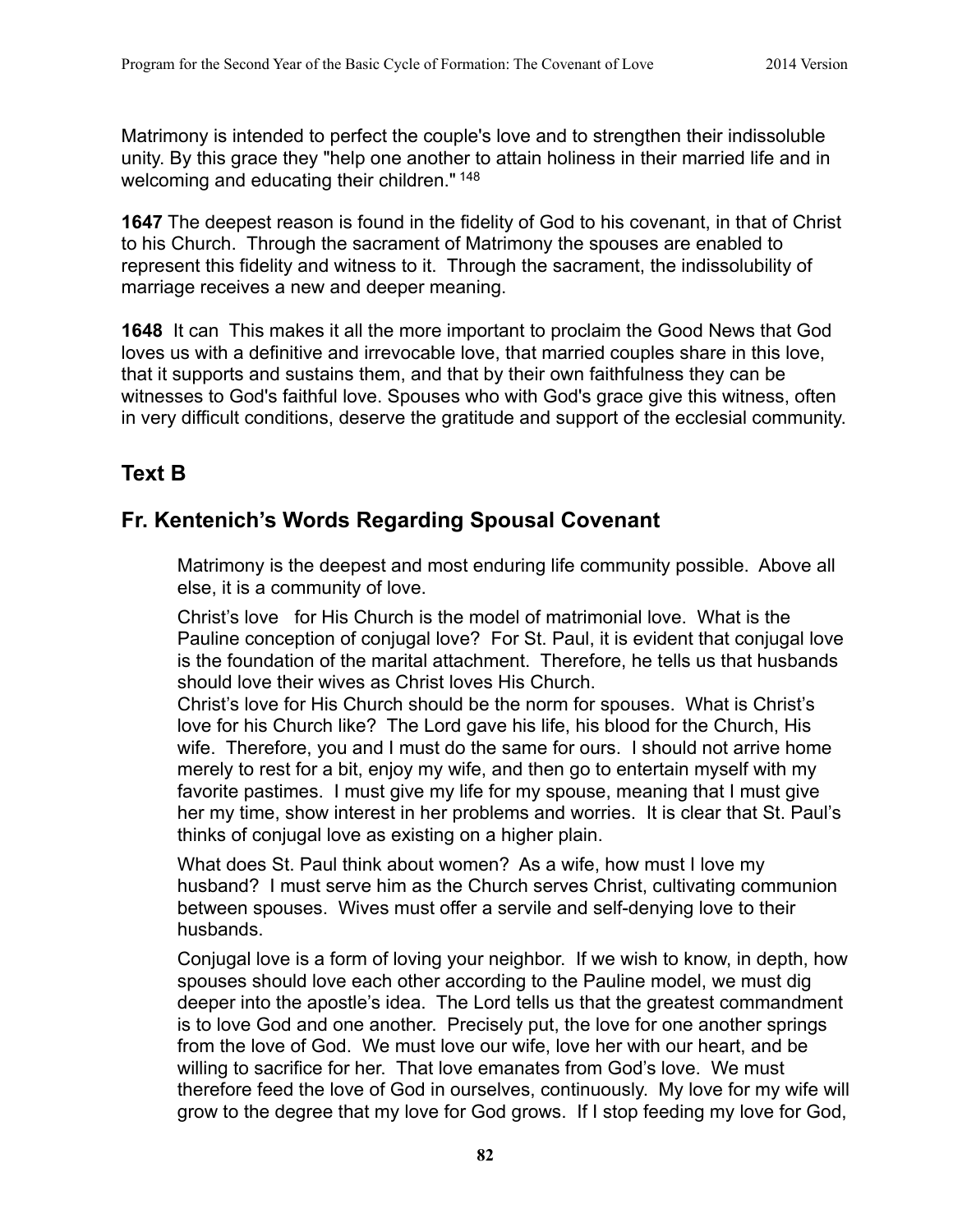Matrimony is intended to perfect the couple's love and to strengthen their indissoluble unity. By this grace they "help one another to attain holiness in their married life and in welcoming and educating their children." [148]

**1647** The deepest reason is found in the fidelity of God to his covenant, in that of Christ to his Church. Through the sacrament of Matrimony the spouses are enabled to represent this fidelity and witness to it. Through the sacrament, the indissolubility of marriage receives a new and deeper meaning.

**1648** It can This makes it all the more important to proclaim the Good News that God loves us with a definitive and irrevocable love, that married couples share in this love, that it supports and sustains them, and that by their own faithfulness they can be witnesses to God's faithful love. Spouses who with God's grace give this witness, often in very difficult conditions, deserve the gratitude and support of the ecclesial community.

## Text B

## Fr. Kentenich's Words Regarding Spousal Covenant

> Matrimony is the deepest and most enduring life community possible. Above all else, it is a community of love.
>
> Christ's love for His Church is the model of matrimonial love. What is the Pauline conception of conjugal love? For St. Paul, it is evident that conjugal love is the foundation of the marital attachment. Therefore, he tells us that husbands should love their wives as Christ loves His Church.
> Christ's love for His Church should be the norm for spouses. What is Christ's love for his Church like? The Lord gave his life, his blood for the Church, His wife. Therefore, you and I must do the same for ours. I should not arrive home merely to rest for a bit, enjoy my wife, and then go to entertain myself with my favorite pastimes. I must give my life for my spouse, meaning that I must give her my time, show interest in her problems and worries. It is clear that St. Paul's thinks of conjugal love as existing on a higher plain.
>
> What does St. Paul think about women? As a wife, how must I love my husband? I must serve him as the Church serves Christ, cultivating communion between spouses. Wives must offer a servile and self-denying love to their husbands.
>
> Conjugal love is a form of loving your neighbor. If we wish to know, in depth, how spouses should love each other according to the Pauline model, we must dig deeper into the apostle's idea. The Lord tells us that the greatest commandment is to love God and one another. Precisely put, the love for one another springs from the love of God. We must love our wife, love her with our heart, and be willing to sacrifice for her. That love emanates from God's love. We must therefore feed the love of God in ourselves, continuously. My love for my wife will grow to the degree that my love for God grows. If I stop feeding my love for God,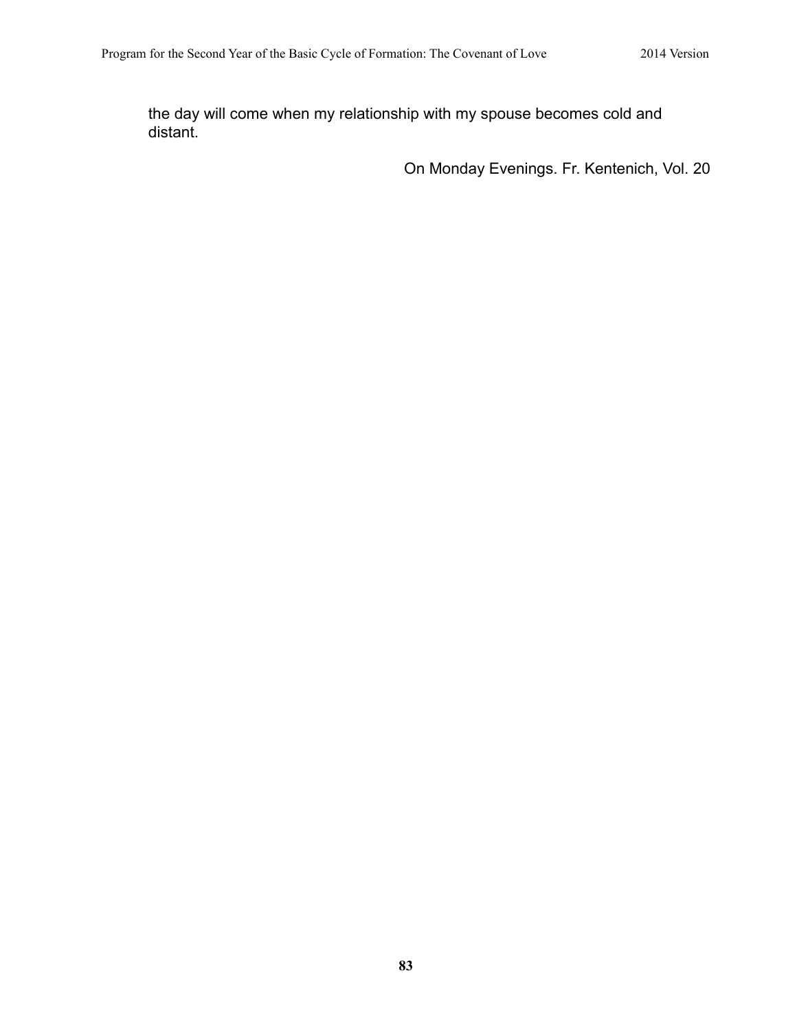the day will come when my relationship with my spouse becomes cold and distant.

On Monday Evenings. Fr. Kentenich, Vol. 20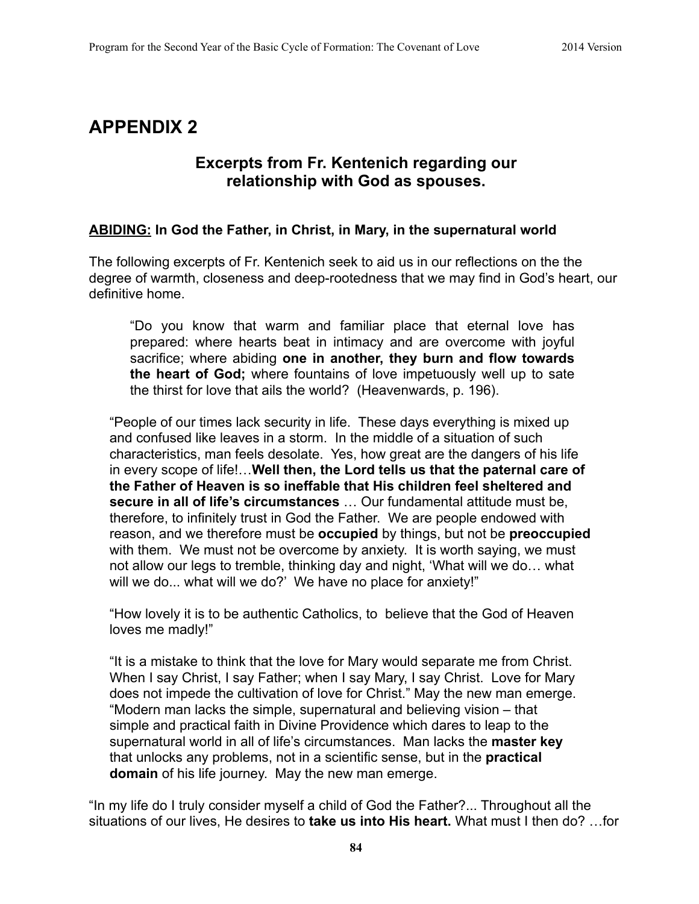# APPENDIX 2

## Excerpts from Fr. Kentenich regarding our relationship with God as spouses.

**ABIDING: In God the Father, in Christ, in Mary, in the supernatural world**

The following excerpts of Fr. Kentenich seek to aid us in our reflections on the the degree of warmth, closeness and deep-rootedness that we may find in God's heart, our definitive home.

> "Do you know that warm and familiar place that eternal love has prepared: where hearts beat in intimacy and are overcome with joyful sacrifice; where abiding **one in another, they burn and flow towards the heart of God;** where fountains of love impetuously well up to sate the thirst for love that ails the world? (Heavenwards, p. 196).

"People of our times lack security in life. These days everything is mixed up and confused like leaves in a storm. In the middle of a situation of such characteristics, man feels desolate. Yes, how great are the dangers of his life in every scope of life!…**Well then, the Lord tells us that the paternal care of the Father of Heaven is so ineffable that His children feel sheltered and secure in all of life's circumstances** … Our fundamental attitude must be, therefore, to infinitely trust in God the Father. We are people endowed with reason, and we therefore must be **occupied** by things, but not be **preoccupied** with them. We must not be overcome by anxiety. It is worth saying, we must not allow our legs to tremble, thinking day and night, 'What will we do… what will we do... what will we do?' We have no place for anxiety!"

"How lovely it is to be authentic Catholics, to believe that the God of Heaven loves me madly!"

"It is a mistake to think that the love for Mary would separate me from Christ. When I say Christ, I say Father; when I say Mary, I say Christ. Love for Mary does not impede the cultivation of love for Christ." May the new man emerge. "Modern man lacks the simple, supernatural and believing vision – that simple and practical faith in Divine Providence which dares to leap to the supernatural world in all of life's circumstances. Man lacks the **master key** that unlocks any problems, not in a scientific sense, but in the **practical domain** of his life journey. May the new man emerge.

"In my life do I truly consider myself a child of God the Father?... Throughout all the situations of our lives, He desires to **take us into His heart.** What must I then do? …for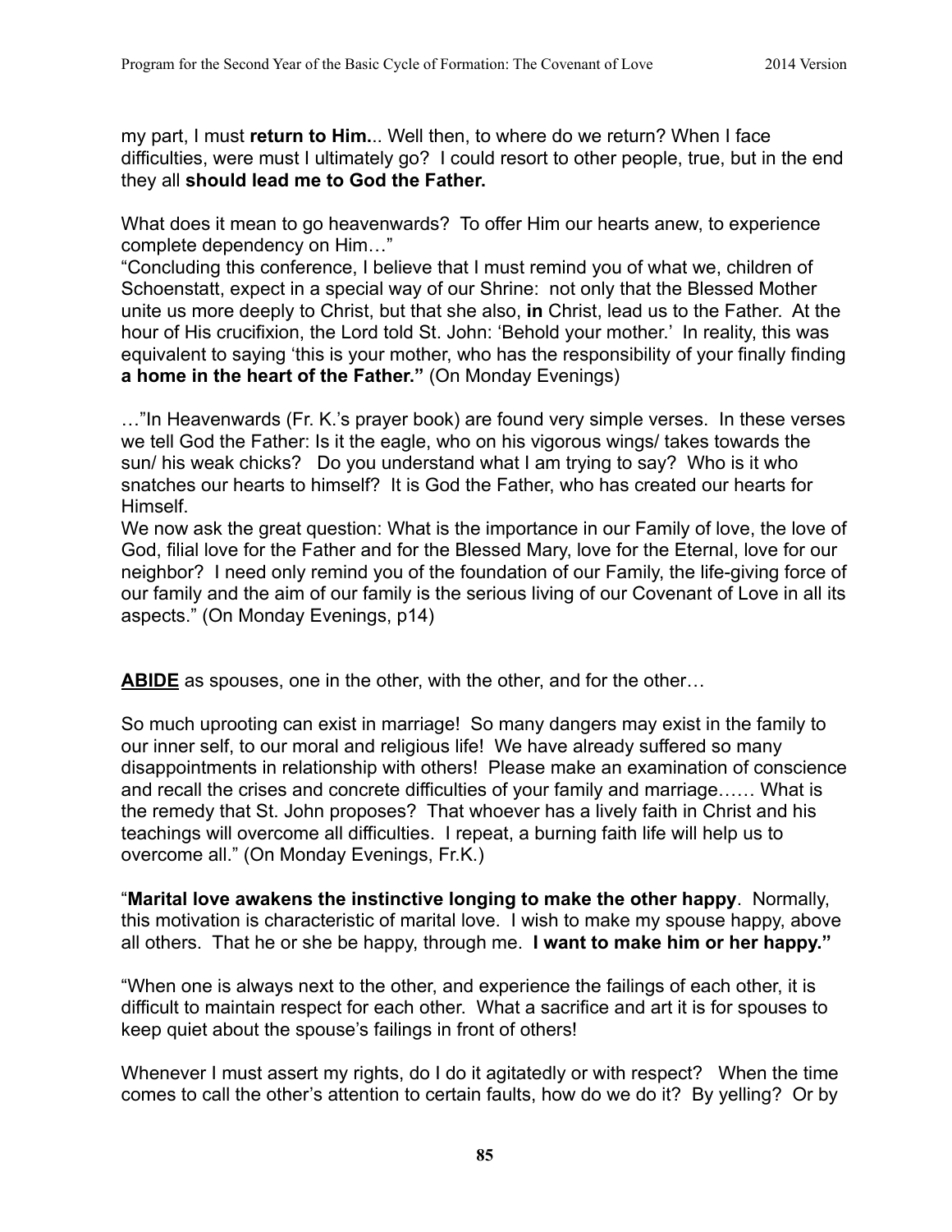my part, I must **return to Him.**.. Well then, to where do we return? When I face difficulties, were must I ultimately go? I could resort to other people, true, but in the end they all **should lead me to God the Father.**

What does it mean to go heavenwards? To offer Him our hearts anew, to experience complete dependency on Him…"
"Concluding this conference, I believe that I must remind you of what we, children of Schoenstatt, expect in a special way of our Shrine: not only that the Blessed Mother unite us more deeply to Christ, but that she also, **in** Christ, lead us to the Father. At the hour of His crucifixion, the Lord told St. John: 'Behold your mother.' In reality, this was equivalent to saying 'this is your mother, who has the responsibility of your finally finding **a home in the heart of the Father."** (On Monday Evenings)

…"In Heavenwards (Fr. K.'s prayer book) are found very simple verses. In these verses we tell God the Father: Is it the eagle, who on his vigorous wings/ takes towards the sun/ his weak chicks? Do you understand what I am trying to say? Who is it who snatches our hearts to himself? It is God the Father, who has created our hearts for Himself.
We now ask the great question: What is the importance in our Family of love, the love of God, filial love for the Father and for the Blessed Mary, love for the Eternal, love for our neighbor? I need only remind you of the foundation of our Family, the life-giving force of our family and the aim of our family is the serious living of our Covenant of Love in all its aspects." (On Monday Evenings, p14)

**ABIDE** as spouses, one in the other, with the other, and for the other…

So much uprooting can exist in marriage! So many dangers may exist in the family to our inner self, to our moral and religious life! We have already suffered so many disappointments in relationship with others! Please make an examination of conscience and recall the crises and concrete difficulties of your family and marriage…… What is the remedy that St. John proposes? That whoever has a lively faith in Christ and his teachings will overcome all difficulties. I repeat, a burning faith life will help us to overcome all." (On Monday Evenings, Fr.K.)

"**Marital love awakens the instinctive longing to make the other happy**. Normally, this motivation is characteristic of marital love. I wish to make my spouse happy, above all others. That he or she be happy, through me. **I want to make him or her happy."**

"When one is always next to the other, and experience the failings of each other, it is difficult to maintain respect for each other. What a sacrifice and art it is for spouses to keep quiet about the spouse's failings in front of others!

Whenever I must assert my rights, do I do it agitatedly or with respect? When the time comes to call the other's attention to certain faults, how do we do it? By yelling? Or by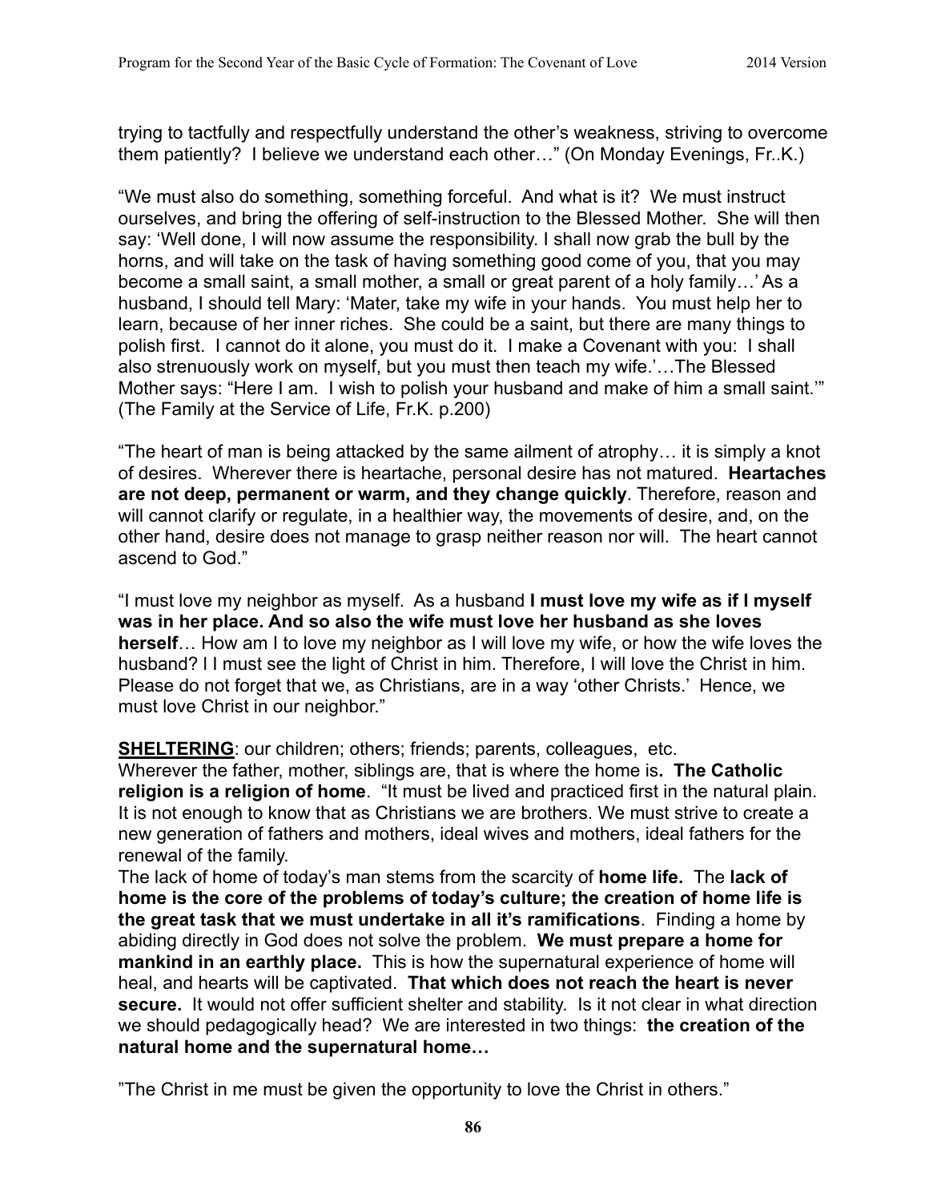trying to tactfully and respectfully understand the other's weakness, striving to overcome them patiently? I believe we understand each other…" (On Monday Evenings, Fr..K.)

"We must also do something, something forceful. And what is it? We must instruct ourselves, and bring the offering of self-instruction to the Blessed Mother. She will then say: 'Well done, I will now assume the responsibility. I shall now grab the bull by the horns, and will take on the task of having something good come of you, that you may become a small saint, a small mother, a small or great parent of a holy family…' As a husband, I should tell Mary: 'Mater, take my wife in your hands. You must help her to learn, because of her inner riches. She could be a saint, but there are many things to polish first. I cannot do it alone, you must do it. I make a Covenant with you: I shall also strenuously work on myself, but you must then teach my wife.'…The Blessed Mother says: "Here I am. I wish to polish your husband and make of him a small saint.'" (The Family at the Service of Life, Fr.K. p.200)

"The heart of man is being attacked by the same ailment of atrophy… it is simply a knot of desires. Wherever there is heartache, personal desire has not matured. **Heartaches are not deep, permanent or warm, and they change quickly**. Therefore, reason and will cannot clarify or regulate, in a healthier way, the movements of desire, and, on the other hand, desire does not manage to grasp neither reason nor will. The heart cannot ascend to God."

"I must love my neighbor as myself. As a husband **I must love my wife as if I myself was in her place. And so also the wife must love her husband as she loves herself**… How am I to love my neighbor as I will love my wife, or how the wife loves the husband? I I must see the light of Christ in him. Therefore, I will love the Christ in him. Please do not forget that we, as Christians, are in a way 'other Christs.' Hence, we must love Christ in our neighbor."

**SHELTERING**: our children; others; friends; parents, colleagues, etc.
Wherever the father, mother, siblings are, that is where the home is**. The Catholic religion is a religion of home**. "It must be lived and practiced first in the natural plain. It is not enough to know that as Christians we are brothers. We must strive to create a new generation of fathers and mothers, ideal wives and mothers, ideal fathers for the renewal of the family.
The lack of home of today's man stems from the scarcity of **home life.** The **lack of home is the core of the problems of today's culture; the creation of home life is the great task that we must undertake in all it's ramifications**. Finding a home by abiding directly in God does not solve the problem. **We must prepare a home for mankind in an earthly place.** This is how the supernatural experience of home will heal, and hearts will be captivated. **That which does not reach the heart is never secure.** It would not offer sufficient shelter and stability. Is it not clear in what direction we should pedagogically head? We are interested in two things: **the creation of the natural home and the supernatural home…**

"The Christ in me must be given the opportunity to love the Christ in others."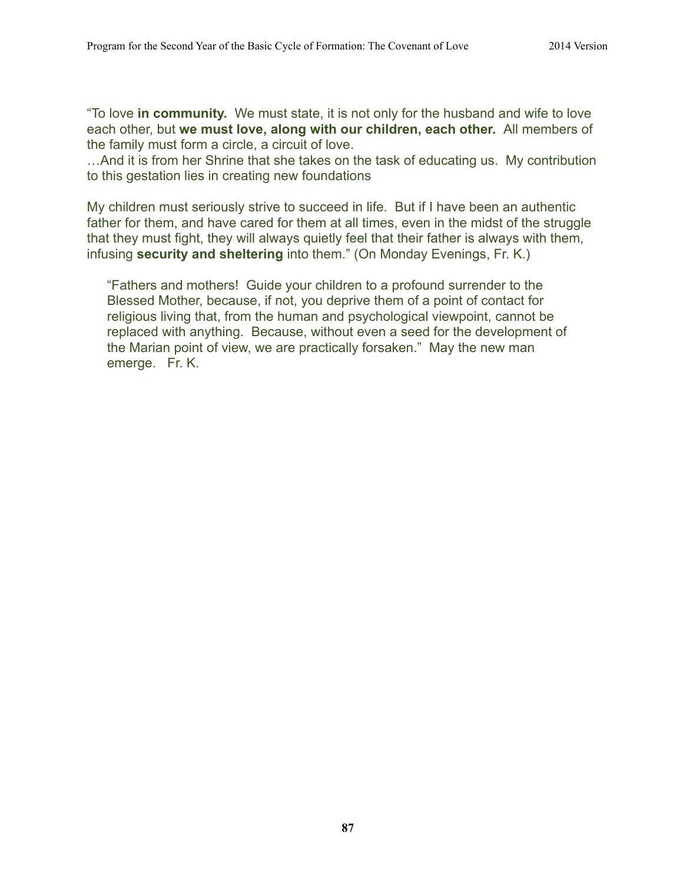"To love **in community.** We must state, it is not only for the husband and wife to love each other, but **we must love, along with our children, each other.** All members of the family must form a circle, a circuit of love.
…And it is from her Shrine that she takes on the task of educating us. My contribution to this gestation lies in creating new foundations

My children must seriously strive to succeed in life. But if I have been an authentic father for them, and have cared for them at all times, even in the midst of the struggle that they must fight, they will always quietly feel that their father is always with them, infusing **security and sheltering** into them." (On Monday Evenings, Fr. K.)

> "Fathers and mothers! Guide your children to a profound surrender to the Blessed Mother, because, if not, you deprive them of a point of contact for religious living that, from the human and psychological viewpoint, cannot be replaced with anything. Because, without even a seed for the development of the Marian point of view, we are practically forsaken." May the new man emerge. Fr. K.